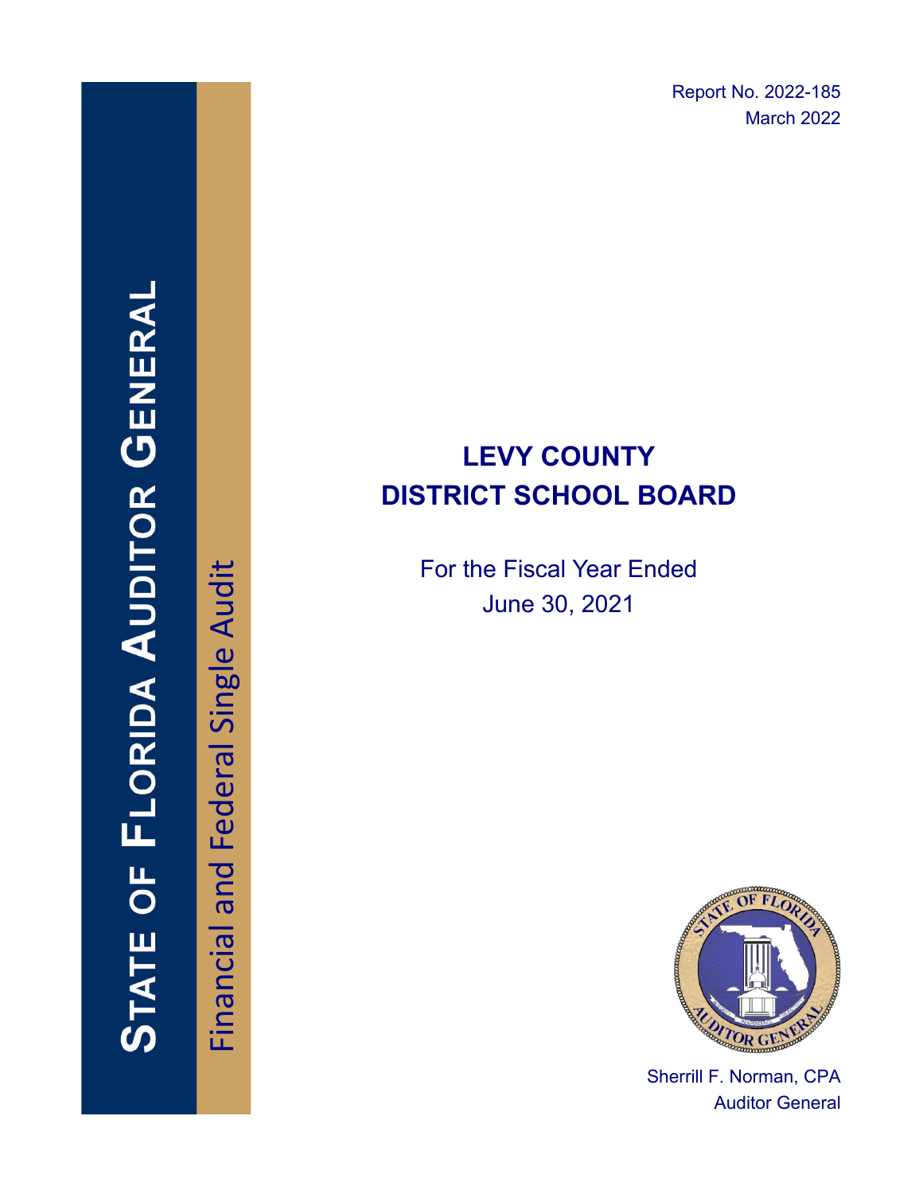Report No. 2022-185
March 2022

STATE OF FLORIDA AUDITOR GENERAL

Financial and Federal Single Audit

# LEVY COUNTY DISTRICT SCHOOL BOARD

For the Fiscal Year Ended June 30, 2021

Sherrill F. Norman, CPA
Auditor General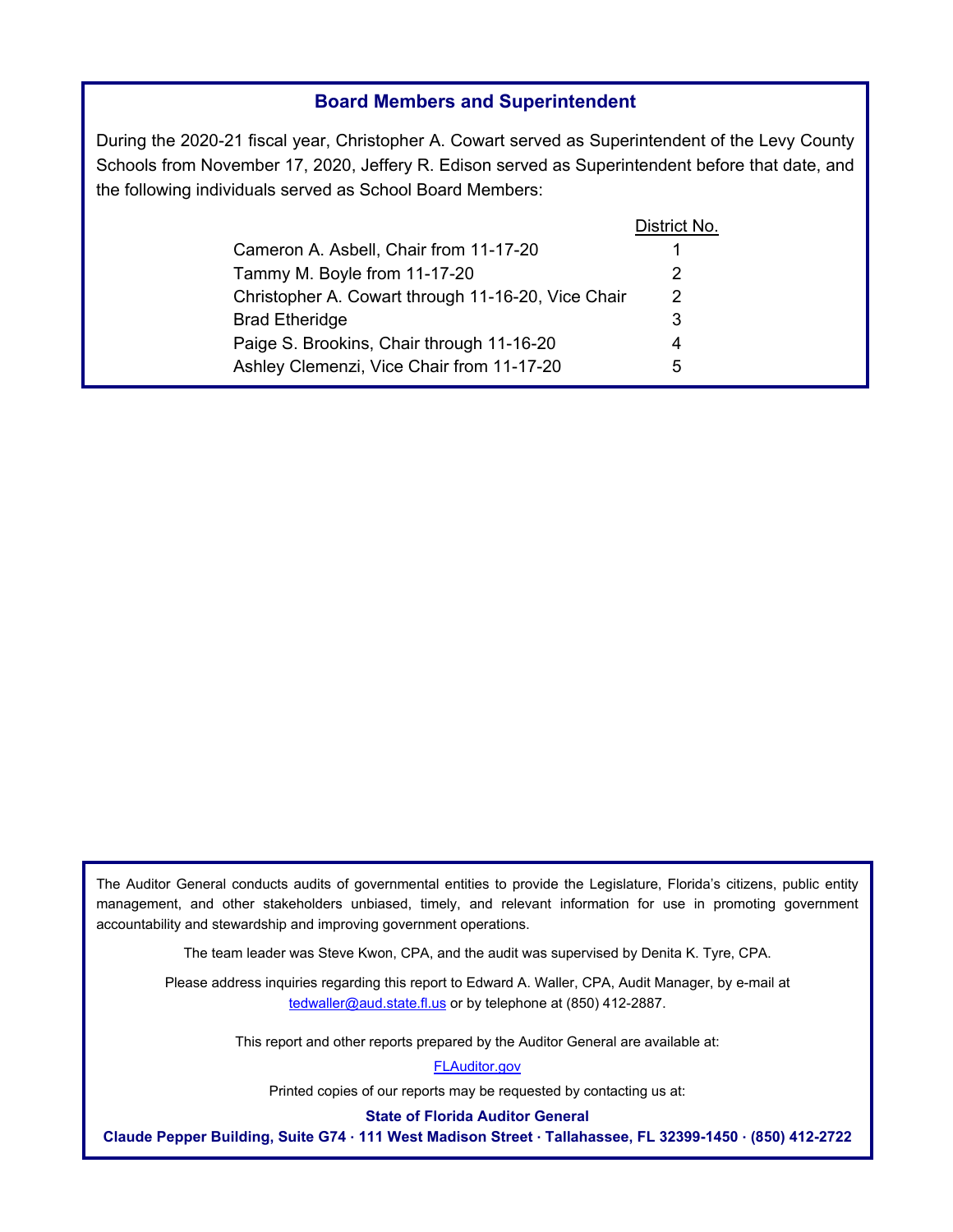## Board Members and Superintendent

During the 2020-21 fiscal year, Christopher A. Cowart served as Superintendent of the Levy County Schools from November 17, 2020, Jeffery R. Edison served as Superintendent before that date, and the following individuals served as School Board Members:

| | District No. |
|---|---|
| Cameron A. Asbell, Chair from 11-17-20 | 1 |
| Tammy M. Boyle from 11-17-20 | 2 |
| Christopher A. Cowart through 11-16-20, Vice Chair | 2 |
| Brad Etheridge | 3 |
| Paige S. Brookins, Chair through 11-16-20 | 4 |
| Ashley Clemenzi, Vice Chair from 11-17-20 | 5 |

The Auditor General conducts audits of governmental entities to provide the Legislature, Florida's citizens, public entity management, and other stakeholders unbiased, timely, and relevant information for use in promoting government accountability and stewardship and improving government operations.

The team leader was Steve Kwon, CPA, and the audit was supervised by Denita K. Tyre, CPA.

Please address inquiries regarding this report to Edward A. Waller, CPA, Audit Manager, by e-mail at tedwaller@aud.state.fl.us or by telephone at (850) 412-2887.

This report and other reports prepared by the Auditor General are available at:

FLAuditor.gov

Printed copies of our reports may be requested by contacting us at:

**State of Florida Auditor General**

**Claude Pepper Building, Suite G74 · 111 West Madison Street · Tallahassee, FL 32399-1450 · (850) 412-2722**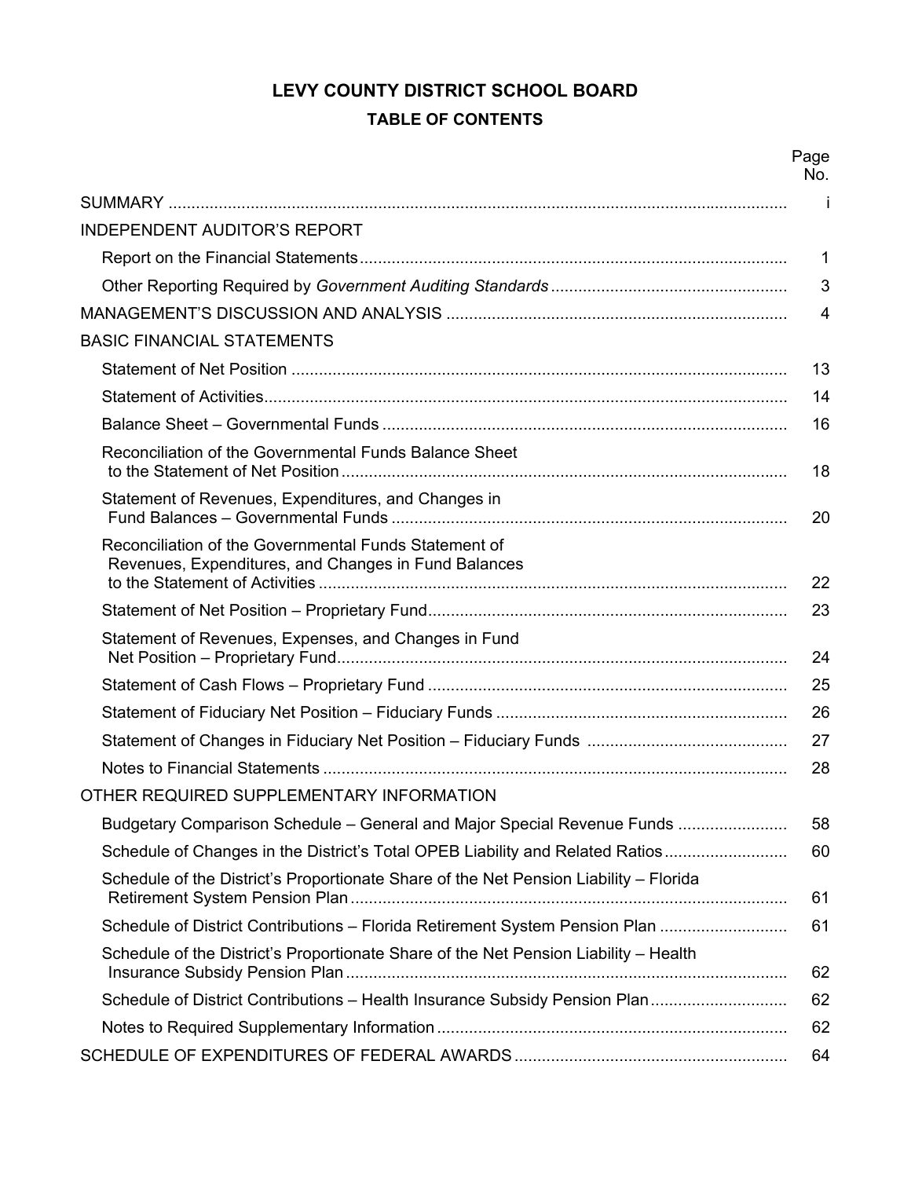# LEVY COUNTY DISTRICT SCHOOL BOARD

## TABLE OF CONTENTS

| | Page No. |
|---|---|
| SUMMARY | i |
| INDEPENDENT AUDITOR'S REPORT | |
| Report on the Financial Statements | 1 |
| Other Reporting Required by *Government Auditing Standards* | 3 |
| MANAGEMENT'S DISCUSSION AND ANALYSIS | 4 |
| BASIC FINANCIAL STATEMENTS | |
| Statement of Net Position | 13 |
| Statement of Activities | 14 |
| Balance Sheet – Governmental Funds | 16 |
| Reconciliation of the Governmental Funds Balance Sheet to the Statement of Net Position | 18 |
| Statement of Revenues, Expenditures, and Changes in Fund Balances – Governmental Funds | 20 |
| Reconciliation of the Governmental Funds Statement of Revenues, Expenditures, and Changes in Fund Balances to the Statement of Activities | 22 |
| Statement of Net Position – Proprietary Fund | 23 |
| Statement of Revenues, Expenses, and Changes in Fund Net Position – Proprietary Fund | 24 |
| Statement of Cash Flows – Proprietary Fund | 25 |
| Statement of Fiduciary Net Position – Fiduciary Funds | 26 |
| Statement of Changes in Fiduciary Net Position – Fiduciary Funds | 27 |
| Notes to Financial Statements | 28 |
| OTHER REQUIRED SUPPLEMENTARY INFORMATION | |
| Budgetary Comparison Schedule – General and Major Special Revenue Funds | 58 |
| Schedule of Changes in the District's Total OPEB Liability and Related Ratios | 60 |
| Schedule of the District's Proportionate Share of the Net Pension Liability – Florida Retirement System Pension Plan | 61 |
| Schedule of District Contributions – Florida Retirement System Pension Plan | 61 |
| Schedule of the District's Proportionate Share of the Net Pension Liability – Health Insurance Subsidy Pension Plan | 62 |
| Schedule of District Contributions – Health Insurance Subsidy Pension Plan | 62 |
| Notes to Required Supplementary Information | 62 |
| SCHEDULE OF EXPENDITURES OF FEDERAL AWARDS | 64 |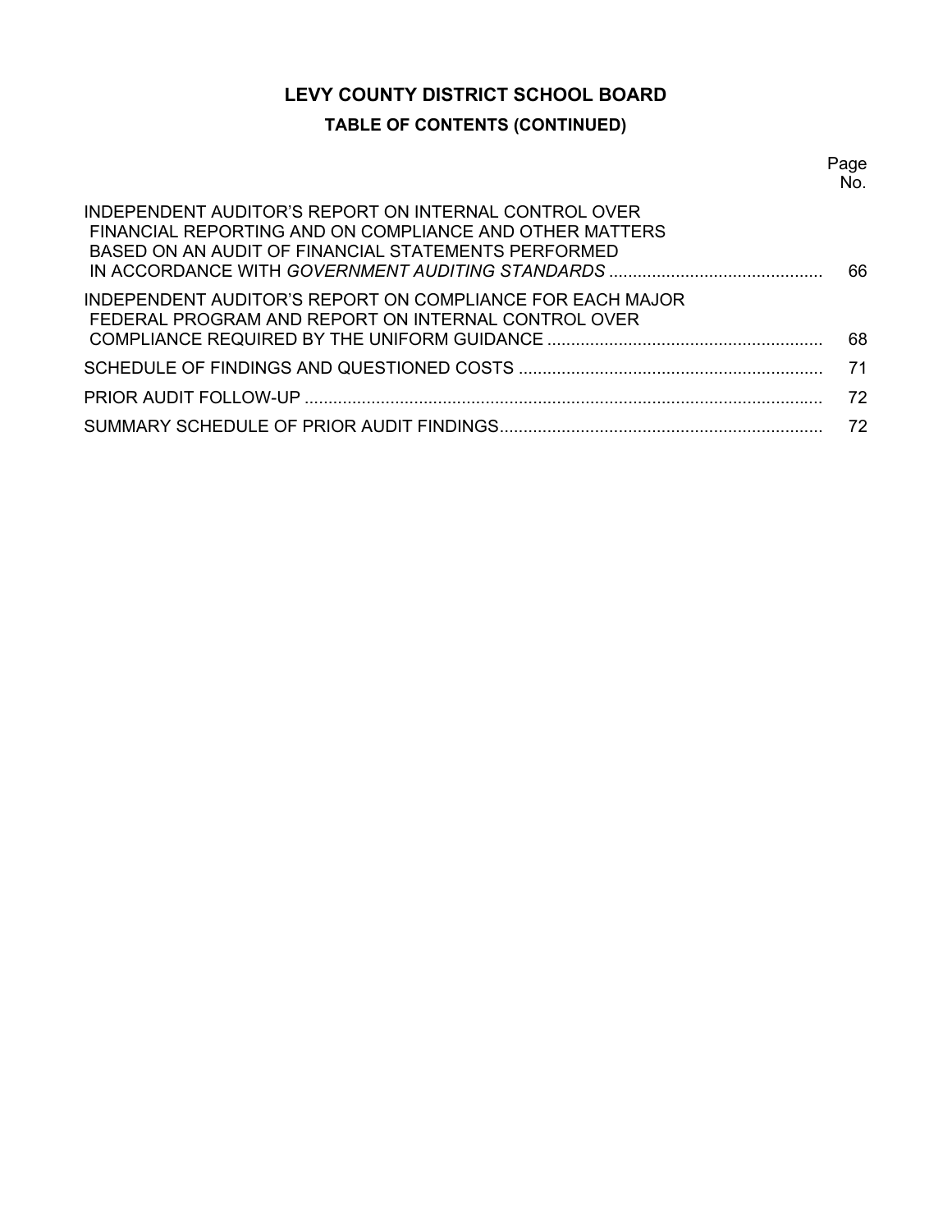# LEVY COUNTY DISTRICT SCHOOL BOARD

## TABLE OF CONTENTS (CONTINUED)

| | Page No. |
|---|---|
| INDEPENDENT AUDITOR'S REPORT ON INTERNAL CONTROL OVER FINANCIAL REPORTING AND ON COMPLIANCE AND OTHER MATTERS BASED ON AN AUDIT OF FINANCIAL STATEMENTS PERFORMED IN ACCORDANCE WITH *GOVERNMENT AUDITING STANDARDS* | 66 |
| INDEPENDENT AUDITOR'S REPORT ON COMPLIANCE FOR EACH MAJOR FEDERAL PROGRAM AND REPORT ON INTERNAL CONTROL OVER COMPLIANCE REQUIRED BY THE UNIFORM GUIDANCE | 68 |
| SCHEDULE OF FINDINGS AND QUESTIONED COSTS | 71 |
| PRIOR AUDIT FOLLOW-UP | 72 |
| SUMMARY SCHEDULE OF PRIOR AUDIT FINDINGS | 72 |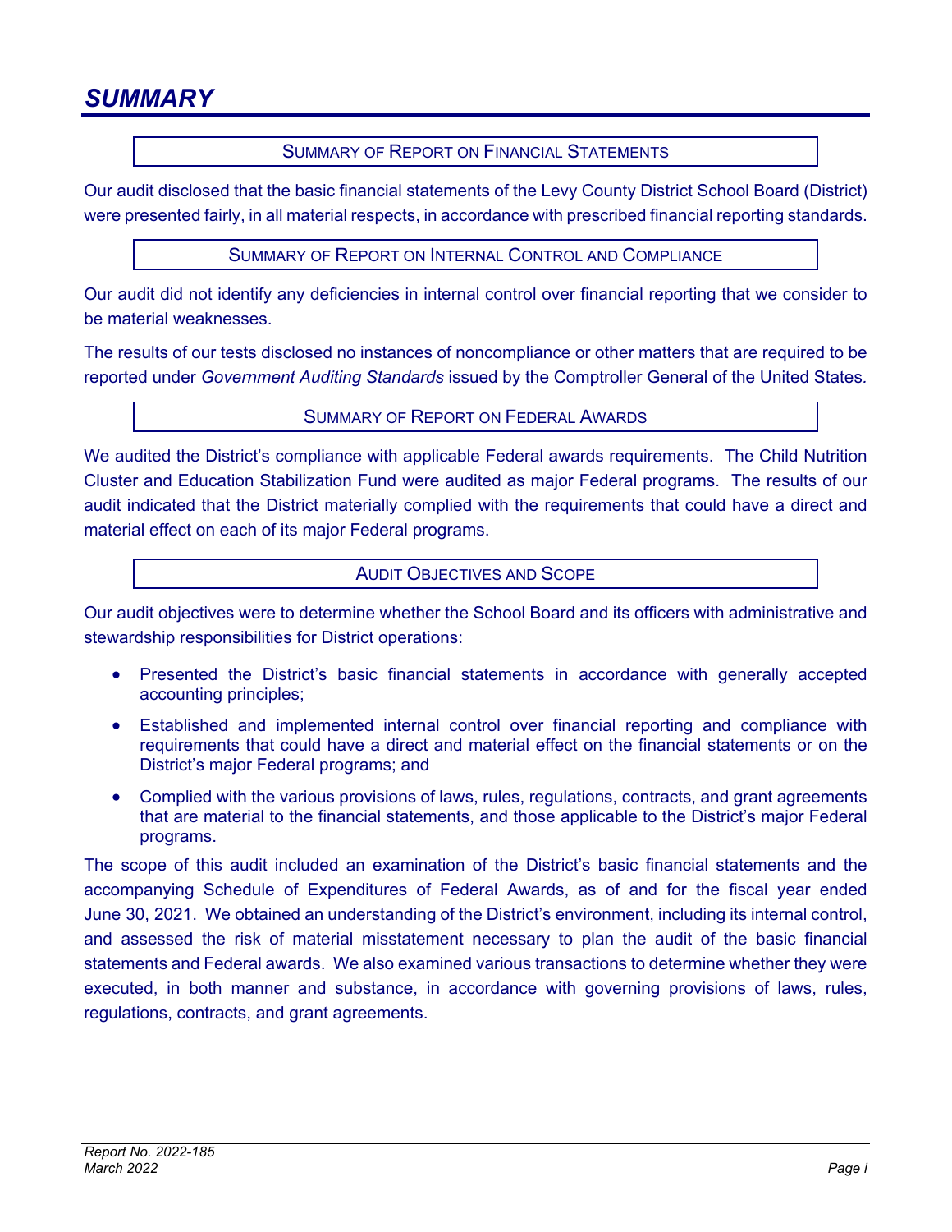# SUMMARY

## Summary of Report on Financial Statements

Our audit disclosed that the basic financial statements of the Levy County District School Board (District) were presented fairly, in all material respects, in accordance with prescribed financial reporting standards.

## Summary of Report on Internal Control and Compliance

Our audit did not identify any deficiencies in internal control over financial reporting that we consider to be material weaknesses.

The results of our tests disclosed no instances of noncompliance or other matters that are required to be reported under *Government Auditing Standards* issued by the Comptroller General of the United States.

## Summary of Report on Federal Awards

We audited the District's compliance with applicable Federal awards requirements. The Child Nutrition Cluster and Education Stabilization Fund were audited as major Federal programs. The results of our audit indicated that the District materially complied with the requirements that could have a direct and material effect on each of its major Federal programs.

## Audit Objectives and Scope

Our audit objectives were to determine whether the School Board and its officers with administrative and stewardship responsibilities for District operations:

- Presented the District's basic financial statements in accordance with generally accepted accounting principles;
- Established and implemented internal control over financial reporting and compliance with requirements that could have a direct and material effect on the financial statements or on the District's major Federal programs; and
- Complied with the various provisions of laws, rules, regulations, contracts, and grant agreements that are material to the financial statements, and those applicable to the District's major Federal programs.

The scope of this audit included an examination of the District's basic financial statements and the accompanying Schedule of Expenditures of Federal Awards, as of and for the fiscal year ended June 30, 2021. We obtained an understanding of the District's environment, including its internal control, and assessed the risk of material misstatement necessary to plan the audit of the basic financial statements and Federal awards. We also examined various transactions to determine whether they were executed, in both manner and substance, in accordance with governing provisions of laws, rules, regulations, contracts, and grant agreements.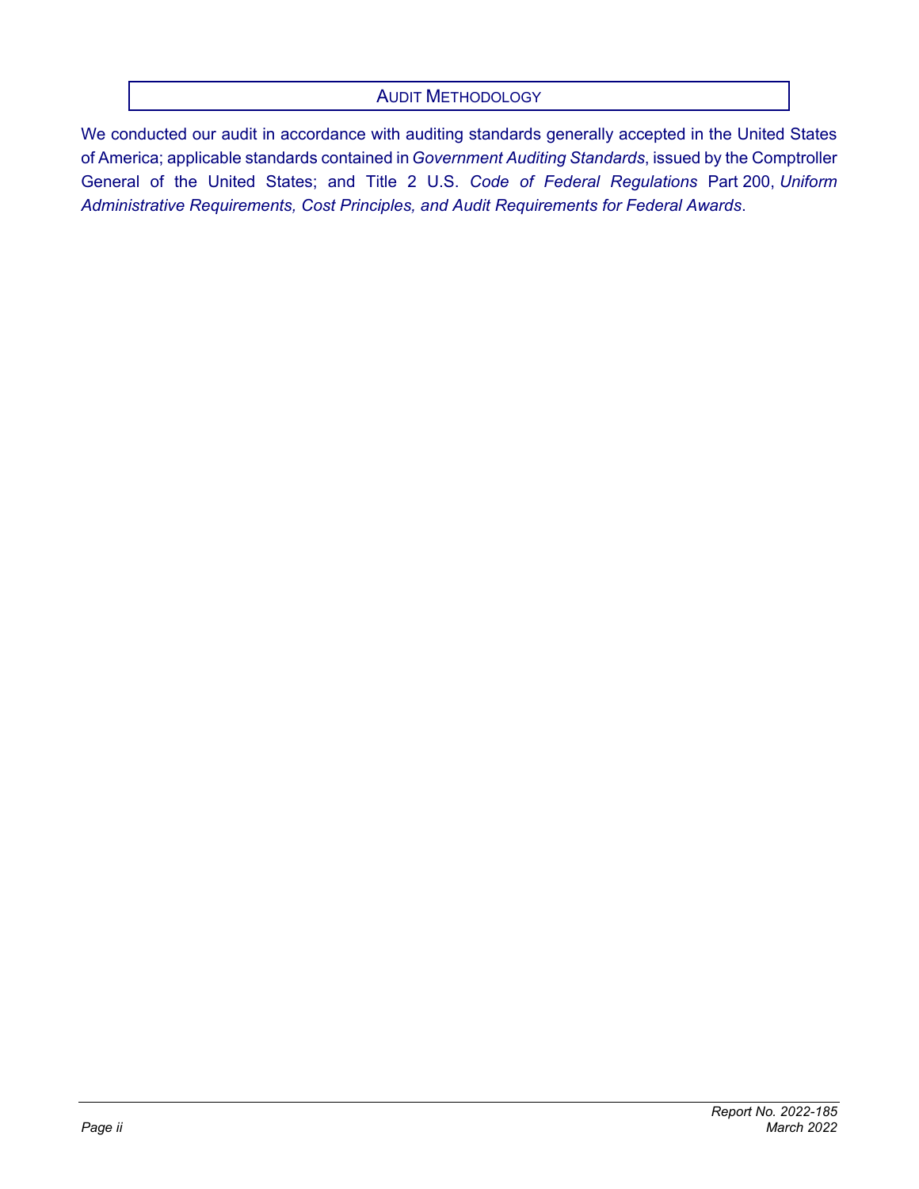## AUDIT METHODOLOGY

We conducted our audit in accordance with auditing standards generally accepted in the United States of America; applicable standards contained in *Government Auditing Standards*, issued by the Comptroller General of the United States; and Title 2 U.S. *Code of Federal Regulations* Part 200, *Uniform Administrative Requirements, Cost Principles, and Audit Requirements for Federal Awards*.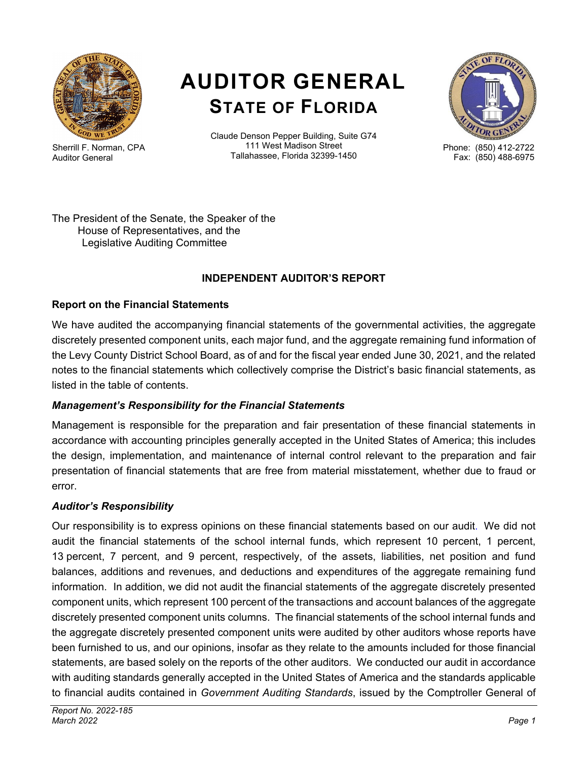# AUDITOR GENERAL
## STATE OF FLORIDA

Sherrill F. Norman, CPA
Auditor General

Claude Denson Pepper Building, Suite G74
111 West Madison Street
Tallahassee, Florida 32399-1450

Phone: (850) 412-2722
Fax: (850) 488-6975

The President of the Senate, the Speaker of the
House of Representatives, and the
Legislative Auditing Committee

### INDEPENDENT AUDITOR'S REPORT

### Report on the Financial Statements

We have audited the accompanying financial statements of the governmental activities, the aggregate discretely presented component units, each major fund, and the aggregate remaining fund information of the Levy County District School Board, as of and for the fiscal year ended June 30, 2021, and the related notes to the financial statements which collectively comprise the District's basic financial statements, as listed in the table of contents.

#### *Management's Responsibility for the Financial Statements*

Management is responsible for the preparation and fair presentation of these financial statements in accordance with accounting principles generally accepted in the United States of America; this includes the design, implementation, and maintenance of internal control relevant to the preparation and fair presentation of financial statements that are free from material misstatement, whether due to fraud or error.

#### *Auditor's Responsibility*

Our responsibility is to express opinions on these financial statements based on our audit. We did not audit the financial statements of the school internal funds, which represent 10 percent, 1 percent, 13 percent, 7 percent, and 9 percent, respectively, of the assets, liabilities, net position and fund balances, additions and revenues, and deductions and expenditures of the aggregate remaining fund information. In addition, we did not audit the financial statements of the aggregate discretely presented component units, which represent 100 percent of the transactions and account balances of the aggregate discretely presented component units columns. The financial statements of the school internal funds and the aggregate discretely presented component units were audited by other auditors whose reports have been furnished to us, and our opinions, insofar as they relate to the amounts included for those financial statements, are based solely on the reports of the other auditors. We conducted our audit in accordance with auditing standards generally accepted in the United States of America and the standards applicable to financial audits contained in *Government Auditing Standards*, issued by the Comptroller General of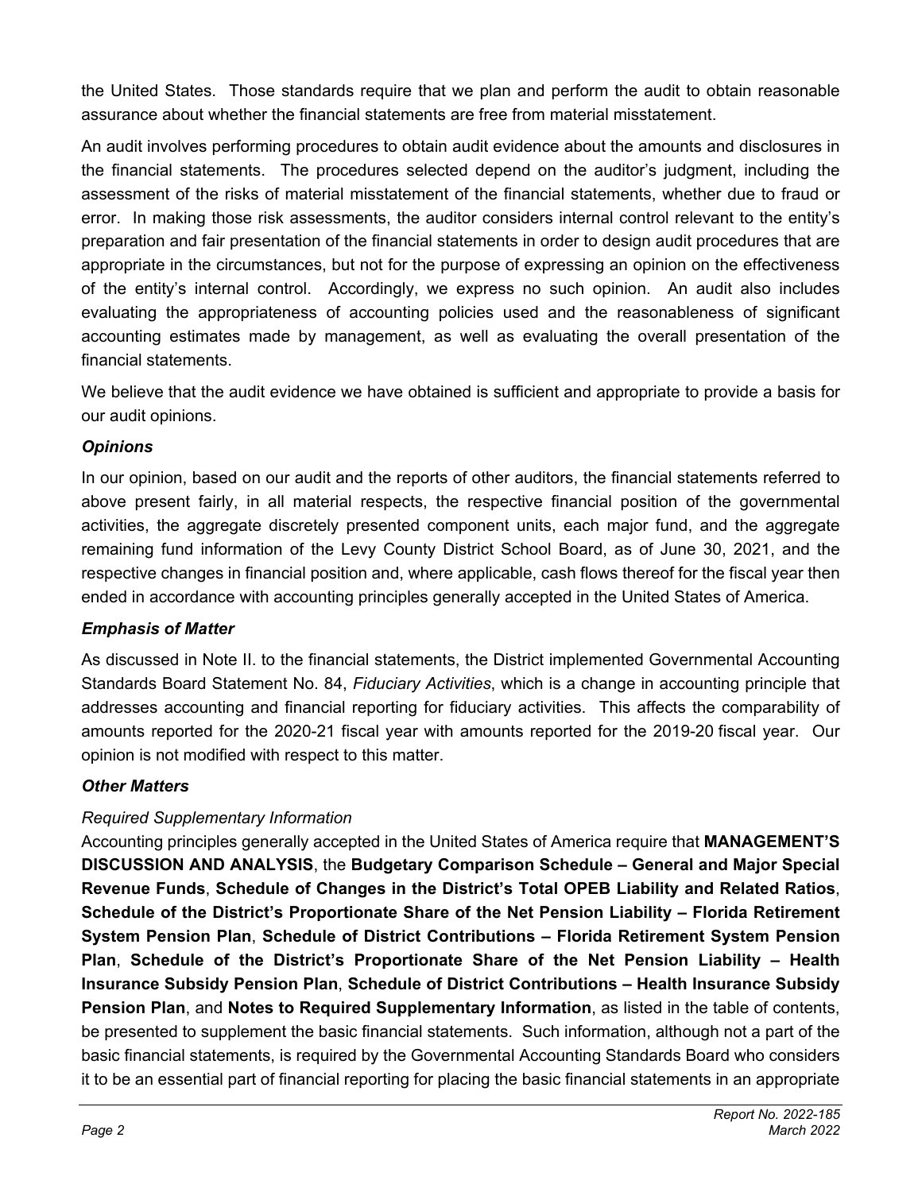the United States. Those standards require that we plan and perform the audit to obtain reasonable assurance about whether the financial statements are free from material misstatement.

An audit involves performing procedures to obtain audit evidence about the amounts and disclosures in the financial statements. The procedures selected depend on the auditor's judgment, including the assessment of the risks of material misstatement of the financial statements, whether due to fraud or error. In making those risk assessments, the auditor considers internal control relevant to the entity's preparation and fair presentation of the financial statements in order to design audit procedures that are appropriate in the circumstances, but not for the purpose of expressing an opinion on the effectiveness of the entity's internal control. Accordingly, we express no such opinion. An audit also includes evaluating the appropriateness of accounting policies used and the reasonableness of significant accounting estimates made by management, as well as evaluating the overall presentation of the financial statements.

We believe that the audit evidence we have obtained is sufficient and appropriate to provide a basis for our audit opinions.

### *Opinions*

In our opinion, based on our audit and the reports of other auditors, the financial statements referred to above present fairly, in all material respects, the respective financial position of the governmental activities, the aggregate discretely presented component units, each major fund, and the aggregate remaining fund information of the Levy County District School Board, as of June 30, 2021, and the respective changes in financial position and, where applicable, cash flows thereof for the fiscal year then ended in accordance with accounting principles generally accepted in the United States of America.

### *Emphasis of Matter*

As discussed in Note II. to the financial statements, the District implemented Governmental Accounting Standards Board Statement No. 84, *Fiduciary Activities*, which is a change in accounting principle that addresses accounting and financial reporting for fiduciary activities. This affects the comparability of amounts reported for the 2020-21 fiscal year with amounts reported for the 2019-20 fiscal year. Our opinion is not modified with respect to this matter.

### *Other Matters*

*Required Supplementary Information*

Accounting principles generally accepted in the United States of America require that **MANAGEMENT'S DISCUSSION AND ANALYSIS**, the **Budgetary Comparison Schedule – General and Major Special Revenue Funds**, **Schedule of Changes in the District's Total OPEB Liability and Related Ratios**, **Schedule of the District's Proportionate Share of the Net Pension Liability – Florida Retirement System Pension Plan**, **Schedule of District Contributions – Florida Retirement System Pension Plan**, **Schedule of the District's Proportionate Share of the Net Pension Liability – Health Insurance Subsidy Pension Plan**, **Schedule of District Contributions – Health Insurance Subsidy Pension Plan**, and **Notes to Required Supplementary Information**, as listed in the table of contents, be presented to supplement the basic financial statements. Such information, although not a part of the basic financial statements, is required by the Governmental Accounting Standards Board who considers it to be an essential part of financial reporting for placing the basic financial statements in an appropriate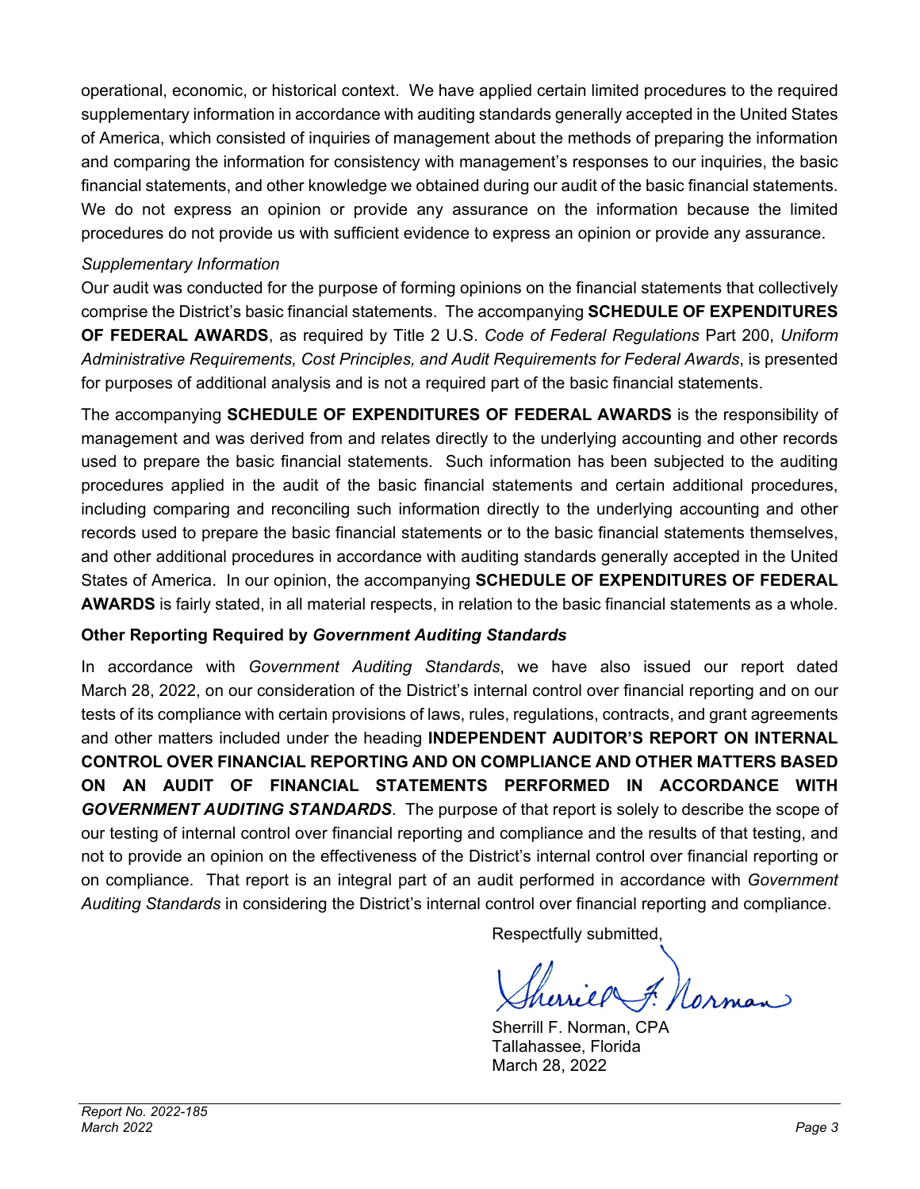operational, economic, or historical context. We have applied certain limited procedures to the required supplementary information in accordance with auditing standards generally accepted in the United States of America, which consisted of inquiries of management about the methods of preparing the information and comparing the information for consistency with management's responses to our inquiries, the basic financial statements, and other knowledge we obtained during our audit of the basic financial statements. We do not express an opinion or provide any assurance on the information because the limited procedures do not provide us with sufficient evidence to express an opinion or provide any assurance.

*Supplementary Information*

Our audit was conducted for the purpose of forming opinions on the financial statements that collectively comprise the District's basic financial statements. The accompanying **SCHEDULE OF EXPENDITURES OF FEDERAL AWARDS**, as required by Title 2 U.S. *Code of Federal Regulations* Part 200, *Uniform Administrative Requirements, Cost Principles, and Audit Requirements for Federal Awards*, is presented for purposes of additional analysis and is not a required part of the basic financial statements.

The accompanying **SCHEDULE OF EXPENDITURES OF FEDERAL AWARDS** is the responsibility of management and was derived from and relates directly to the underlying accounting and other records used to prepare the basic financial statements. Such information has been subjected to the auditing procedures applied in the audit of the basic financial statements and certain additional procedures, including comparing and reconciling such information directly to the underlying accounting and other records used to prepare the basic financial statements or to the basic financial statements themselves, and other additional procedures in accordance with auditing standards generally accepted in the United States of America. In our opinion, the accompanying **SCHEDULE OF EXPENDITURES OF FEDERAL AWARDS** is fairly stated, in all material respects, in relation to the basic financial statements as a whole.

**Other Reporting Required by *Government Auditing Standards***

In accordance with *Government Auditing Standards*, we have also issued our report dated March 28, 2022, on our consideration of the District's internal control over financial reporting and on our tests of its compliance with certain provisions of laws, rules, regulations, contracts, and grant agreements and other matters included under the heading **INDEPENDENT AUDITOR'S REPORT ON INTERNAL CONTROL OVER FINANCIAL REPORTING AND ON COMPLIANCE AND OTHER MATTERS BASED ON AN AUDIT OF FINANCIAL STATEMENTS PERFORMED IN ACCORDANCE WITH *GOVERNMENT AUDITING STANDARDS***. The purpose of that report is solely to describe the scope of our testing of internal control over financial reporting and compliance and the results of that testing, and not to provide an opinion on the effectiveness of the District's internal control over financial reporting or on compliance. That report is an integral part of an audit performed in accordance with *Government Auditing Standards* in considering the District's internal control over financial reporting and compliance.

Respectfully submitted,

Sherrill F. Norman, CPA
Tallahassee, Florida
March 28, 2022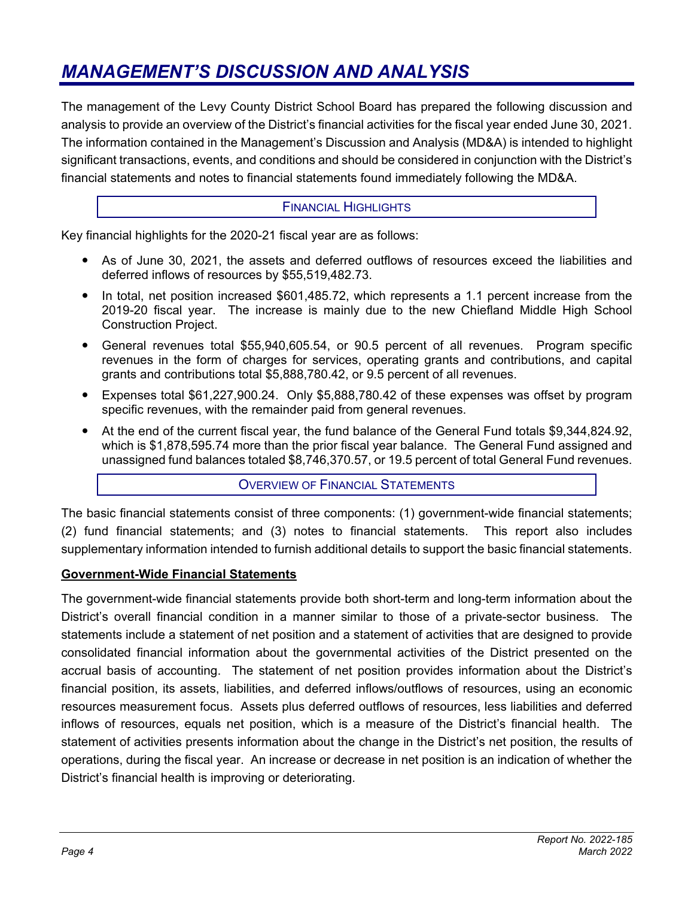# MANAGEMENT'S DISCUSSION AND ANALYSIS

The management of the Levy County District School Board has prepared the following discussion and analysis to provide an overview of the District's financial activities for the fiscal year ended June 30, 2021. The information contained in the Management's Discussion and Analysis (MD&A) is intended to highlight significant transactions, events, and conditions and should be considered in conjunction with the District's financial statements and notes to financial statements found immediately following the MD&A.

## FINANCIAL HIGHLIGHTS

Key financial highlights for the 2020-21 fiscal year are as follows:

- As of June 30, 2021, the assets and deferred outflows of resources exceed the liabilities and deferred inflows of resources by $55,519,482.73.
- In total, net position increased $601,485.72, which represents a 1.1 percent increase from the 2019-20 fiscal year. The increase is mainly due to the new Chiefland Middle High School Construction Project.
- General revenues total $55,940,605.54, or 90.5 percent of all revenues. Program specific revenues in the form of charges for services, operating grants and contributions, and capital grants and contributions total $5,888,780.42, or 9.5 percent of all revenues.
- Expenses total $61,227,900.24. Only $5,888,780.42 of these expenses was offset by program specific revenues, with the remainder paid from general revenues.
- At the end of the current fiscal year, the fund balance of the General Fund totals $9,344,824.92, which is $1,878,595.74 more than the prior fiscal year balance. The General Fund assigned and unassigned fund balances totaled $8,746,370.57, or 19.5 percent of total General Fund revenues.

## OVERVIEW OF FINANCIAL STATEMENTS

The basic financial statements consist of three components: (1) government-wide financial statements; (2) fund financial statements; and (3) notes to financial statements. This report also includes supplementary information intended to furnish additional details to support the basic financial statements.

### Government-Wide Financial Statements

The government-wide financial statements provide both short-term and long-term information about the District's overall financial condition in a manner similar to those of a private-sector business. The statements include a statement of net position and a statement of activities that are designed to provide consolidated financial information about the governmental activities of the District presented on the accrual basis of accounting. The statement of net position provides information about the District's financial position, its assets, liabilities, and deferred inflows/outflows of resources, using an economic resources measurement focus. Assets plus deferred outflows of resources, less liabilities and deferred inflows of resources, equals net position, which is a measure of the District's financial health. The statement of activities presents information about the change in the District's net position, the results of operations, during the fiscal year. An increase or decrease in net position is an indication of whether the District's financial health is improving or deteriorating.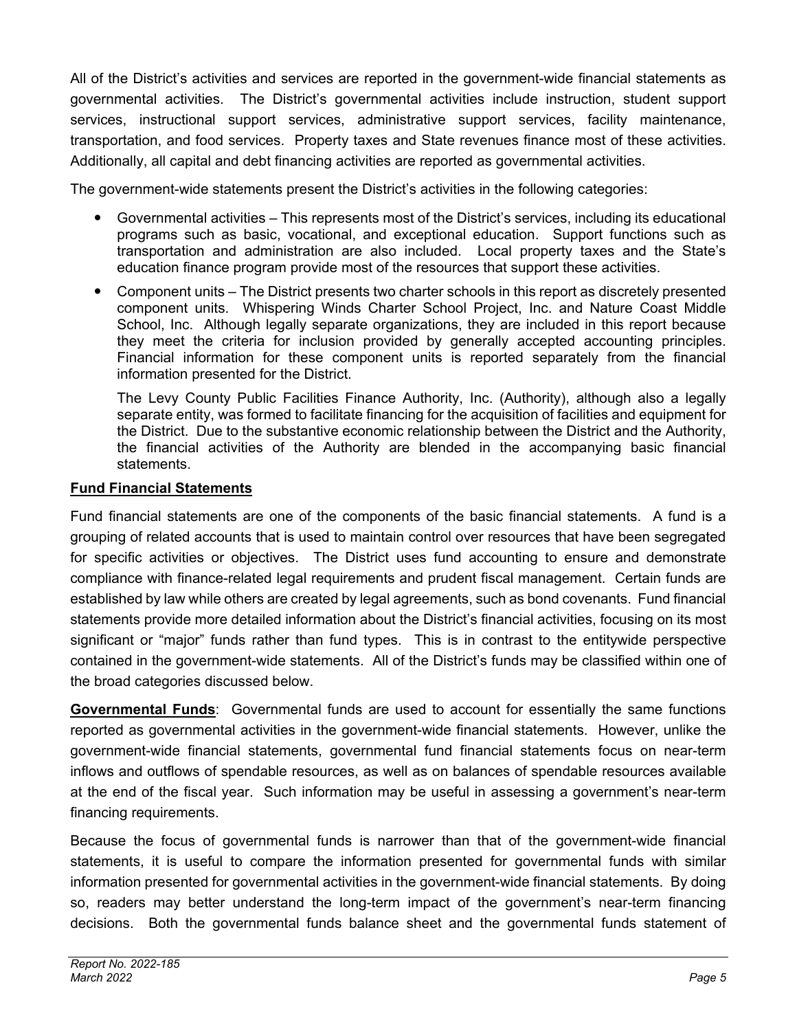All of the District's activities and services are reported in the government-wide financial statements as governmental activities. The District's governmental activities include instruction, student support services, instructional support services, administrative support services, facility maintenance, transportation, and food services. Property taxes and State revenues finance most of these activities. Additionally, all capital and debt financing activities are reported as governmental activities.

The government-wide statements present the District's activities in the following categories:

- Governmental activities – This represents most of the District's services, including its educational programs such as basic, vocational, and exceptional education. Support functions such as transportation and administration are also included. Local property taxes and the State's education finance program provide most of the resources that support these activities.
- Component units – The District presents two charter schools in this report as discretely presented component units. Whispering Winds Charter School Project, Inc. and Nature Coast Middle School, Inc. Although legally separate organizations, they are included in this report because they meet the criteria for inclusion provided by generally accepted accounting principles. Financial information for these component units is reported separately from the financial information presented for the District.

  The Levy County Public Facilities Finance Authority, Inc. (Authority), although also a legally separate entity, was formed to facilitate financing for the acquisition of facilities and equipment for the District. Due to the substantive economic relationship between the District and the Authority, the financial activities of the Authority are blended in the accompanying basic financial statements.

**Fund Financial Statements**

Fund financial statements are one of the components of the basic financial statements. A fund is a grouping of related accounts that is used to maintain control over resources that have been segregated for specific activities or objectives. The District uses fund accounting to ensure and demonstrate compliance with finance-related legal requirements and prudent fiscal management. Certain funds are established by law while others are created by legal agreements, such as bond covenants. Fund financial statements provide more detailed information about the District's financial activities, focusing on its most significant or "major" funds rather than fund types. This is in contrast to the entitywide perspective contained in the government-wide statements. All of the District's funds may be classified within one of the broad categories discussed below.

**Governmental Funds**: Governmental funds are used to account for essentially the same functions reported as governmental activities in the government-wide financial statements. However, unlike the government-wide financial statements, governmental fund financial statements focus on near-term inflows and outflows of spendable resources, as well as on balances of spendable resources available at the end of the fiscal year. Such information may be useful in assessing a government's near-term financing requirements.

Because the focus of governmental funds is narrower than that of the government-wide financial statements, it is useful to compare the information presented for governmental funds with similar information presented for governmental activities in the government-wide financial statements. By doing so, readers may better understand the long-term impact of the government's near-term financing decisions. Both the governmental funds balance sheet and the governmental funds statement of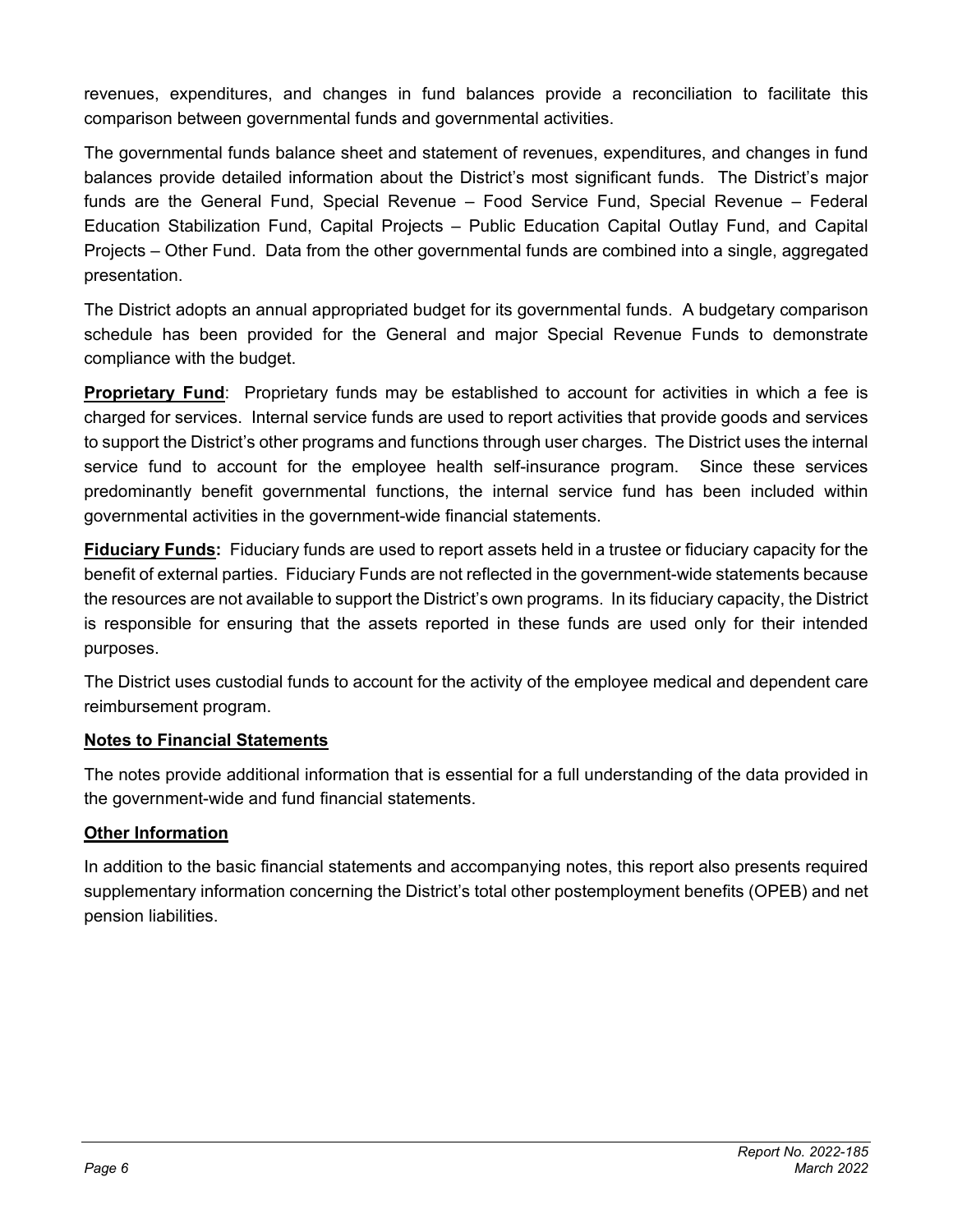revenues, expenditures, and changes in fund balances provide a reconciliation to facilitate this comparison between governmental funds and governmental activities.

The governmental funds balance sheet and statement of revenues, expenditures, and changes in fund balances provide detailed information about the District's most significant funds. The District's major funds are the General Fund, Special Revenue – Food Service Fund, Special Revenue – Federal Education Stabilization Fund, Capital Projects – Public Education Capital Outlay Fund, and Capital Projects – Other Fund. Data from the other governmental funds are combined into a single, aggregated presentation.

The District adopts an annual appropriated budget for its governmental funds. A budgetary comparison schedule has been provided for the General and major Special Revenue Funds to demonstrate compliance with the budget.

**Proprietary Fund**: Proprietary funds may be established to account for activities in which a fee is charged for services. Internal service funds are used to report activities that provide goods and services to support the District's other programs and functions through user charges. The District uses the internal service fund to account for the employee health self-insurance program. Since these services predominantly benefit governmental functions, the internal service fund has been included within governmental activities in the government-wide financial statements.

**Fiduciary Funds:** Fiduciary funds are used to report assets held in a trustee or fiduciary capacity for the benefit of external parties. Fiduciary Funds are not reflected in the government-wide statements because the resources are not available to support the District's own programs. In its fiduciary capacity, the District is responsible for ensuring that the assets reported in these funds are used only for their intended purposes.

The District uses custodial funds to account for the activity of the employee medical and dependent care reimbursement program.

**Notes to Financial Statements**

The notes provide additional information that is essential for a full understanding of the data provided in the government-wide and fund financial statements.

**Other Information**

In addition to the basic financial statements and accompanying notes, this report also presents required supplementary information concerning the District's total other postemployment benefits (OPEB) and net pension liabilities.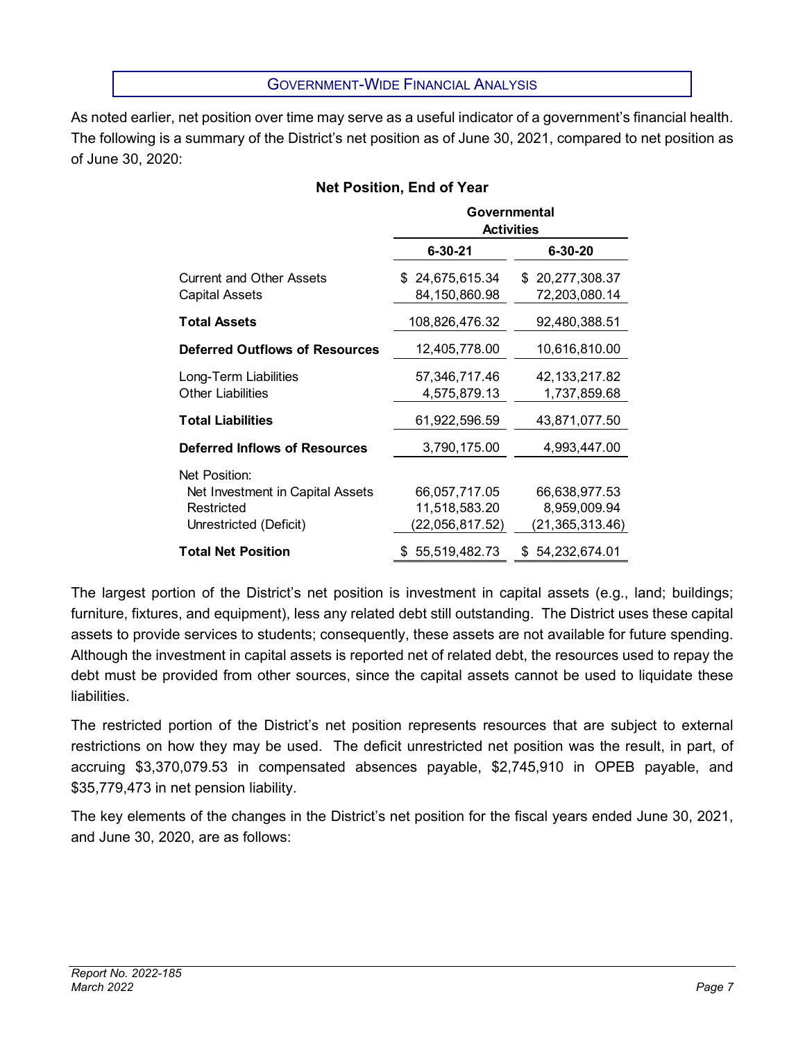## Government-Wide Financial Analysis

As noted earlier, net position over time may serve as a useful indicator of a government's financial health. The following is a summary of the District's net position as of June 30, 2021, compared to net position as of June 30, 2020:

**Net Position, End of Year**

| | Governmental Activities | |
|---|---|---|
| | **6-30-21** | **6-30-20** |
| Current and Other Assets | $ 24,675,615.34 | $ 20,277,308.37 |
| Capital Assets | 84,150,860.98 | 72,203,080.14 |
| **Total Assets** | 108,826,476.32 | 92,480,388.51 |
| **Deferred Outflows of Resources** | 12,405,778.00 | 10,616,810.00 |
| Long-Term Liabilities | 57,346,717.46 | 42,133,217.82 |
| Other Liabilities | 4,575,879.13 | 1,737,859.68 |
| **Total Liabilities** | 61,922,596.59 | 43,871,077.50 |
| **Deferred Inflows of Resources** | 3,790,175.00 | 4,993,447.00 |
| Net Position: | | |
| Net Investment in Capital Assets | 66,057,717.05 | 66,638,977.53 |
| Restricted | 11,518,583.20 | 8,959,009.94 |
| Unrestricted (Deficit) | (22,056,817.52) | (21,365,313.46) |
| **Total Net Position** | $ 55,519,482.73 | $ 54,232,674.01 |

The largest portion of the District's net position is investment in capital assets (e.g., land; buildings; furniture, fixtures, and equipment), less any related debt still outstanding. The District uses these capital assets to provide services to students; consequently, these assets are not available for future spending. Although the investment in capital assets is reported net of related debt, the resources used to repay the debt must be provided from other sources, since the capital assets cannot be used to liquidate these liabilities.

The restricted portion of the District's net position represents resources that are subject to external restrictions on how they may be used. The deficit unrestricted net position was the result, in part, of accruing $3,370,079.53 in compensated absences payable, $2,745,910 in OPEB payable, and $35,779,473 in net pension liability.

The key elements of the changes in the District's net position for the fiscal years ended June 30, 2021, and June 30, 2020, are as follows: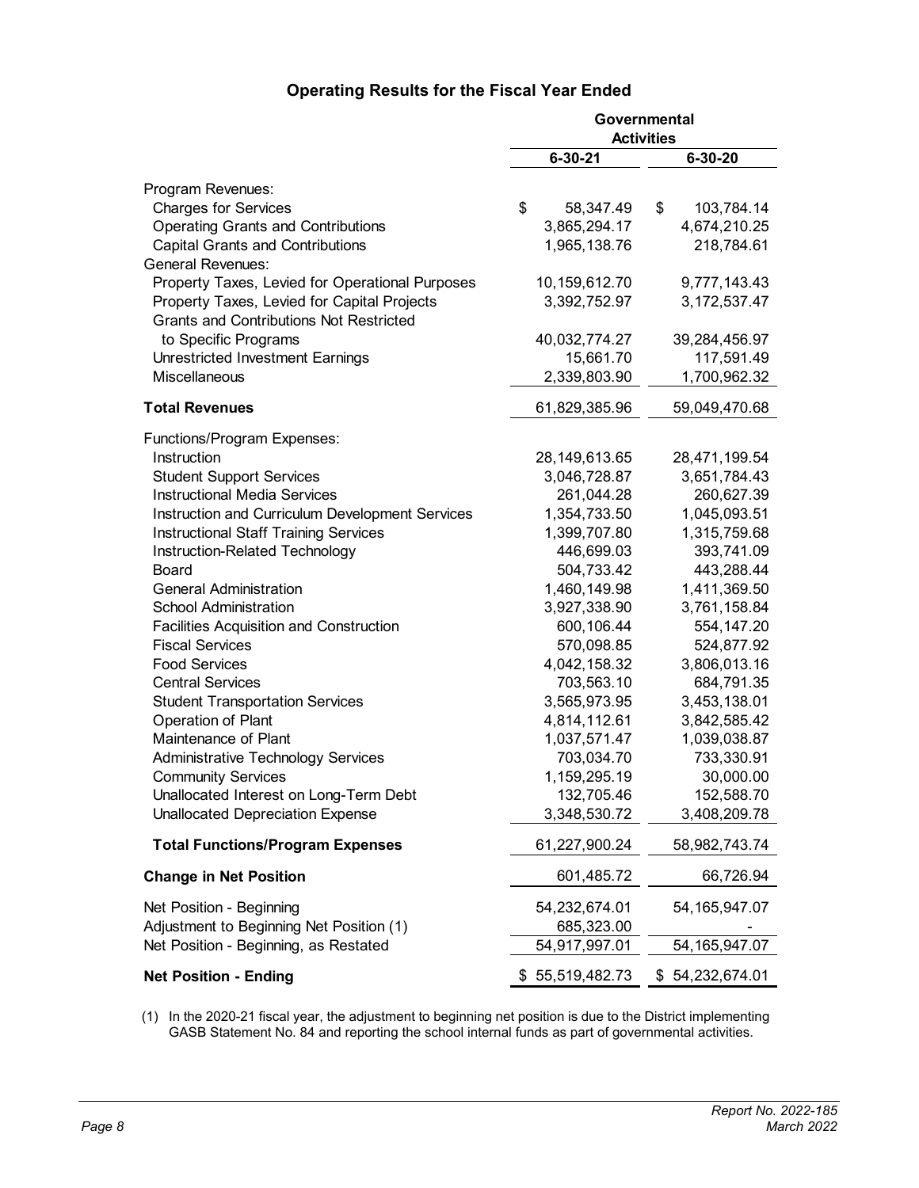## Operating Results for the Fiscal Year Ended

| | Governmental Activities | |
|---|---|---|
| | **6-30-21** | **6-30-20** |
| Program Revenues: | | |
| Charges for Services | $ 58,347.49 | $ 103,784.14 |
| Operating Grants and Contributions | 3,865,294.17 | 4,674,210.25 |
| Capital Grants and Contributions | 1,965,138.76 | 218,784.61 |
| General Revenues: | | |
| Property Taxes, Levied for Operational Purposes | 10,159,612.70 | 9,777,143.43 |
| Property Taxes, Levied for Capital Projects | 3,392,752.97 | 3,172,537.47 |
| Grants and Contributions Not Restricted to Specific Programs | 40,032,774.27 | 39,284,456.97 |
| Unrestricted Investment Earnings | 15,661.70 | 117,591.49 |
| Miscellaneous | 2,339,803.90 | 1,700,962.32 |
| **Total Revenues** | 61,829,385.96 | 59,049,470.68 |
| Functions/Program Expenses: | | |
| Instruction | 28,149,613.65 | 28,471,199.54 |
| Student Support Services | 3,046,728.87 | 3,651,784.43 |
| Instructional Media Services | 261,044.28 | 260,627.39 |
| Instruction and Curriculum Development Services | 1,354,733.50 | 1,045,093.51 |
| Instructional Staff Training Services | 1,399,707.80 | 1,315,759.68 |
| Instruction-Related Technology | 446,699.03 | 393,741.09 |
| Board | 504,733.42 | 443,288.44 |
| General Administration | 1,460,149.98 | 1,411,369.50 |
| School Administration | 3,927,338.90 | 3,761,158.84 |
| Facilities Acquisition and Construction | 600,106.44 | 554,147.20 |
| Fiscal Services | 570,098.85 | 524,877.92 |
| Food Services | 4,042,158.32 | 3,806,013.16 |
| Central Services | 703,563.10 | 684,791.35 |
| Student Transportation Services | 3,565,973.95 | 3,453,138.01 |
| Operation of Plant | 4,814,112.61 | 3,842,585.42 |
| Maintenance of Plant | 1,037,571.47 | 1,039,038.87 |
| Administrative Technology Services | 703,034.70 | 733,330.91 |
| Community Services | 1,159,295.19 | 30,000.00 |
| Unallocated Interest on Long-Term Debt | 132,705.46 | 152,588.70 |
| Unallocated Depreciation Expense | 3,348,530.72 | 3,408,209.78 |
| **Total Functions/Program Expenses** | 61,227,900.24 | 58,982,743.74 |
| **Change in Net Position** | 601,485.72 | 66,726.94 |
| Net Position - Beginning | 54,232,674.01 | 54,165,947.07 |
| Adjustment to Beginning Net Position (1) | 685,323.00 | - |
| Net Position - Beginning, as Restated | 54,917,997.01 | 54,165,947.07 |
| **Net Position - Ending** | $ 55,519,482.73 | $ 54,232,674.01 |

(1) In the 2020-21 fiscal year, the adjustment to beginning net position is due to the District implementing GASB Statement No. 84 and reporting the school internal funds as part of governmental activities.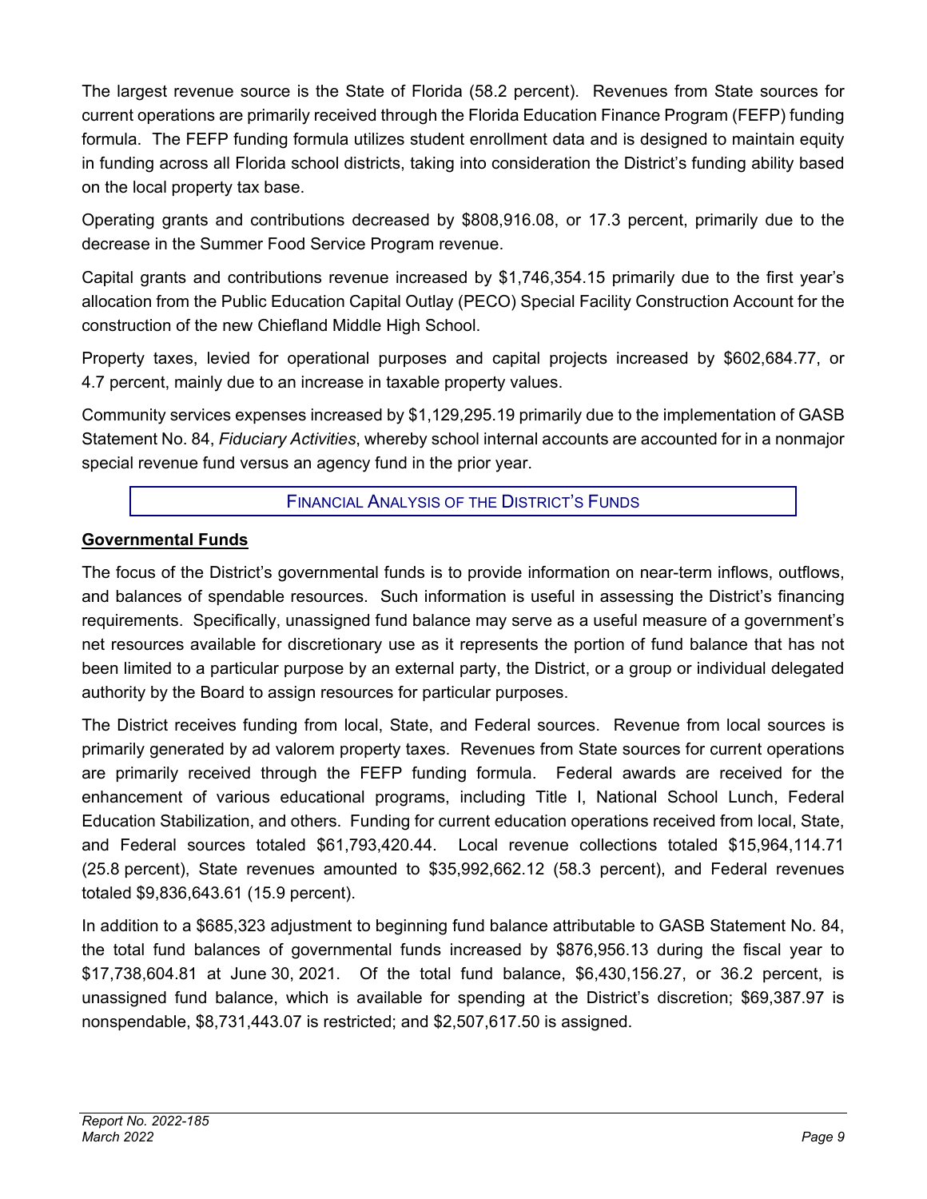The largest revenue source is the State of Florida (58.2 percent). Revenues from State sources for current operations are primarily received through the Florida Education Finance Program (FEFP) funding formula. The FEFP funding formula utilizes student enrollment data and is designed to maintain equity in funding across all Florida school districts, taking into consideration the District's funding ability based on the local property tax base.

Operating grants and contributions decreased by $808,916.08, or 17.3 percent, primarily due to the decrease in the Summer Food Service Program revenue.

Capital grants and contributions revenue increased by $1,746,354.15 primarily due to the first year's allocation from the Public Education Capital Outlay (PECO) Special Facility Construction Account for the construction of the new Chiefland Middle High School.

Property taxes, levied for operational purposes and capital projects increased by $602,684.77, or 4.7 percent, mainly due to an increase in taxable property values.

Community services expenses increased by $1,129,295.19 primarily due to the implementation of GASB Statement No. 84, *Fiduciary Activities*, whereby school internal accounts are accounted for in a nonmajor special revenue fund versus an agency fund in the prior year.

## FINANCIAL ANALYSIS OF THE DISTRICT'S FUNDS

### Governmental Funds

The focus of the District's governmental funds is to provide information on near-term inflows, outflows, and balances of spendable resources. Such information is useful in assessing the District's financing requirements. Specifically, unassigned fund balance may serve as a useful measure of a government's net resources available for discretionary use as it represents the portion of fund balance that has not been limited to a particular purpose by an external party, the District, or a group or individual delegated authority by the Board to assign resources for particular purposes.

The District receives funding from local, State, and Federal sources. Revenue from local sources is primarily generated by ad valorem property taxes. Revenues from State sources for current operations are primarily received through the FEFP funding formula. Federal awards are received for the enhancement of various educational programs, including Title I, National School Lunch, Federal Education Stabilization, and others. Funding for current education operations received from local, State, and Federal sources totaled $61,793,420.44. Local revenue collections totaled $15,964,114.71 (25.8 percent), State revenues amounted to $35,992,662.12 (58.3 percent), and Federal revenues totaled $9,836,643.61 (15.9 percent).

In addition to a $685,323 adjustment to beginning fund balance attributable to GASB Statement No. 84, the total fund balances of governmental funds increased by $876,956.13 during the fiscal year to $17,738,604.81 at June 30, 2021. Of the total fund balance, $6,430,156.27, or 36.2 percent, is unassigned fund balance, which is available for spending at the District's discretion; $69,387.97 is nonspendable, $8,731,443.07 is restricted; and $2,507,617.50 is assigned.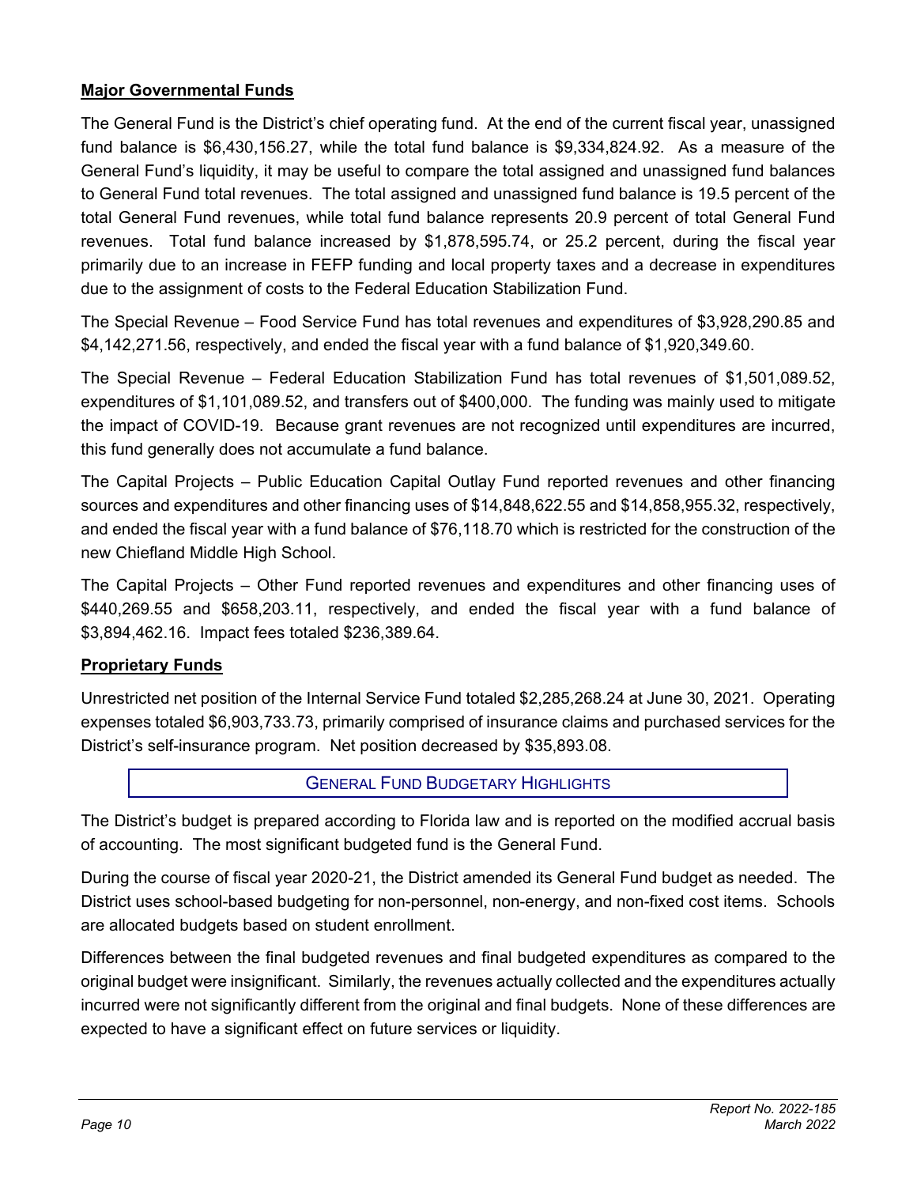**Major Governmental Funds**

The General Fund is the District's chief operating fund. At the end of the current fiscal year, unassigned fund balance is $6,430,156.27, while the total fund balance is $9,334,824.92. As a measure of the General Fund's liquidity, it may be useful to compare the total assigned and unassigned fund balances to General Fund total revenues. The total assigned and unassigned fund balance is 19.5 percent of the total General Fund revenues, while total fund balance represents 20.9 percent of total General Fund revenues. Total fund balance increased by $1,878,595.74, or 25.2 percent, during the fiscal year primarily due to an increase in FEFP funding and local property taxes and a decrease in expenditures due to the assignment of costs to the Federal Education Stabilization Fund.

The Special Revenue – Food Service Fund has total revenues and expenditures of $3,928,290.85 and $4,142,271.56, respectively, and ended the fiscal year with a fund balance of $1,920,349.60.

The Special Revenue – Federal Education Stabilization Fund has total revenues of $1,501,089.52, expenditures of $1,101,089.52, and transfers out of $400,000. The funding was mainly used to mitigate the impact of COVID-19. Because grant revenues are not recognized until expenditures are incurred, this fund generally does not accumulate a fund balance.

The Capital Projects – Public Education Capital Outlay Fund reported revenues and other financing sources and expenditures and other financing uses of $14,848,622.55 and $14,858,955.32, respectively, and ended the fiscal year with a fund balance of $76,118.70 which is restricted for the construction of the new Chiefland Middle High School.

The Capital Projects – Other Fund reported revenues and expenditures and other financing uses of $440,269.55 and $658,203.11, respectively, and ended the fiscal year with a fund balance of $3,894,462.16. Impact fees totaled $236,389.64.

**Proprietary Funds**

Unrestricted net position of the Internal Service Fund totaled $2,285,268.24 at June 30, 2021. Operating expenses totaled $6,903,733.73, primarily comprised of insurance claims and purchased services for the District's self-insurance program. Net position decreased by $35,893.08.

## GENERAL FUND BUDGETARY HIGHLIGHTS

The District's budget is prepared according to Florida law and is reported on the modified accrual basis of accounting. The most significant budgeted fund is the General Fund.

During the course of fiscal year 2020-21, the District amended its General Fund budget as needed. The District uses school-based budgeting for non-personnel, non-energy, and non-fixed cost items. Schools are allocated budgets based on student enrollment.

Differences between the final budgeted revenues and final budgeted expenditures as compared to the original budget were insignificant. Similarly, the revenues actually collected and the expenditures actually incurred were not significantly different from the original and final budgets. None of these differences are expected to have a significant effect on future services or liquidity.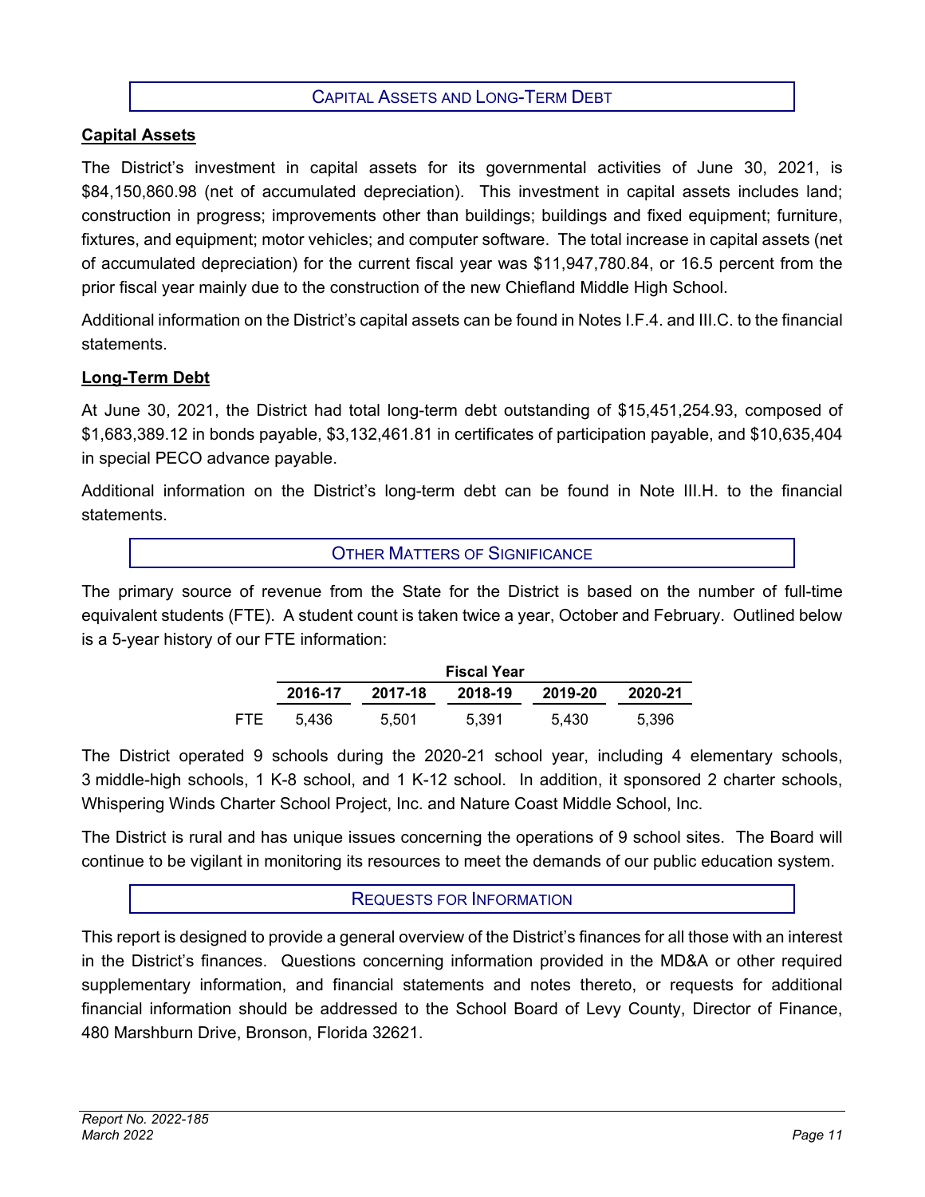## Capital Assets and Long-Term Debt

**Capital Assets**

The District's investment in capital assets for its governmental activities of June 30, 2021, is $84,150,860.98 (net of accumulated depreciation). This investment in capital assets includes land; construction in progress; improvements other than buildings; buildings and fixed equipment; furniture, fixtures, and equipment; motor vehicles; and computer software. The total increase in capital assets (net of accumulated depreciation) for the current fiscal year was $11,947,780.84, or 16.5 percent from the prior fiscal year mainly due to the construction of the new Chiefland Middle High School.

Additional information on the District's capital assets can be found in Notes I.F.4. and III.C. to the financial statements.

**Long-Term Debt**

At June 30, 2021, the District had total long-term debt outstanding of $15,451,254.93, composed of $1,683,389.12 in bonds payable, $3,132,461.81 in certificates of participation payable, and $10,635,404 in special PECO advance payable.

Additional information on the District's long-term debt can be found in Note III.H. to the financial statements.

## Other Matters of Significance

The primary source of revenue from the State for the District is based on the number of full-time equivalent students (FTE). A student count is taken twice a year, October and February. Outlined below is a 5-year history of our FTE information:

| | Fiscal Year | | | | |
|---|---|---|---|---|---|
| | 2016-17 | 2017-18 | 2018-19 | 2019-20 | 2020-21 |
| FTE | 5,436 | 5,501 | 5,391 | 5,430 | 5,396 |

The District operated 9 schools during the 2020-21 school year, including 4 elementary schools, 3 middle-high schools, 1 K-8 school, and 1 K-12 school. In addition, it sponsored 2 charter schools, Whispering Winds Charter School Project, Inc. and Nature Coast Middle School, Inc.

The District is rural and has unique issues concerning the operations of 9 school sites. The Board will continue to be vigilant in monitoring its resources to meet the demands of our public education system.

## Requests for Information

This report is designed to provide a general overview of the District's finances for all those with an interest in the District's finances. Questions concerning information provided in the MD&A or other required supplementary information, and financial statements and notes thereto, or requests for additional financial information should be addressed to the School Board of Levy County, Director of Finance, 480 Marshburn Drive, Bronson, Florida 32621.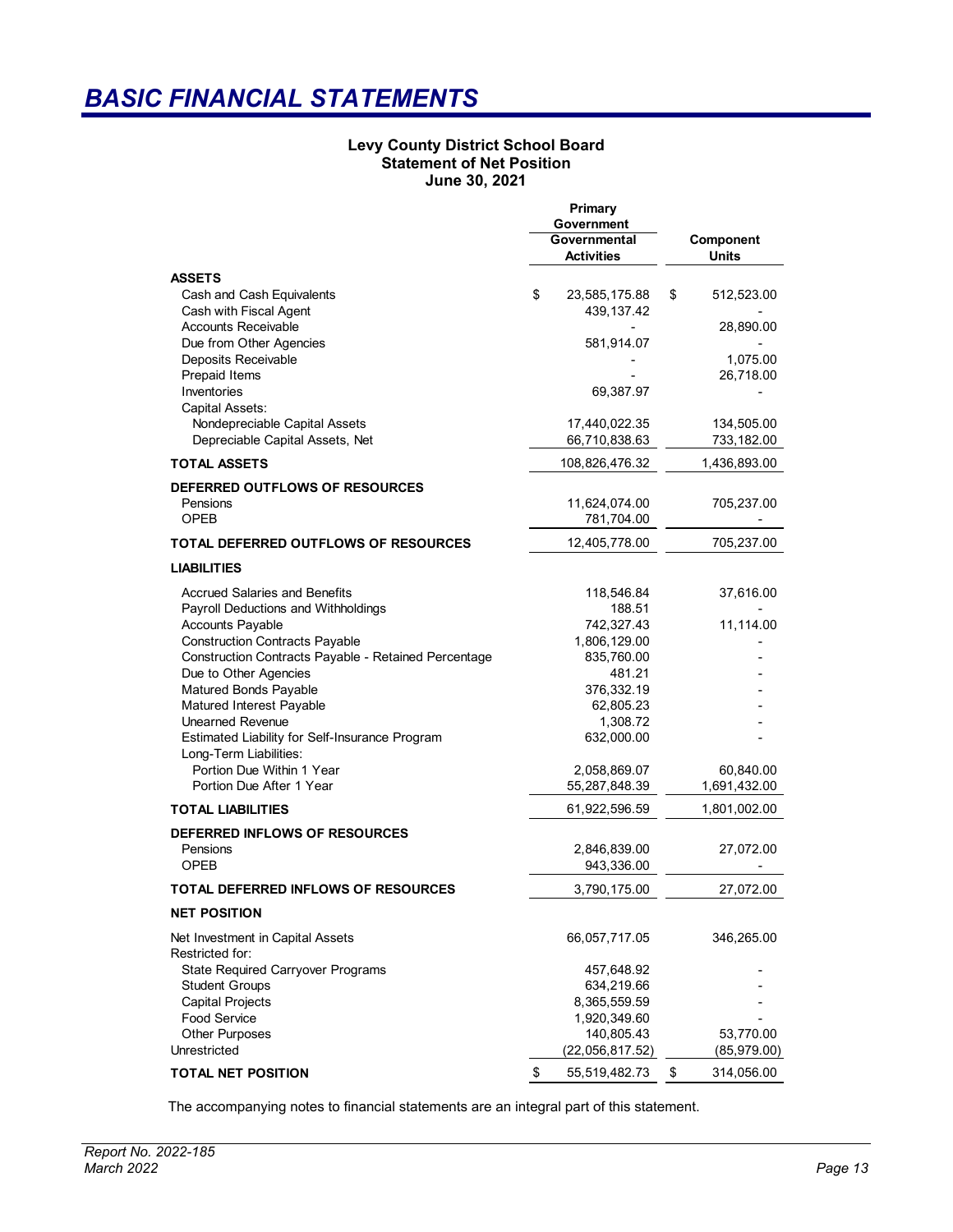# BASIC FINANCIAL STATEMENTS

**Levy County District School Board**
**Statement of Net Position**
**June 30, 2021**

| | Primary Government Governmental Activities | Component Units |
|---|---|---|
| **ASSETS** | | |
| Cash and Cash Equivalents | $ 23,585,175.88 | $ 512,523.00 |
| Cash with Fiscal Agent | 439,137.42 | - |
| Accounts Receivable | - | 28,890.00 |
| Due from Other Agencies | 581,914.07 | - |
| Deposits Receivable | - | 1,075.00 |
| Prepaid Items | - | 26,718.00 |
| Inventories | 69,387.97 | - |
| Capital Assets: | | |
| Nondepreciable Capital Assets | 17,440,022.35 | 134,505.00 |
| Depreciable Capital Assets, Net | 66,710,838.63 | 733,182.00 |
| **TOTAL ASSETS** | 108,826,476.32 | 1,436,893.00 |
| **DEFERRED OUTFLOWS OF RESOURCES** | | |
| Pensions | 11,624,074.00 | 705,237.00 |
| OPEB | 781,704.00 | - |
| **TOTAL DEFERRED OUTFLOWS OF RESOURCES** | 12,405,778.00 | 705,237.00 |
| **LIABILITIES** | | |
| Accrued Salaries and Benefits | 118,546.84 | 37,616.00 |
| Payroll Deductions and Withholdings | 188.51 | - |
| Accounts Payable | 742,327.43 | 11,114.00 |
| Construction Contracts Payable | 1,806,129.00 | - |
| Construction Contracts Payable - Retained Percentage | 835,760.00 | - |
| Due to Other Agencies | 481.21 | - |
| Matured Bonds Payable | 376,332.19 | - |
| Matured Interest Payable | 62,805.23 | - |
| Unearned Revenue | 1,308.72 | - |
| Estimated Liability for Self-Insurance Program | 632,000.00 | - |
| Long-Term Liabilities: | | |
| Portion Due Within 1 Year | 2,058,869.07 | 60,840.00 |
| Portion Due After 1 Year | 55,287,848.39 | 1,691,432.00 |
| **TOTAL LIABILITIES** | 61,922,596.59 | 1,801,002.00 |
| **DEFERRED INFLOWS OF RESOURCES** | | |
| Pensions | 2,846,839.00 | 27,072.00 |
| OPEB | 943,336.00 | - |
| **TOTAL DEFERRED INFLOWS OF RESOURCES** | 3,790,175.00 | 27,072.00 |
| **NET POSITION** | | |
| Net Investment in Capital Assets | 66,057,717.05 | 346,265.00 |
| Restricted for: | | |
| State Required Carryover Programs | 457,648.92 | - |
| Student Groups | 634,219.66 | - |
| Capital Projects | 8,365,559.59 | - |
| Food Service | 1,920,349.60 | - |
| Other Purposes | 140,805.43 | 53,770.00 |
| Unrestricted | (22,056,817.52) | (85,979.00) |
| **TOTAL NET POSITION** | $ 55,519,482.73 | $ 314,056.00 |

The accompanying notes to financial statements are an integral part of this statement.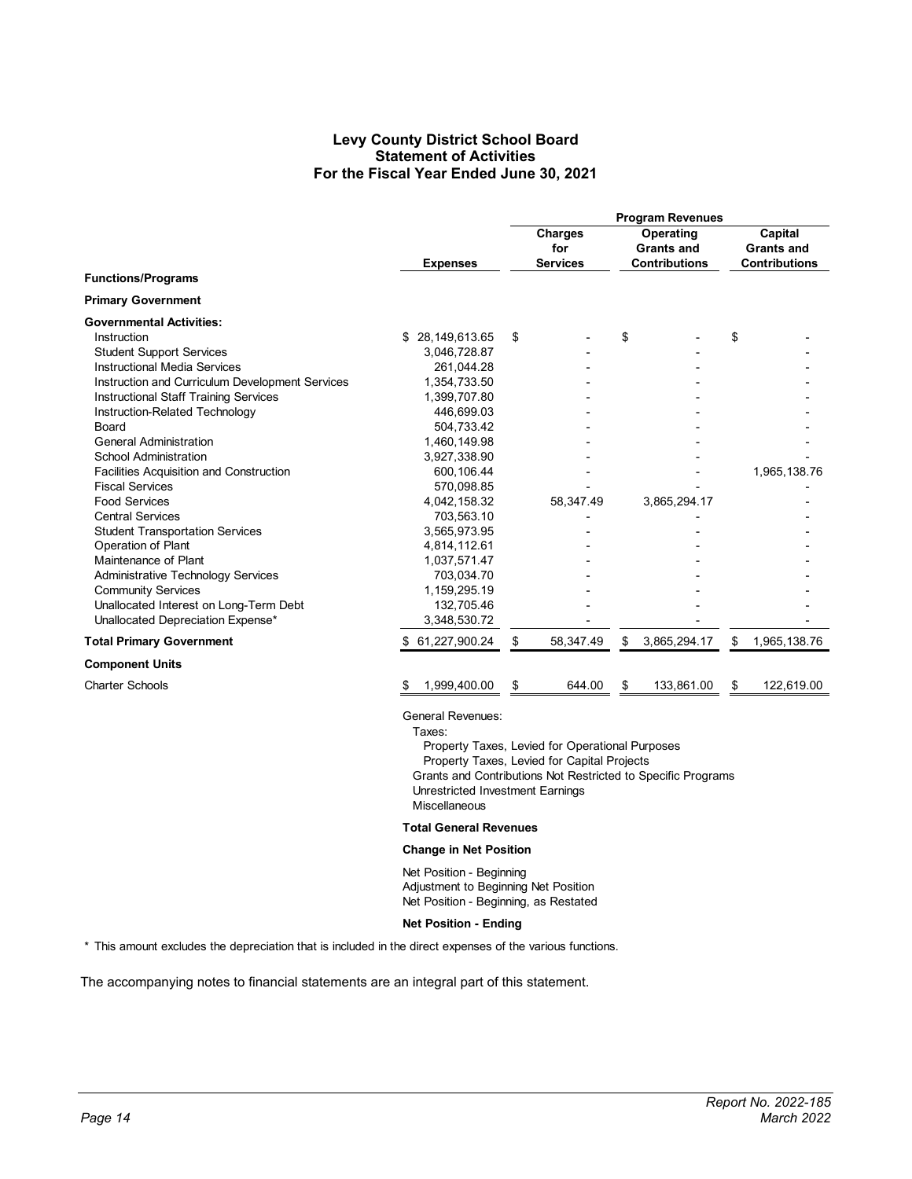# Levy County District School Board
## Statement of Activities
### For the Fiscal Year Ended June 30, 2021

| | | Program Revenues | | |
|---|---|---|---|---|
| | **Expenses** | **Charges for Services** | **Operating Grants and Contributions** | **Capital Grants and Contributions** |
| **Functions/Programs** | | | | |
| **Primary Government** | | | | |
| **Governmental Activities:** | | | | |
| Instruction | $ 28,149,613.65 | $ - | $ - | $ - |
| Student Support Services | 3,046,728.87 | - | - | - |
| Instructional Media Services | 261,044.28 | - | - | - |
| Instruction and Curriculum Development Services | 1,354,733.50 | - | - | - |
| Instructional Staff Training Services | 1,399,707.80 | - | - | - |
| Instruction-Related Technology | 446,699.03 | - | - | - |
| Board | 504,733.42 | - | - | - |
| General Administration | 1,460,149.98 | - | - | - |
| School Administration | 3,927,338.90 | - | - | - |
| Facilities Acquisition and Construction | 600,106.44 | - | - | 1,965,138.76 |
| Fiscal Services | 570,098.85 | - | - | - |
| Food Services | 4,042,158.32 | 58,347.49 | 3,865,294.17 | - |
| Central Services | 703,563.10 | - | - | - |
| Student Transportation Services | 3,565,973.95 | - | - | - |
| Operation of Plant | 4,814,112.61 | - | - | - |
| Maintenance of Plant | 1,037,571.47 | - | - | - |
| Administrative Technology Services | 703,034.70 | - | - | - |
| Community Services | 1,159,295.19 | - | - | - |
| Unallocated Interest on Long-Term Debt | 132,705.46 | - | - | - |
| Unallocated Depreciation Expense* | 3,348,530.72 | - | - | - |
| **Total Primary Government** | $ 61,227,900.24 | $ 58,347.49 | $ 3,865,294.17 | $ 1,965,138.76 |
| **Component Units** | | | | |
| Charter Schools | $ 1,999,400.00 | $ 644.00 | $ 133,861.00 | $ 122,619.00 |

General Revenues:
- Taxes:
  - Property Taxes, Levied for Operational Purposes
  - Property Taxes, Levied for Capital Projects
- Grants and Contributions Not Restricted to Specific Programs
- Unrestricted Investment Earnings
- Miscellaneous

**Total General Revenues**

**Change in Net Position**

Net Position - Beginning
Adjustment to Beginning Net Position
Net Position - Beginning, as Restated

**Net Position - Ending**

\* This amount excludes the depreciation that is included in the direct expenses of the various functions.

The accompanying notes to financial statements are an integral part of this statement.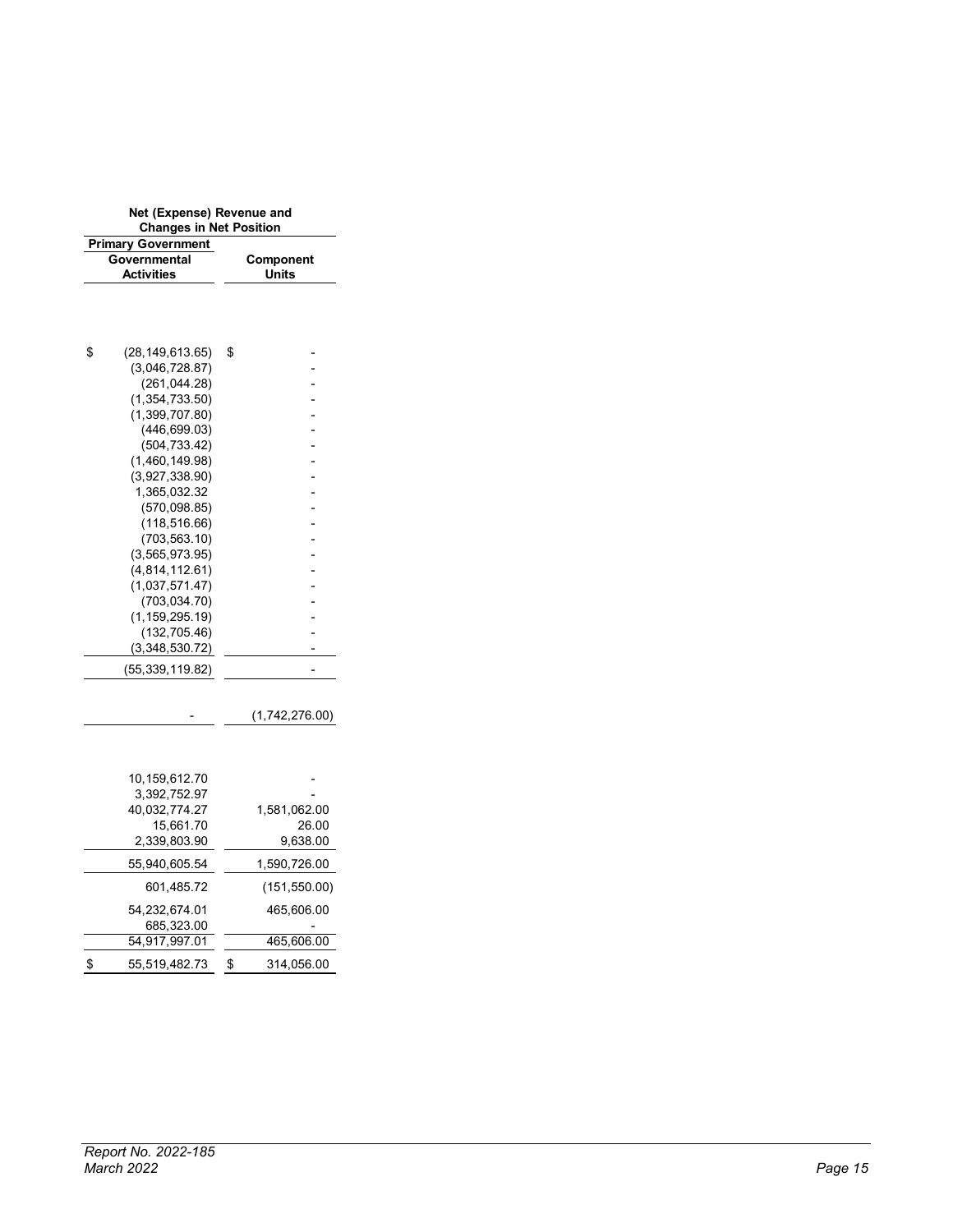| Net (Expense) Revenue and Changes in Net Position | |
|---|---|
| Primary Government | |
| Governmental Activities | Component Units |
| | |
| $ (28,149,613.65) | $ - |
| (3,046,728.87) | - |
| (261,044.28) | - |
| (1,354,733.50) | - |
| (1,399,707.80) | - |
| (446,699.03) | - |
| (504,733.42) | - |
| (1,460,149.98) | - |
| (3,927,338.90) | - |
| 1,365,032.32 | - |
| (570,098.85) | - |
| (118,516.66) | - |
| (703,563.10) | - |
| (3,565,973.95) | - |
| (4,814,112.61) | - |
| (1,037,571.47) | - |
| (703,034.70) | - |
| (1,159,295.19) | - |
| (132,705.46) | - |
| (3,348,530.72) | - |
| (55,339,119.82) | - |
| | |
| - | (1,742,276.00) |
| | |
| 10,159,612.70 | - |
| 3,392,752.97 | - |
| 40,032,774.27 | 1,581,062.00 |
| 15,661.70 | 26.00 |
| 2,339,803.90 | 9,638.00 |
| 55,940,605.54 | 1,590,726.00 |
| 601,485.72 | (151,550.00) |
| 54,232,674.01 | 465,606.00 |
| 685,323.00 | - |
| 54,917,997.01 | 465,606.00 |
| $ 55,519,482.73 | $ 314,056.00 |

*Report No. 2022-185*
*March 2022*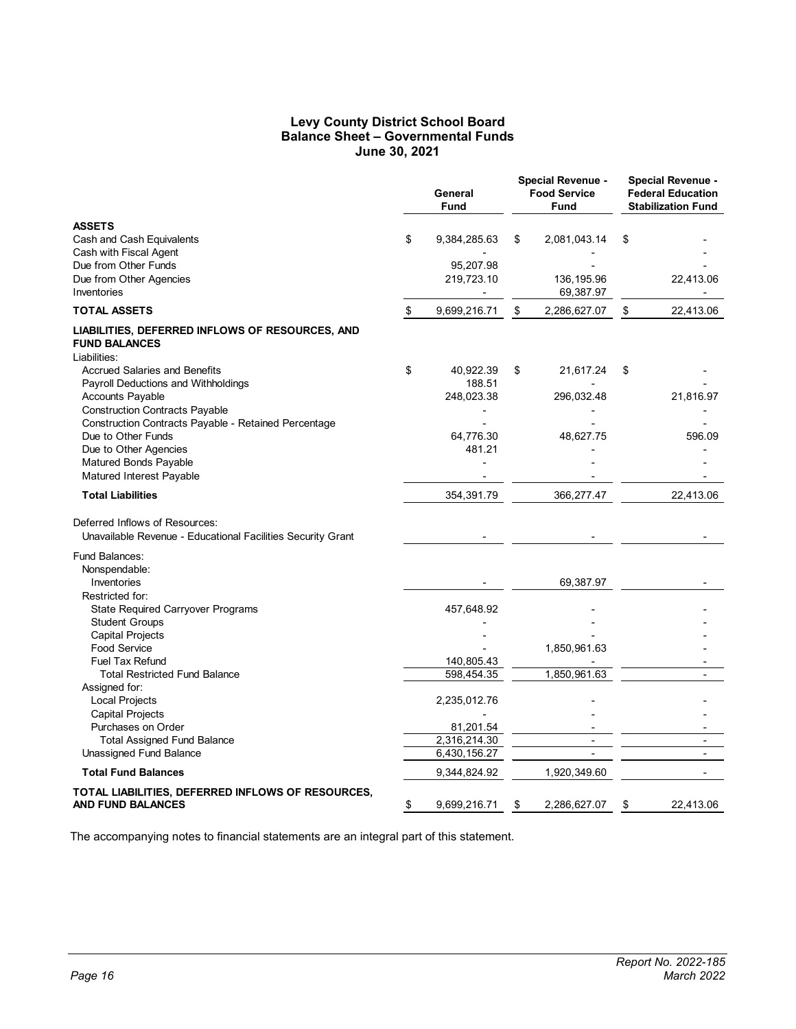# Levy County District School Board
## Balance Sheet – Governmental Funds
### June 30, 2021

| | General Fund | Special Revenue - Food Service Fund | Special Revenue - Federal Education Stabilization Fund |
|---|---|---|---|
| **ASSETS** | | | |
| Cash and Cash Equivalents | $ 9,384,285.63 | $ 2,081,043.14 | $ - |
| Cash with Fiscal Agent | - | - | - |
| Due from Other Funds | 95,207.98 | - | - |
| Due from Other Agencies | 219,723.10 | 136,195.96 | 22,413.06 |
| Inventories | - | 69,387.97 | - |
| **TOTAL ASSETS** | $ 9,699,216.71 | $ 2,286,627.07 | $ 22,413.06 |
| **LIABILITIES, DEFERRED INFLOWS OF RESOURCES, AND FUND BALANCES** | | | |
| Liabilities: | | | |
| Accrued Salaries and Benefits | $ 40,922.39 | $ 21,617.24 | $ - |
| Payroll Deductions and Withholdings | 188.51 | - | - |
| Accounts Payable | 248,023.38 | 296,032.48 | 21,816.97 |
| Construction Contracts Payable | - | - | - |
| Construction Contracts Payable - Retained Percentage | - | - | - |
| Due to Other Funds | 64,776.30 | 48,627.75 | 596.09 |
| Due to Other Agencies | 481.21 | - | - |
| Matured Bonds Payable | - | - | - |
| Matured Interest Payable | - | - | - |
| **Total Liabilities** | 354,391.79 | 366,277.47 | 22,413.06 |
| Deferred Inflows of Resources: | | | |
| Unavailable Revenue - Educational Facilities Security Grant | - | - | - |
| Fund Balances: | | | |
| Nonspendable: | | | |
| Inventories | - | 69,387.97 | - |
| Restricted for: | | | |
| State Required Carryover Programs | 457,648.92 | - | - |
| Student Groups | - | - | - |
| Capital Projects | - | - | - |
| Food Service | - | 1,850,961.63 | - |
| Fuel Tax Refund | 140,805.43 | - | - |
| Total Restricted Fund Balance | 598,454.35 | 1,850,961.63 | - |
| Assigned for: | | | |
| Local Projects | 2,235,012.76 | - | - |
| Capital Projects | - | - | - |
| Purchases on Order | 81,201.54 | - | - |
| Total Assigned Fund Balance | 2,316,214.30 | - | - |
| Unassigned Fund Balance | 6,430,156.27 | - | - |
| **Total Fund Balances** | 9,344,824.92 | 1,920,349.60 | - |
| **TOTAL LIABILITIES, DEFERRED INFLOWS OF RESOURCES, AND FUND BALANCES** | $ 9,699,216.71 | $ 2,286,627.07 | $ 22,413.06 |

The accompanying notes to financial statements are an integral part of this statement.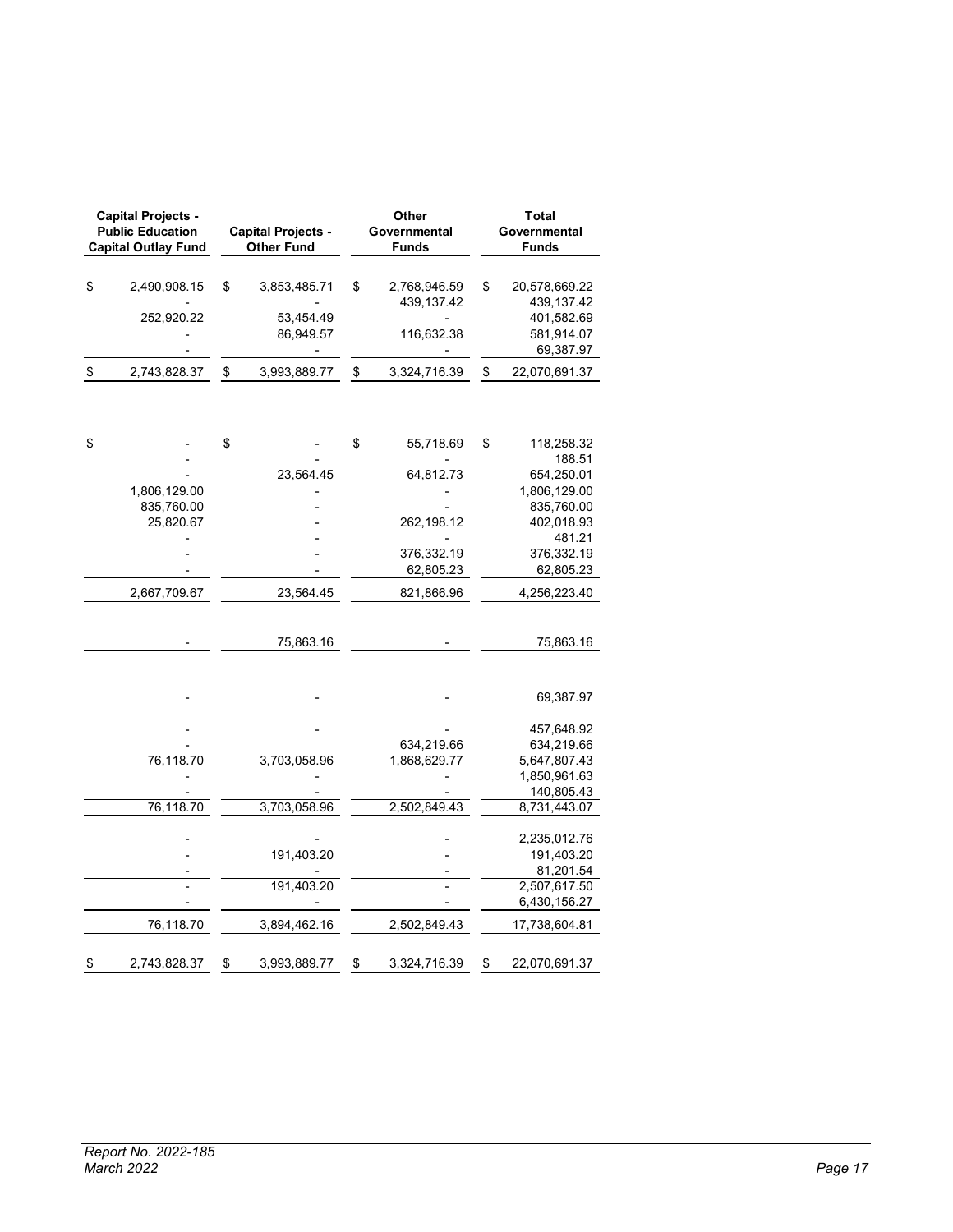| Capital Projects - Public Education Capital Outlay Fund | Capital Projects - Other Fund | Other Governmental Funds | Total Governmental Funds |
|---|---|---|---|
| $ 2,490,908.15 | $ 3,853,485.71 | $ 2,768,946.59 | $ 20,578,669.22 |
| - | - | 439,137.42 | 439,137.42 |
| 252,920.22 | 53,454.49 | - | 401,582.69 |
| - | 86,949.57 | 116,632.38 | 581,914.07 |
| - | - | - | 69,387.97 |
| $ 2,743,828.37 | $ 3,993,889.77 | $ 3,324,716.39 | $ 22,070,691.37 |
| | | | |
| $ - | $ - | $ 55,718.69 | $ 118,258.32 |
| - | - | - | 188.51 |
| - | 23,564.45 | 64,812.73 | 654,250.01 |
| 1,806,129.00 | - | - | 1,806,129.00 |
| 835,760.00 | - | - | 835,760.00 |
| 25,820.67 | - | 262,198.12 | 402,018.93 |
| - | - | - | 481.21 |
| - | - | 376,332.19 | 376,332.19 |
| - | - | 62,805.23 | 62,805.23 |
| 2,667,709.67 | 23,564.45 | 821,866.96 | 4,256,223.40 |
| | | | |
| - | 75,863.16 | - | 75,863.16 |
| | | | |
| - | - | - | 69,387.97 |
| | | | |
| - | - | - | 457,648.92 |
| - | - | 634,219.66 | 634,219.66 |
| 76,118.70 | 3,703,058.96 | 1,868,629.77 | 5,647,807.43 |
| - | - | - | 1,850,961.63 |
| - | - | - | 140,805.43 |
| 76,118.70 | 3,703,058.96 | 2,502,849.43 | 8,731,443.07 |
| | | | |
| - | - | - | 2,235,012.76 |
| - | 191,403.20 | - | 191,403.20 |
| - | - | - | 81,201.54 |
| - | 191,403.20 | - | 2,507,617.50 |
| - | - | - | 6,430,156.27 |
| 76,118.70 | 3,894,462.16 | 2,502,849.43 | 17,738,604.81 |
| | | | |
| $ 2,743,828.37 | $ 3,993,889.77 | $ 3,324,716.39 | $ 22,070,691.37 |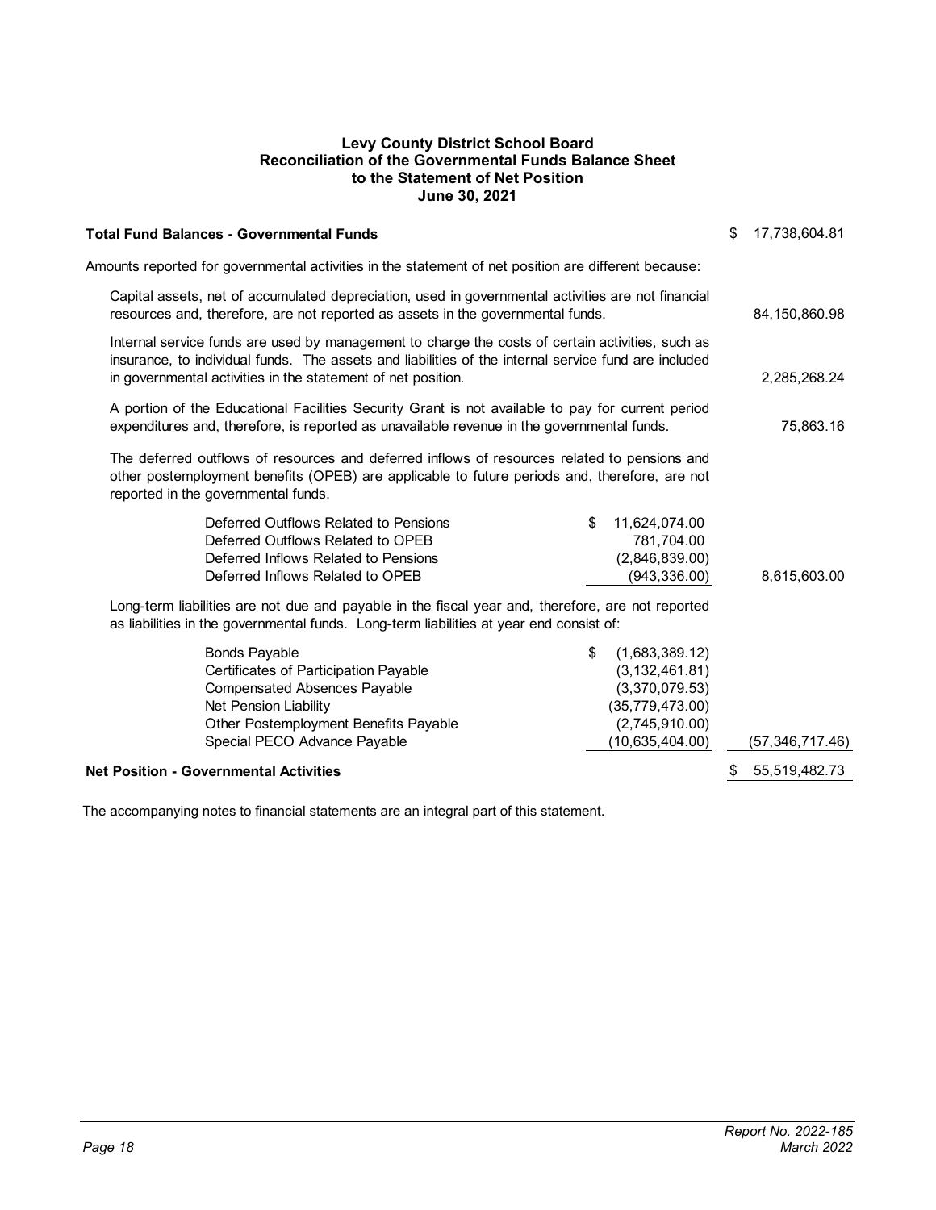# Levy County District School Board
## Reconciliation of the Governmental Funds Balance Sheet to the Statement of Net Position
### June 30, 2021

| | | |
|---|---|---|
| **Total Fund Balances - Governmental Funds** | | $ 17,738,604.81 |
| Amounts reported for governmental activities in the statement of net position are different because: | | |
| Capital assets, net of accumulated depreciation, used in governmental activities are not financial resources and, therefore, are not reported as assets in the governmental funds. | | 84,150,860.98 |
| Internal service funds are used by management to charge the costs of certain activities, such as insurance, to individual funds. The assets and liabilities of the internal service fund are included in governmental activities in the statement of net position. | | 2,285,268.24 |
| A portion of the Educational Facilities Security Grant is not available to pay for current period expenditures and, therefore, is reported as unavailable revenue in the governmental funds. | | 75,863.16 |
| The deferred outflows of resources and deferred inflows of resources related to pensions and other postemployment benefits (OPEB) are applicable to future periods and, therefore, are not reported in the governmental funds. | | |
| Deferred Outflows Related to Pensions | $ 11,624,074.00 | |
| Deferred Outflows Related to OPEB | 781,704.00 | |
| Deferred Inflows Related to Pensions | (2,846,839.00) | |
| Deferred Inflows Related to OPEB | (943,336.00) | 8,615,603.00 |
| Long-term liabilities are not due and payable in the fiscal year and, therefore, are not reported as liabilities in the governmental funds. Long-term liabilities at year end consist of: | | |
| Bonds Payable | $ (1,683,389.12) | |
| Certificates of Participation Payable | (3,132,461.81) | |
| Compensated Absences Payable | (3,370,079.53) | |
| Net Pension Liability | (35,779,473.00) | |
| Other Postemployment Benefits Payable | (2,745,910.00) | |
| Special PECO Advance Payable | (10,635,404.00) | (57,346,717.46) |
| **Net Position - Governmental Activities** | | $ 55,519,482.73 |

The accompanying notes to financial statements are an integral part of this statement.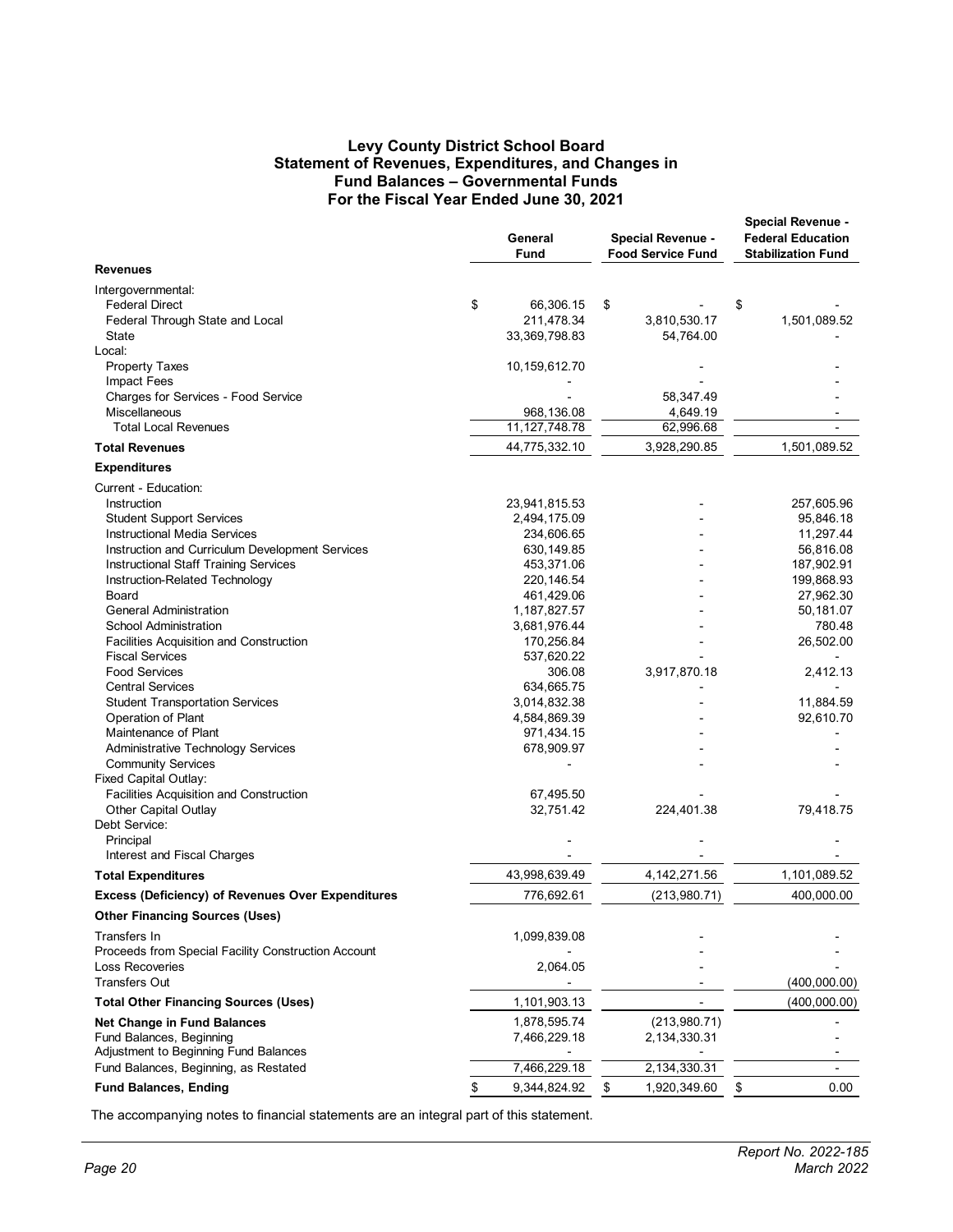# Levy County District School Board
## Statement of Revenues, Expenditures, and Changes in Fund Balances – Governmental Funds
### For the Fiscal Year Ended June 30, 2021

| | General Fund | Special Revenue - Food Service Fund | Special Revenue - Federal Education Stabilization Fund |
|---|---|---|---|
| **Revenues** | | | |
| Intergovernmental: | | | |
| Federal Direct | $ 66,306.15 | $ - | $ - |
| Federal Through State and Local | 211,478.34 | 3,810,530.17 | 1,501,089.52 |
| State | 33,369,798.83 | 54,764.00 | - |
| Local: | | | |
| Property Taxes | 10,159,612.70 | - | - |
| Impact Fees | - | - | - |
| Charges for Services - Food Service | - | 58,347.49 | - |
| Miscellaneous | 968,136.08 | 4,649.19 | - |
| Total Local Revenues | 11,127,748.78 | 62,996.68 | - |
| **Total Revenues** | 44,775,332.10 | 3,928,290.85 | 1,501,089.52 |
| **Expenditures** | | | |
| Current - Education: | | | |
| Instruction | 23,941,815.53 | - | 257,605.96 |
| Student Support Services | 2,494,175.09 | - | 95,846.18 |
| Instructional Media Services | 234,606.65 | - | 11,297.44 |
| Instruction and Curriculum Development Services | 630,149.85 | - | 56,816.08 |
| Instructional Staff Training Services | 453,371.06 | - | 187,902.91 |
| Instruction-Related Technology | 220,146.54 | - | 199,868.93 |
| Board | 461,429.06 | - | 27,962.30 |
| General Administration | 1,187,827.57 | - | 50,181.07 |
| School Administration | 3,681,976.44 | - | 780.48 |
| Facilities Acquisition and Construction | 170,256.84 | - | 26,502.00 |
| Fiscal Services | 537,620.22 | - | - |
| Food Services | 306.08 | 3,917,870.18 | 2,412.13 |
| Central Services | 634,665.75 | - | - |
| Student Transportation Services | 3,014,832.38 | - | 11,884.59 |
| Operation of Plant | 4,584,869.39 | - | 92,610.70 |
| Maintenance of Plant | 971,434.15 | - | - |
| Administrative Technology Services | 678,909.97 | - | - |
| Community Services | - | - | - |
| Fixed Capital Outlay: | | | |
| Facilities Acquisition and Construction | 67,495.50 | - | - |
| Other Capital Outlay | 32,751.42 | 224,401.38 | 79,418.75 |
| Debt Service: | | | |
| Principal | - | - | - |
| Interest and Fiscal Charges | - | - | - |
| **Total Expenditures** | 43,998,639.49 | 4,142,271.56 | 1,101,089.52 |
| **Excess (Deficiency) of Revenues Over Expenditures** | 776,692.61 | (213,980.71) | 400,000.00 |
| **Other Financing Sources (Uses)** | | | |
| Transfers In | 1,099,839.08 | - | - |
| Proceeds from Special Facility Construction Account | - | - | - |
| Loss Recoveries | 2,064.05 | - | - |
| Transfers Out | - | - | (400,000.00) |
| **Total Other Financing Sources (Uses)** | 1,101,903.13 | - | (400,000.00) |
| **Net Change in Fund Balances** | 1,878,595.74 | (213,980.71) | - |
| Fund Balances, Beginning | 7,466,229.18 | 2,134,330.31 | - |
| Adjustment to Beginning Fund Balances | - | - | - |
| Fund Balances, Beginning, as Restated | 7,466,229.18 | 2,134,330.31 | - |
| **Fund Balances, Ending** | $ 9,344,824.92 | $ 1,920,349.60 | $ 0.00 |

The accompanying notes to financial statements are an integral part of this statement.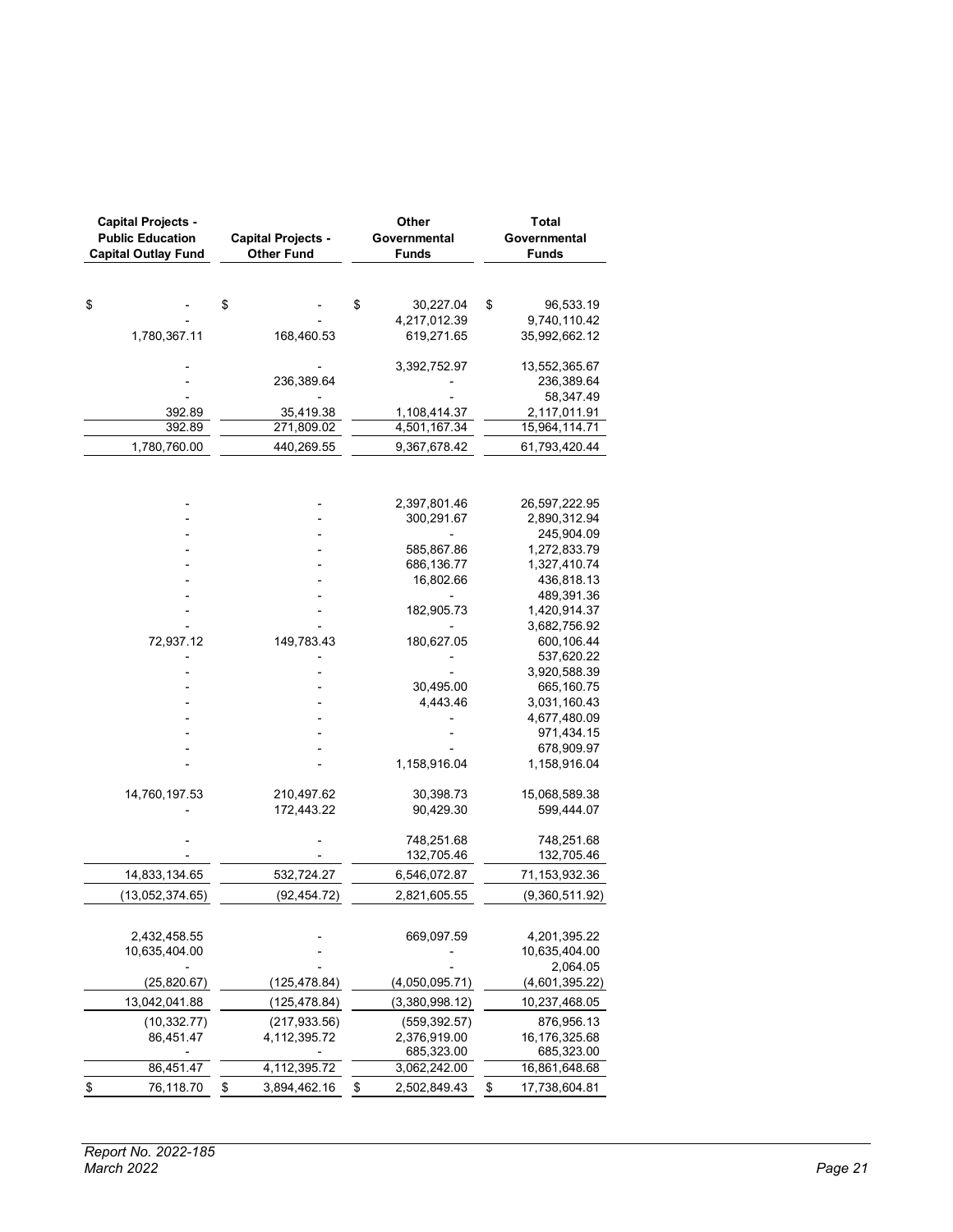| Capital Projects - Public Education Capital Outlay Fund | Capital Projects - Other Fund | Other Governmental Funds | Total Governmental Funds |
|---|---|---|---|
| $ - | $ - | $ 30,227.04 | $ 96,533.19 |
| - | - | 4,217,012.39 | 9,740,110.42 |
| 1,780,367.11 | 168,460.53 | 619,271.65 | 35,992,662.12 |
| | | | |
| - | - | 3,392,752.97 | 13,552,365.67 |
| - | 236,389.64 | - | 236,389.64 |
| - | - | - | 58,347.49 |
| 392.89 | 35,419.38 | 1,108,414.37 | 2,117,011.91 |
| 392.89 | 271,809.02 | 4,501,167.34 | 15,964,114.71 |
| 1,780,760.00 | 440,269.55 | 9,367,678.42 | 61,793,420.44 |
| | | | |
| - | - | 2,397,801.46 | 26,597,222.95 |
| - | - | 300,291.67 | 2,890,312.94 |
| - | - | - | 245,904.09 |
| - | - | 585,867.86 | 1,272,833.79 |
| - | - | 686,136.77 | 1,327,410.74 |
| - | - | 16,802.66 | 436,818.13 |
| - | - | - | 489,391.36 |
| - | - | 182,905.73 | 1,420,914.37 |
| - | - | - | 3,682,756.92 |
| 72,937.12 | 149,783.43 | 180,627.05 | 600,106.44 |
| - | - | - | 537,620.22 |
| - | - | - | 3,920,588.39 |
| - | - | 30,495.00 | 665,160.75 |
| - | - | 4,443.46 | 3,031,160.43 |
| - | - | - | 4,677,480.09 |
| - | - | - | 971,434.15 |
| - | - | - | 678,909.97 |
| - | - | 1,158,916.04 | 1,158,916.04 |
| | | | |
| 14,760,197.53 | 210,497.62 | 30,398.73 | 15,068,589.38 |
| - | 172,443.22 | 90,429.30 | 599,444.07 |
| | | | |
| - | - | 748,251.68 | 748,251.68 |
| - | - | 132,705.46 | 132,705.46 |
| 14,833,134.65 | 532,724.27 | 6,546,072.87 | 71,153,932.36 |
| (13,052,374.65) | (92,454.72) | 2,821,605.55 | (9,360,511.92) |
| | | | |
| 2,432,458.55 | - | 669,097.59 | 4,201,395.22 |
| 10,635,404.00 | - | - | 10,635,404.00 |
| - | - | - | 2,064.05 |
| (25,820.67) | (125,478.84) | (4,050,095.71) | (4,601,395.22) |
| 13,042,041.88 | (125,478.84) | (3,380,998.12) | 10,237,468.05 |
| (10,332.77) | (217,933.56) | (559,392.57) | 876,956.13 |
| 86,451.47 | 4,112,395.72 | 2,376,919.00 | 16,176,325.68 |
| - | - | 685,323.00 | 685,323.00 |
| 86,451.47 | 4,112,395.72 | 3,062,242.00 | 16,861,648.68 |
| $ 76,118.70 | $ 3,894,462.16 | $ 2,502,849.43 | $ 17,738,604.81 |

*Report No. 2022-185*
*March 2022*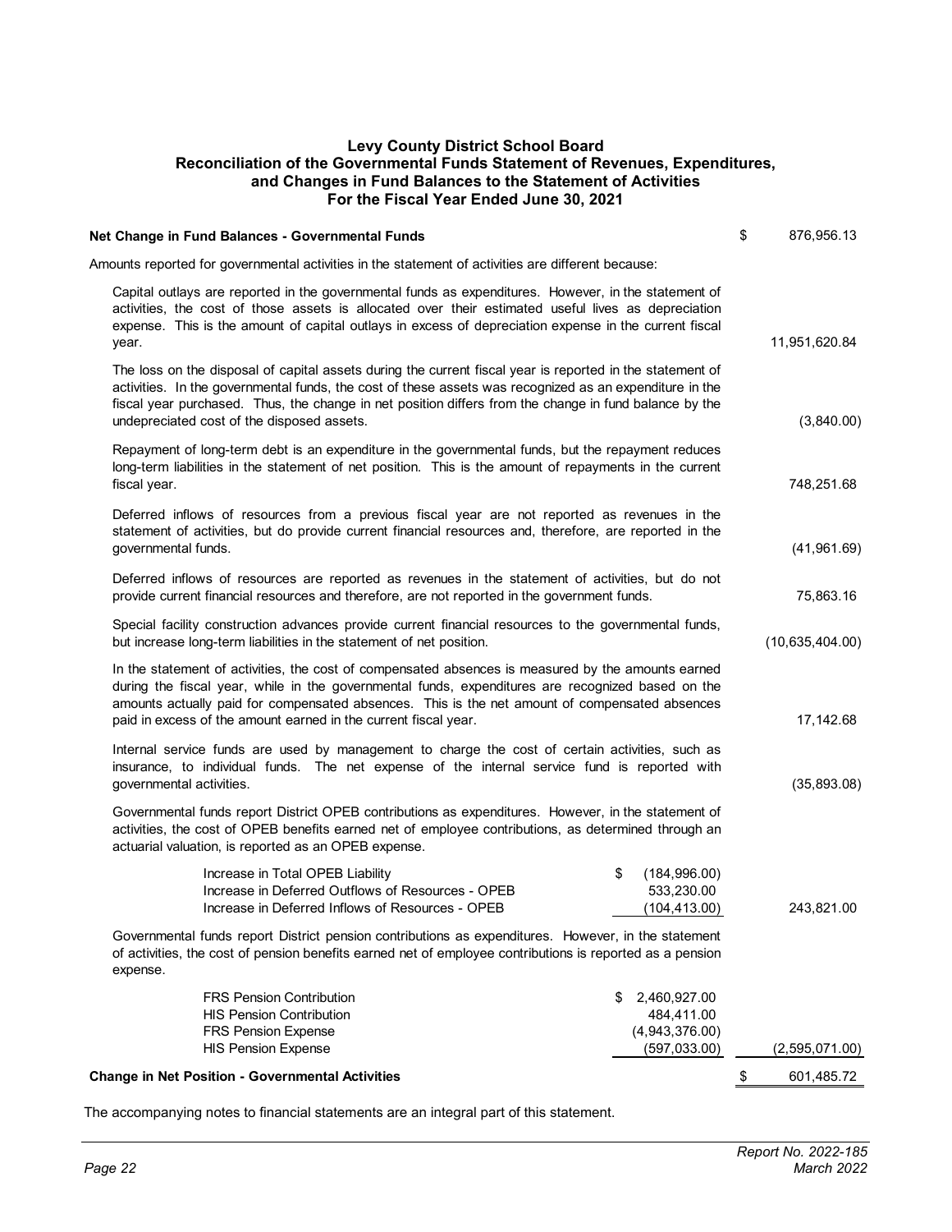# Levy County District School Board
## Reconciliation of the Governmental Funds Statement of Revenues, Expenditures, and Changes in Fund Balances to the Statement of Activities
### For the Fiscal Year Ended June 30, 2021

| | | |
|---|---|---|
| **Net Change in Fund Balances - Governmental Funds** | | $ 876,956.13 |
| Amounts reported for governmental activities in the statement of activities are different because: | | |
| Capital outlays are reported in the governmental funds as expenditures. However, in the statement of activities, the cost of those assets is allocated over their estimated useful lives as depreciation expense. This is the amount of capital outlays in excess of depreciation expense in the current fiscal year. | | 11,951,620.84 |
| The loss on the disposal of capital assets during the current fiscal year is reported in the statement of activities. In the governmental funds, the cost of these assets was recognized as an expenditure in the fiscal year purchased. Thus, the change in net position differs from the change in fund balance by the undepreciated cost of the disposed assets. | | (3,840.00) |
| Repayment of long-term debt is an expenditure in the governmental funds, but the repayment reduces long-term liabilities in the statement of net position. This is the amount of repayments in the current fiscal year. | | 748,251.68 |
| Deferred inflows of resources from a previous fiscal year are not reported as revenues in the statement of activities, but do provide current financial resources and, therefore, are reported in the governmental funds. | | (41,961.69) |
| Deferred inflows of resources are reported as revenues in the statement of activities, but do not provide current financial resources and therefore, are not reported in the government funds. | | 75,863.16 |
| Special facility construction advances provide current financial resources to the governmental funds, but increase long-term liabilities in the statement of net position. | | (10,635,404.00) |
| In the statement of activities, the cost of compensated absences is measured by the amounts earned during the fiscal year, while in the governmental funds, expenditures are recognized based on the amounts actually paid for compensated absences. This is the net amount of compensated absences paid in excess of the amount earned in the current fiscal year. | | 17,142.68 |
| Internal service funds are used by management to charge the cost of certain activities, such as insurance, to individual funds. The net expense of the internal service fund is reported with governmental activities. | | (35,893.08) |
| Governmental funds report District OPEB contributions as expenditures. However, in the statement of activities, the cost of OPEB benefits earned net of employee contributions, as determined through an actuarial valuation, is reported as an OPEB expense. | | |
| Increase in Total OPEB Liability | $ (184,996.00) | |
| Increase in Deferred Outflows of Resources - OPEB | 533,230.00 | |
| Increase in Deferred Inflows of Resources - OPEB | (104,413.00) | 243,821.00 |
| Governmental funds report District pension contributions as expenditures. However, in the statement of activities, the cost of pension benefits earned net of employee contributions is reported as a pension expense. | | |
| FRS Pension Contribution | $ 2,460,927.00 | |
| HIS Pension Contribution | 484,411.00 | |
| FRS Pension Expense | (4,943,376.00) | |
| HIS Pension Expense | (597,033.00) | (2,595,071.00) |
| **Change in Net Position - Governmental Activities** | | $ 601,485.72 |

The accompanying notes to financial statements are an integral part of this statement.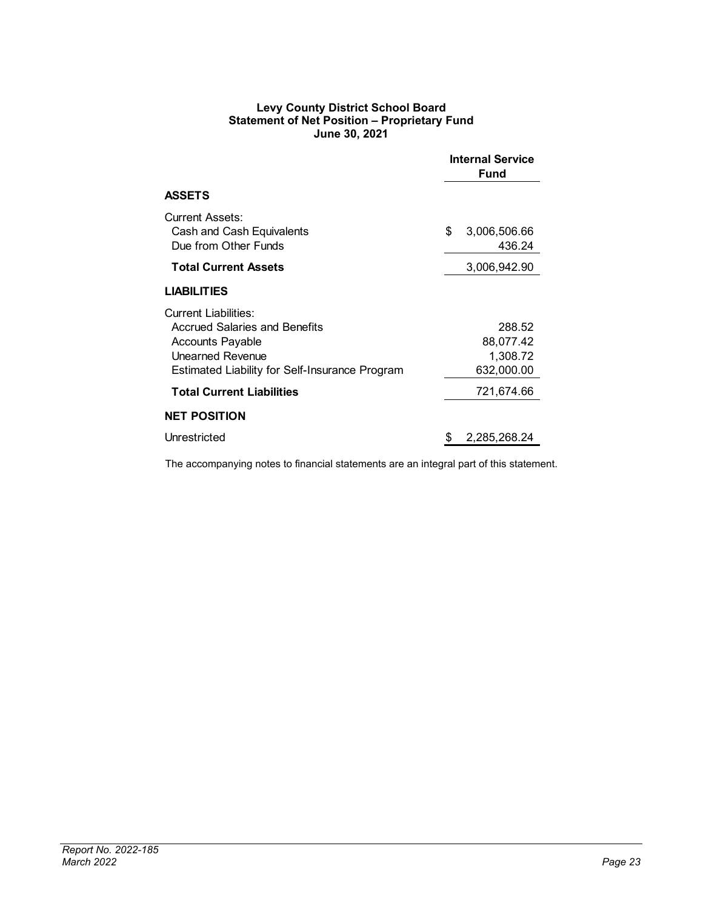# Levy County District School Board
## Statement of Net Position – Proprietary Fund
### June 30, 2021

| | Internal Service Fund |
|---|---|
| **ASSETS** | |
| Current Assets: | |
| Cash and Cash Equivalents | $ 3,006,506.66 |
| Due from Other Funds | 436.24 |
| **Total Current Assets** | 3,006,942.90 |
| **LIABILITIES** | |
| Current Liabilities: | |
| Accrued Salaries and Benefits | 288.52 |
| Accounts Payable | 88,077.42 |
| Unearned Revenue | 1,308.72 |
| Estimated Liability for Self-Insurance Program | 632,000.00 |
| **Total Current Liabilities** | 721,674.66 |
| **NET POSITION** | |
| Unrestricted | $ 2,285,268.24 |

The accompanying notes to financial statements are an integral part of this statement.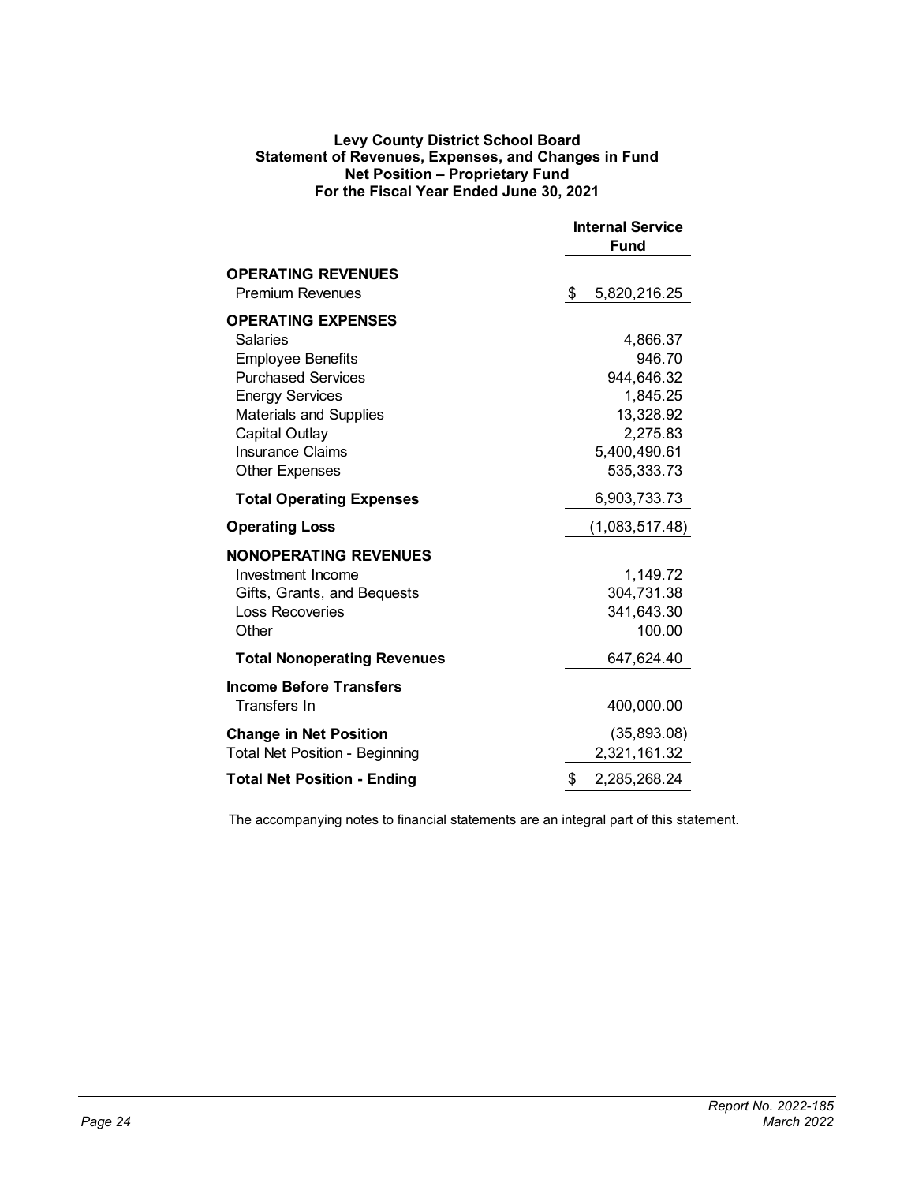**Levy County District School Board**
**Statement of Revenues, Expenses, and Changes in Fund Net Position – Proprietary Fund**
**For the Fiscal Year Ended June 30, 2021**

| | Internal Service Fund |
|---|---|
| **OPERATING REVENUES** | |
| Premium Revenues | $ 5,820,216.25 |
| **OPERATING EXPENSES** | |
| Salaries | 4,866.37 |
| Employee Benefits | 946.70 |
| Purchased Services | 944,646.32 |
| Energy Services | 1,845.25 |
| Materials and Supplies | 13,328.92 |
| Capital Outlay | 2,275.83 |
| Insurance Claims | 5,400,490.61 |
| Other Expenses | 535,333.73 |
| **Total Operating Expenses** | 6,903,733.73 |
| **Operating Loss** | (1,083,517.48) |
| **NONOPERATING REVENUES** | |
| Investment Income | 1,149.72 |
| Gifts, Grants, and Bequests | 304,731.38 |
| Loss Recoveries | 341,643.30 |
| Other | 100.00 |
| **Total Nonoperating Revenues** | 647,624.40 |
| **Income Before Transfers** | |
| Transfers In | 400,000.00 |
| **Change in Net Position** | (35,893.08) |
| Total Net Position - Beginning | 2,321,161.32 |
| **Total Net Position - Ending** | $ 2,285,268.24 |

The accompanying notes to financial statements are an integral part of this statement.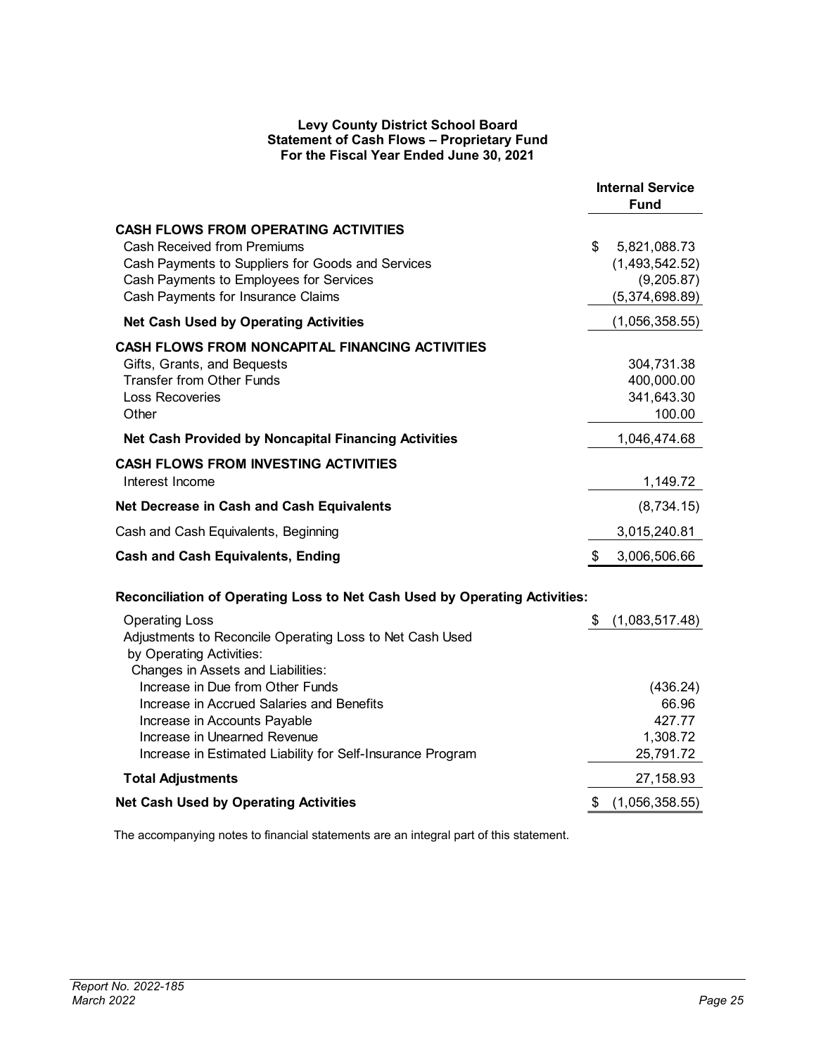**Levy County District School Board**
**Statement of Cash Flows – Proprietary Fund**
**For the Fiscal Year Ended June 30, 2021**

| | Internal Service Fund |
|---|---|
| **CASH FLOWS FROM OPERATING ACTIVITIES** | |
| Cash Received from Premiums | $ 5,821,088.73 |
| Cash Payments to Suppliers for Goods and Services | (1,493,542.52) |
| Cash Payments to Employees for Services | (9,205.87) |
| Cash Payments for Insurance Claims | (5,374,698.89) |
| **Net Cash Used by Operating Activities** | (1,056,358.55) |
| **CASH FLOWS FROM NONCAPITAL FINANCING ACTIVITIES** | |
| Gifts, Grants, and Bequests | 304,731.38 |
| Transfer from Other Funds | 400,000.00 |
| Loss Recoveries | 341,643.30 |
| Other | 100.00 |
| **Net Cash Provided by Noncapital Financing Activities** | 1,046,474.68 |
| **CASH FLOWS FROM INVESTING ACTIVITIES** | |
| Interest Income | 1,149.72 |
| **Net Decrease in Cash and Cash Equivalents** | (8,734.15) |
| Cash and Cash Equivalents, Beginning | 3,015,240.81 |
| **Cash and Cash Equivalents, Ending** | $ 3,006,506.66 |
| | |
| **Reconciliation of Operating Loss to Net Cash Used by Operating Activities:** | |
| Operating Loss | $ (1,083,517.48) |
| Adjustments to Reconcile Operating Loss to Net Cash Used by Operating Activities: | |
| Changes in Assets and Liabilities: | |
| Increase in Due from Other Funds | (436.24) |
| Increase in Accrued Salaries and Benefits | 66.96 |
| Increase in Accounts Payable | 427.77 |
| Increase in Unearned Revenue | 1,308.72 |
| Increase in Estimated Liability for Self-Insurance Program | 25,791.72 |
| **Total Adjustments** | 27,158.93 |
| **Net Cash Used by Operating Activities** | $ (1,056,358.55) |

The accompanying notes to financial statements are an integral part of this statement.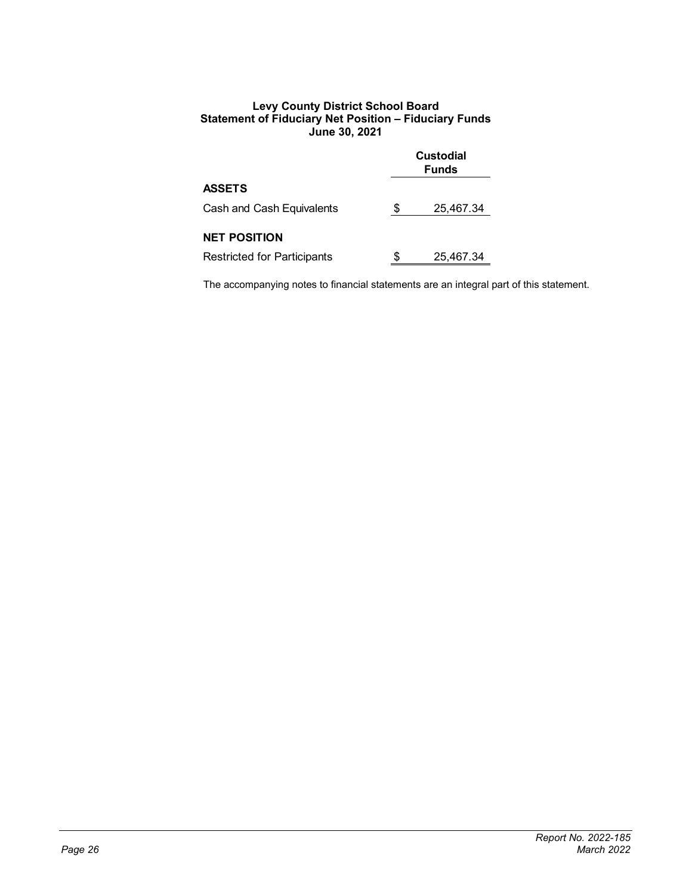**Levy County District School Board**
**Statement of Fiduciary Net Position – Fiduciary Funds**
**June 30, 2021**

| | Custodial Funds |
|---|---|
| **ASSETS** | |
| Cash and Cash Equivalents | $ 25,467.34 |
| **NET POSITION** | |
| Restricted for Participants | $ 25,467.34 |

The accompanying notes to financial statements are an integral part of this statement.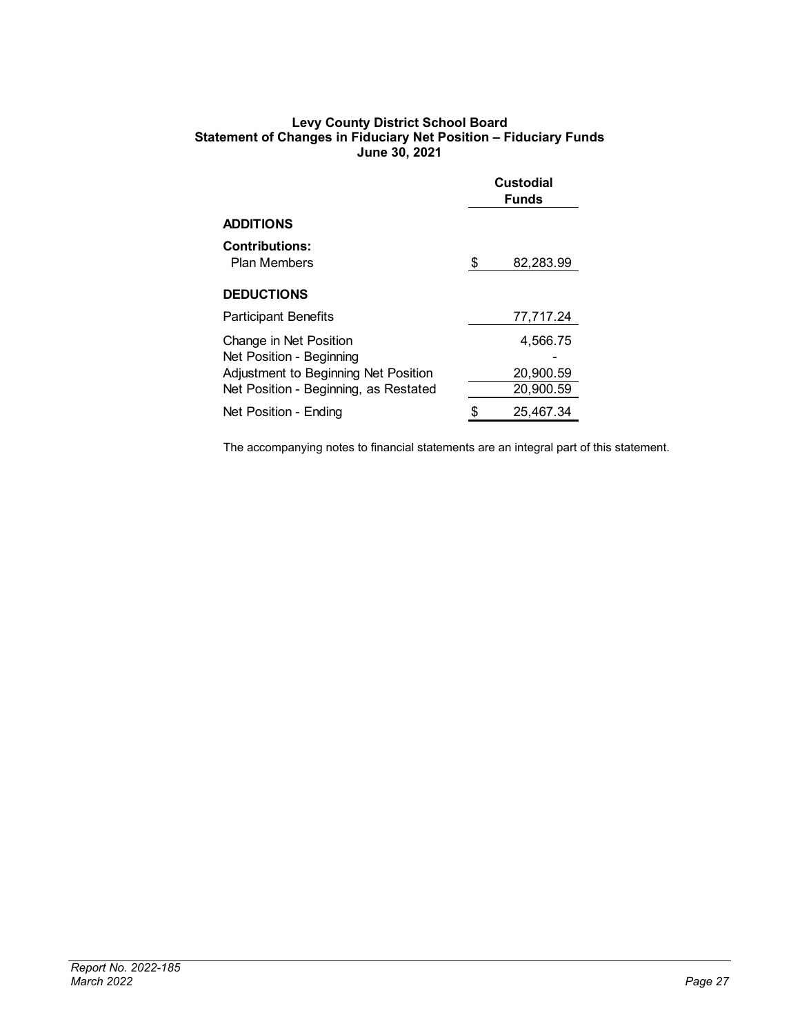**Levy County District School Board**
**Statement of Changes in Fiduciary Net Position – Fiduciary Funds**
**June 30, 2021**

| | Custodial Funds |
|---|---|
| **ADDITIONS** | |
| **Contributions:** | |
| Plan Members | $ 82,283.99 |
| **DEDUCTIONS** | |
| Participant Benefits | 77,717.24 |
| Change in Net Position | 4,566.75 |
| Net Position - Beginning | - |
| Adjustment to Beginning Net Position | 20,900.59 |
| Net Position - Beginning, as Restated | 20,900.59 |
| Net Position - Ending | $ 25,467.34 |

The accompanying notes to financial statements are an integral part of this statement.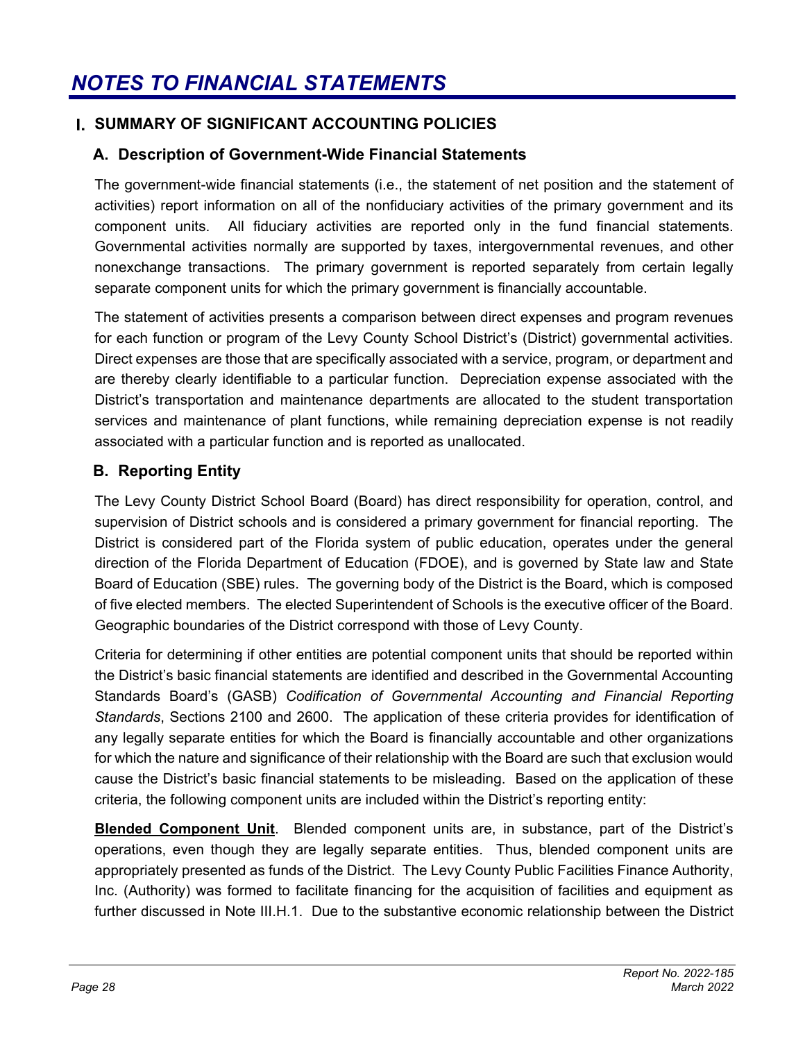# NOTES TO FINANCIAL STATEMENTS

## I. SUMMARY OF SIGNIFICANT ACCOUNTING POLICIES

### A. Description of Government-Wide Financial Statements

The government-wide financial statements (i.e., the statement of net position and the statement of activities) report information on all of the nonfiduciary activities of the primary government and its component units. All fiduciary activities are reported only in the fund financial statements. Governmental activities normally are supported by taxes, intergovernmental revenues, and other nonexchange transactions. The primary government is reported separately from certain legally separate component units for which the primary government is financially accountable.

The statement of activities presents a comparison between direct expenses and program revenues for each function or program of the Levy County School District's (District) governmental activities. Direct expenses are those that are specifically associated with a service, program, or department and are thereby clearly identifiable to a particular function. Depreciation expense associated with the District's transportation and maintenance departments are allocated to the student transportation services and maintenance of plant functions, while remaining depreciation expense is not readily associated with a particular function and is reported as unallocated.

### B. Reporting Entity

The Levy County District School Board (Board) has direct responsibility for operation, control, and supervision of District schools and is considered a primary government for financial reporting. The District is considered part of the Florida system of public education, operates under the general direction of the Florida Department of Education (FDOE), and is governed by State law and State Board of Education (SBE) rules. The governing body of the District is the Board, which is composed of five elected members. The elected Superintendent of Schools is the executive officer of the Board. Geographic boundaries of the District correspond with those of Levy County.

Criteria for determining if other entities are potential component units that should be reported within the District's basic financial statements are identified and described in the Governmental Accounting Standards Board's (GASB) *Codification of Governmental Accounting and Financial Reporting Standards*, Sections 2100 and 2600. The application of these criteria provides for identification of any legally separate entities for which the Board is financially accountable and other organizations for which the nature and significance of their relationship with the Board are such that exclusion would cause the District's basic financial statements to be misleading. Based on the application of these criteria, the following component units are included within the District's reporting entity:

**Blended Component Unit**. Blended component units are, in substance, part of the District's operations, even though they are legally separate entities. Thus, blended component units are appropriately presented as funds of the District. The Levy County Public Facilities Finance Authority, Inc. (Authority) was formed to facilitate financing for the acquisition of facilities and equipment as further discussed in Note III.H.1. Due to the substantive economic relationship between the District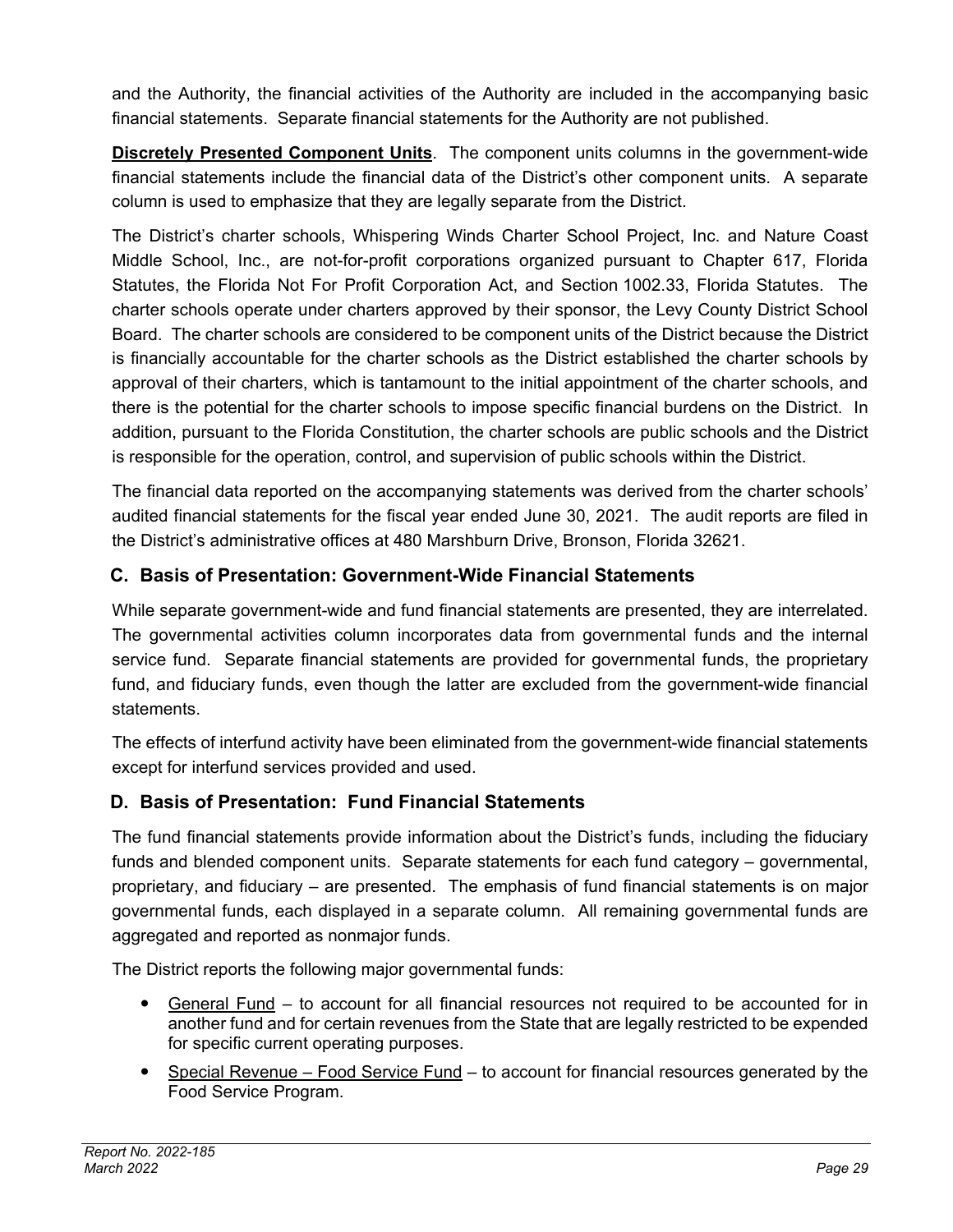and the Authority, the financial activities of the Authority are included in the accompanying basic financial statements. Separate financial statements for the Authority are not published.

**Discretely Presented Component Units**. The component units columns in the government-wide financial statements include the financial data of the District's other component units. A separate column is used to emphasize that they are legally separate from the District.

The District's charter schools, Whispering Winds Charter School Project, Inc. and Nature Coast Middle School, Inc., are not-for-profit corporations organized pursuant to Chapter 617, Florida Statutes, the Florida Not For Profit Corporation Act, and Section 1002.33, Florida Statutes. The charter schools operate under charters approved by their sponsor, the Levy County District School Board. The charter schools are considered to be component units of the District because the District is financially accountable for the charter schools as the District established the charter schools by approval of their charters, which is tantamount to the initial appointment of the charter schools, and there is the potential for the charter schools to impose specific financial burdens on the District. In addition, pursuant to the Florida Constitution, the charter schools are public schools and the District is responsible for the operation, control, and supervision of public schools within the District.

The financial data reported on the accompanying statements was derived from the charter schools' audited financial statements for the fiscal year ended June 30, 2021. The audit reports are filed in the District's administrative offices at 480 Marshburn Drive, Bronson, Florida 32621.

## C. Basis of Presentation: Government-Wide Financial Statements

While separate government-wide and fund financial statements are presented, they are interrelated. The governmental activities column incorporates data from governmental funds and the internal service fund. Separate financial statements are provided for governmental funds, the proprietary fund, and fiduciary funds, even though the latter are excluded from the government-wide financial statements.

The effects of interfund activity have been eliminated from the government-wide financial statements except for interfund services provided and used.

## D. Basis of Presentation: Fund Financial Statements

The fund financial statements provide information about the District's funds, including the fiduciary funds and blended component units. Separate statements for each fund category – governmental, proprietary, and fiduciary – are presented. The emphasis of fund financial statements is on major governmental funds, each displayed in a separate column. All remaining governmental funds are aggregated and reported as nonmajor funds.

The District reports the following major governmental funds:

- General Fund – to account for all financial resources not required to be accounted for in another fund and for certain revenues from the State that are legally restricted to be expended for specific current operating purposes.
- Special Revenue – Food Service Fund – to account for financial resources generated by the Food Service Program.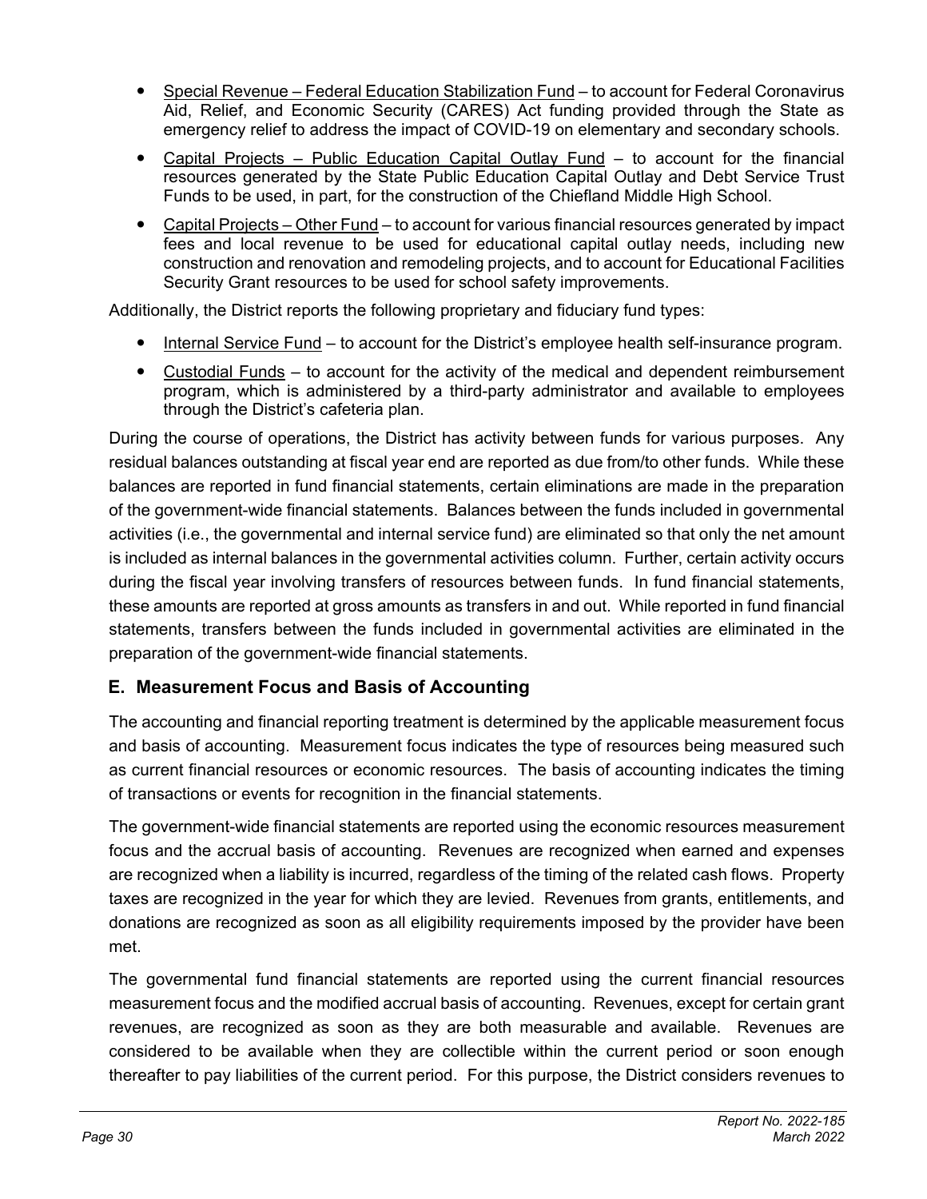- Special Revenue – Federal Education Stabilization Fund – to account for Federal Coronavirus Aid, Relief, and Economic Security (CARES) Act funding provided through the State as emergency relief to address the impact of COVID-19 on elementary and secondary schools.
- Capital Projects – Public Education Capital Outlay Fund – to account for the financial resources generated by the State Public Education Capital Outlay and Debt Service Trust Funds to be used, in part, for the construction of the Chiefland Middle High School.
- Capital Projects – Other Fund – to account for various financial resources generated by impact fees and local revenue to be used for educational capital outlay needs, including new construction and renovation and remodeling projects, and to account for Educational Facilities Security Grant resources to be used for school safety improvements.

Additionally, the District reports the following proprietary and fiduciary fund types:

- Internal Service Fund – to account for the District's employee health self-insurance program.
- Custodial Funds – to account for the activity of the medical and dependent reimbursement program, which is administered by a third-party administrator and available to employees through the District's cafeteria plan.

During the course of operations, the District has activity between funds for various purposes. Any residual balances outstanding at fiscal year end are reported as due from/to other funds. While these balances are reported in fund financial statements, certain eliminations are made in the preparation of the government-wide financial statements. Balances between the funds included in governmental activities (i.e., the governmental and internal service fund) are eliminated so that only the net amount is included as internal balances in the governmental activities column. Further, certain activity occurs during the fiscal year involving transfers of resources between funds. In fund financial statements, these amounts are reported at gross amounts as transfers in and out. While reported in fund financial statements, transfers between the funds included in governmental activities are eliminated in the preparation of the government-wide financial statements.

## E. Measurement Focus and Basis of Accounting

The accounting and financial reporting treatment is determined by the applicable measurement focus and basis of accounting. Measurement focus indicates the type of resources being measured such as current financial resources or economic resources. The basis of accounting indicates the timing of transactions or events for recognition in the financial statements.

The government-wide financial statements are reported using the economic resources measurement focus and the accrual basis of accounting. Revenues are recognized when earned and expenses are recognized when a liability is incurred, regardless of the timing of the related cash flows. Property taxes are recognized in the year for which they are levied. Revenues from grants, entitlements, and donations are recognized as soon as all eligibility requirements imposed by the provider have been met.

The governmental fund financial statements are reported using the current financial resources measurement focus and the modified accrual basis of accounting. Revenues, except for certain grant revenues, are recognized as soon as they are both measurable and available. Revenues are considered to be available when they are collectible within the current period or soon enough thereafter to pay liabilities of the current period. For this purpose, the District considers revenues to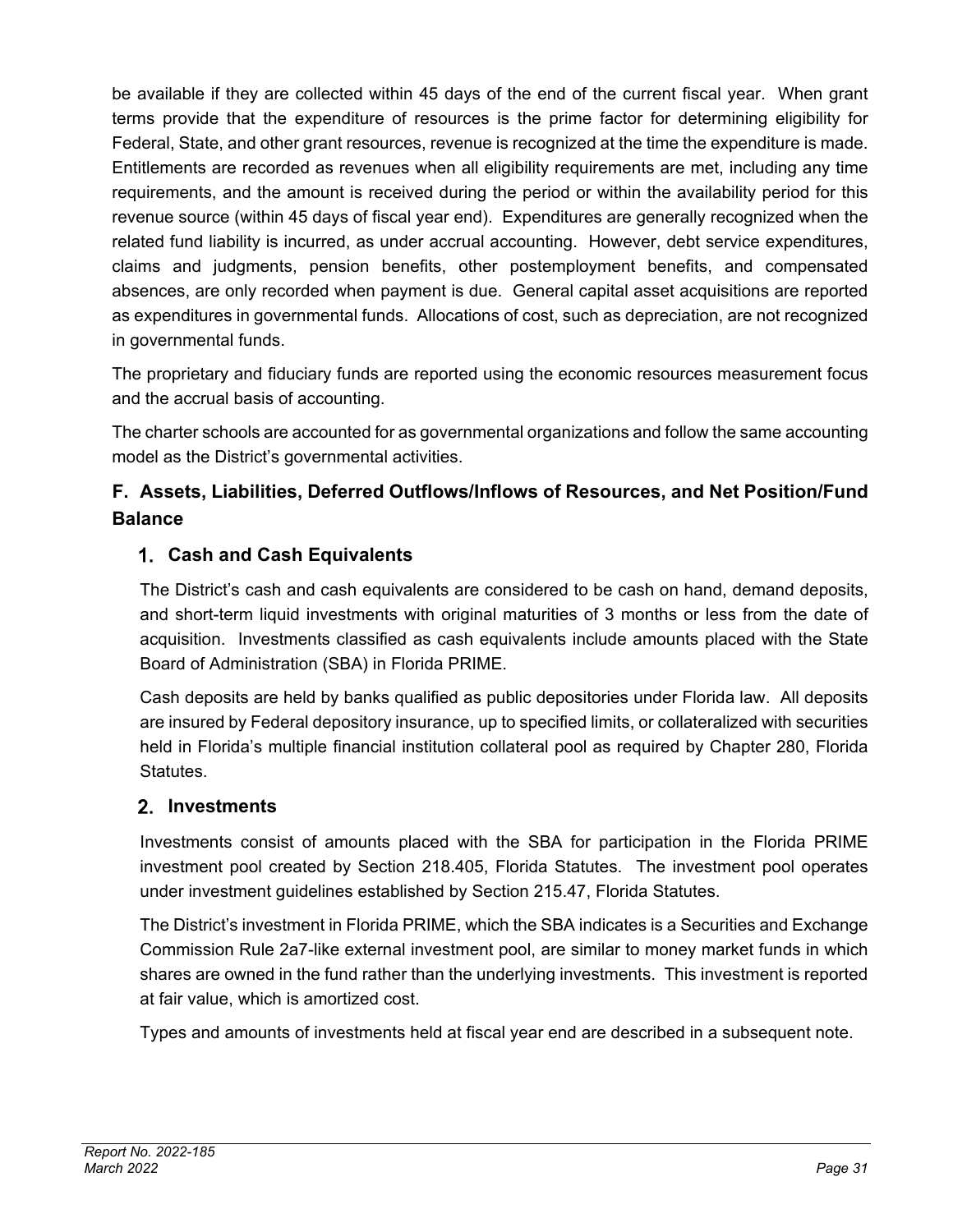be available if they are collected within 45 days of the end of the current fiscal year. When grant terms provide that the expenditure of resources is the prime factor for determining eligibility for Federal, State, and other grant resources, revenue is recognized at the time the expenditure is made. Entitlements are recorded as revenues when all eligibility requirements are met, including any time requirements, and the amount is received during the period or within the availability period for this revenue source (within 45 days of fiscal year end). Expenditures are generally recognized when the related fund liability is incurred, as under accrual accounting. However, debt service expenditures, claims and judgments, pension benefits, other postemployment benefits, and compensated absences, are only recorded when payment is due. General capital asset acquisitions are reported as expenditures in governmental funds. Allocations of cost, such as depreciation, are not recognized in governmental funds.

The proprietary and fiduciary funds are reported using the economic resources measurement focus and the accrual basis of accounting.

The charter schools are accounted for as governmental organizations and follow the same accounting model as the District's governmental activities.

## F. Assets, Liabilities, Deferred Outflows/Inflows of Resources, and Net Position/Fund Balance

### 1. Cash and Cash Equivalents

The District's cash and cash equivalents are considered to be cash on hand, demand deposits, and short-term liquid investments with original maturities of 3 months or less from the date of acquisition. Investments classified as cash equivalents include amounts placed with the State Board of Administration (SBA) in Florida PRIME.

Cash deposits are held by banks qualified as public depositories under Florida law. All deposits are insured by Federal depository insurance, up to specified limits, or collateralized with securities held in Florida's multiple financial institution collateral pool as required by Chapter 280, Florida Statutes.

### 2. Investments

Investments consist of amounts placed with the SBA for participation in the Florida PRIME investment pool created by Section 218.405, Florida Statutes. The investment pool operates under investment guidelines established by Section 215.47, Florida Statutes.

The District's investment in Florida PRIME, which the SBA indicates is a Securities and Exchange Commission Rule 2a7-like external investment pool, are similar to money market funds in which shares are owned in the fund rather than the underlying investments. This investment is reported at fair value, which is amortized cost.

Types and amounts of investments held at fiscal year end are described in a subsequent note.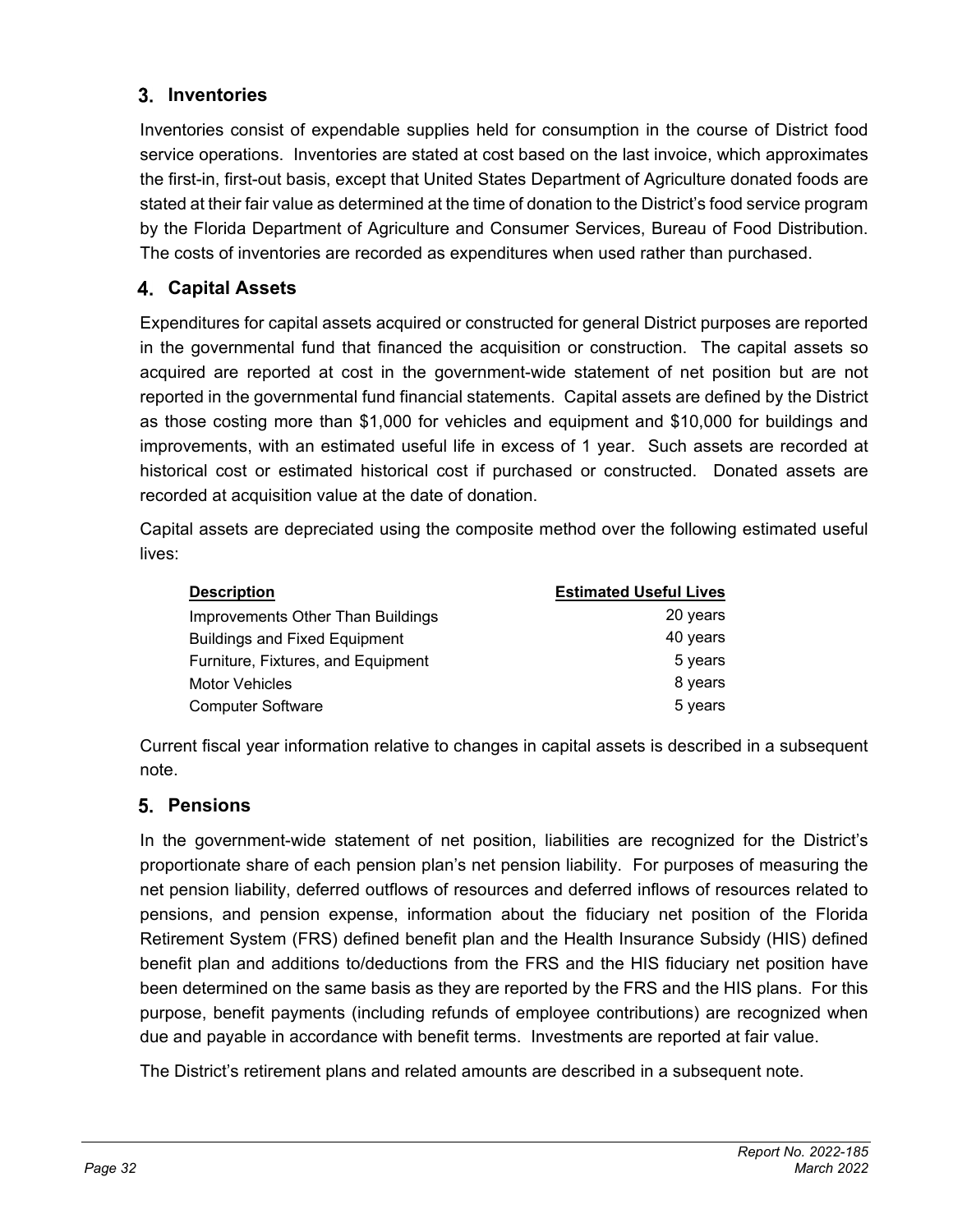### 3. Inventories

Inventories consist of expendable supplies held for consumption in the course of District food service operations. Inventories are stated at cost based on the last invoice, which approximates the first-in, first-out basis, except that United States Department of Agriculture donated foods are stated at their fair value as determined at the time of donation to the District's food service program by the Florida Department of Agriculture and Consumer Services, Bureau of Food Distribution. The costs of inventories are recorded as expenditures when used rather than purchased.

### 4. Capital Assets

Expenditures for capital assets acquired or constructed for general District purposes are reported in the governmental fund that financed the acquisition or construction. The capital assets so acquired are reported at cost in the government-wide statement of net position but are not reported in the governmental fund financial statements. Capital assets are defined by the District as those costing more than $1,000 for vehicles and equipment and $10,000 for buildings and improvements, with an estimated useful life in excess of 1 year. Such assets are recorded at historical cost or estimated historical cost if purchased or constructed. Donated assets are recorded at acquisition value at the date of donation.

Capital assets are depreciated using the composite method over the following estimated useful lives:

| Description | Estimated Useful Lives |
|---|---|
| Improvements Other Than Buildings | 20 years |
| Buildings and Fixed Equipment | 40 years |
| Furniture, Fixtures, and Equipment | 5 years |
| Motor Vehicles | 8 years |
| Computer Software | 5 years |

Current fiscal year information relative to changes in capital assets is described in a subsequent note.

### 5. Pensions

In the government-wide statement of net position, liabilities are recognized for the District's proportionate share of each pension plan's net pension liability. For purposes of measuring the net pension liability, deferred outflows of resources and deferred inflows of resources related to pensions, and pension expense, information about the fiduciary net position of the Florida Retirement System (FRS) defined benefit plan and the Health Insurance Subsidy (HIS) defined benefit plan and additions to/deductions from the FRS and the HIS fiduciary net position have been determined on the same basis as they are reported by the FRS and the HIS plans. For this purpose, benefit payments (including refunds of employee contributions) are recognized when due and payable in accordance with benefit terms. Investments are reported at fair value.

The District's retirement plans and related amounts are described in a subsequent note.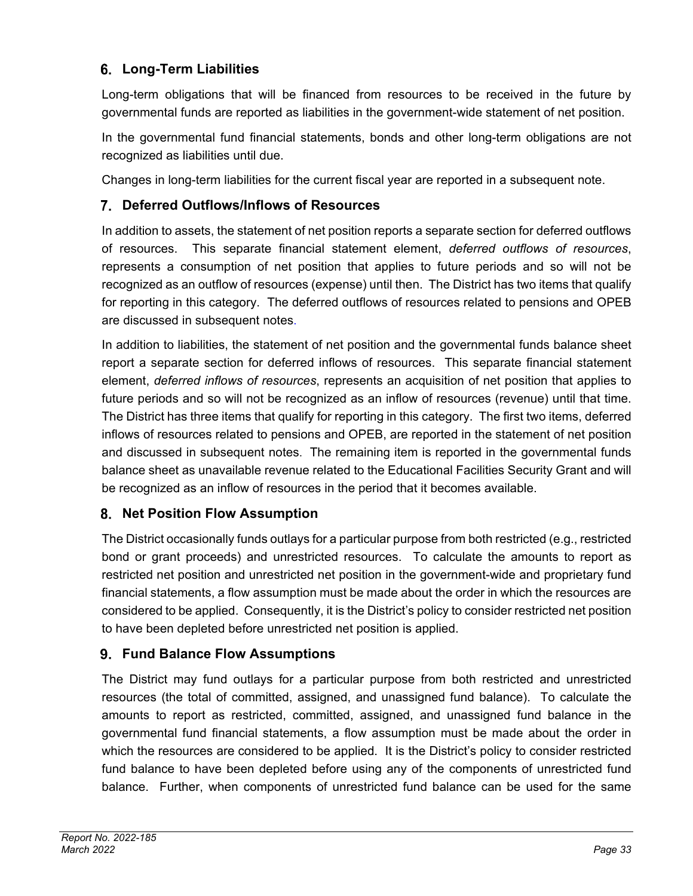## 6. Long-Term Liabilities

Long-term obligations that will be financed from resources to be received in the future by governmental funds are reported as liabilities in the government-wide statement of net position.

In the governmental fund financial statements, bonds and other long-term obligations are not recognized as liabilities until due.

Changes in long-term liabilities for the current fiscal year are reported in a subsequent note.

## 7. Deferred Outflows/Inflows of Resources

In addition to assets, the statement of net position reports a separate section for deferred outflows of resources. This separate financial statement element, *deferred outflows of resources*, represents a consumption of net position that applies to future periods and so will not be recognized as an outflow of resources (expense) until then. The District has two items that qualify for reporting in this category. The deferred outflows of resources related to pensions and OPEB are discussed in subsequent notes.

In addition to liabilities, the statement of net position and the governmental funds balance sheet report a separate section for deferred inflows of resources. This separate financial statement element, *deferred inflows of resources*, represents an acquisition of net position that applies to future periods and so will not be recognized as an inflow of resources (revenue) until that time. The District has three items that qualify for reporting in this category. The first two items, deferred inflows of resources related to pensions and OPEB, are reported in the statement of net position and discussed in subsequent notes. The remaining item is reported in the governmental funds balance sheet as unavailable revenue related to the Educational Facilities Security Grant and will be recognized as an inflow of resources in the period that it becomes available.

## 8. Net Position Flow Assumption

The District occasionally funds outlays for a particular purpose from both restricted (e.g., restricted bond or grant proceeds) and unrestricted resources. To calculate the amounts to report as restricted net position and unrestricted net position in the government-wide and proprietary fund financial statements, a flow assumption must be made about the order in which the resources are considered to be applied. Consequently, it is the District's policy to consider restricted net position to have been depleted before unrestricted net position is applied.

## 9. Fund Balance Flow Assumptions

The District may fund outlays for a particular purpose from both restricted and unrestricted resources (the total of committed, assigned, and unassigned fund balance). To calculate the amounts to report as restricted, committed, assigned, and unassigned fund balance in the governmental fund financial statements, a flow assumption must be made about the order in which the resources are considered to be applied. It is the District's policy to consider restricted fund balance to have been depleted before using any of the components of unrestricted fund balance. Further, when components of unrestricted fund balance can be used for the same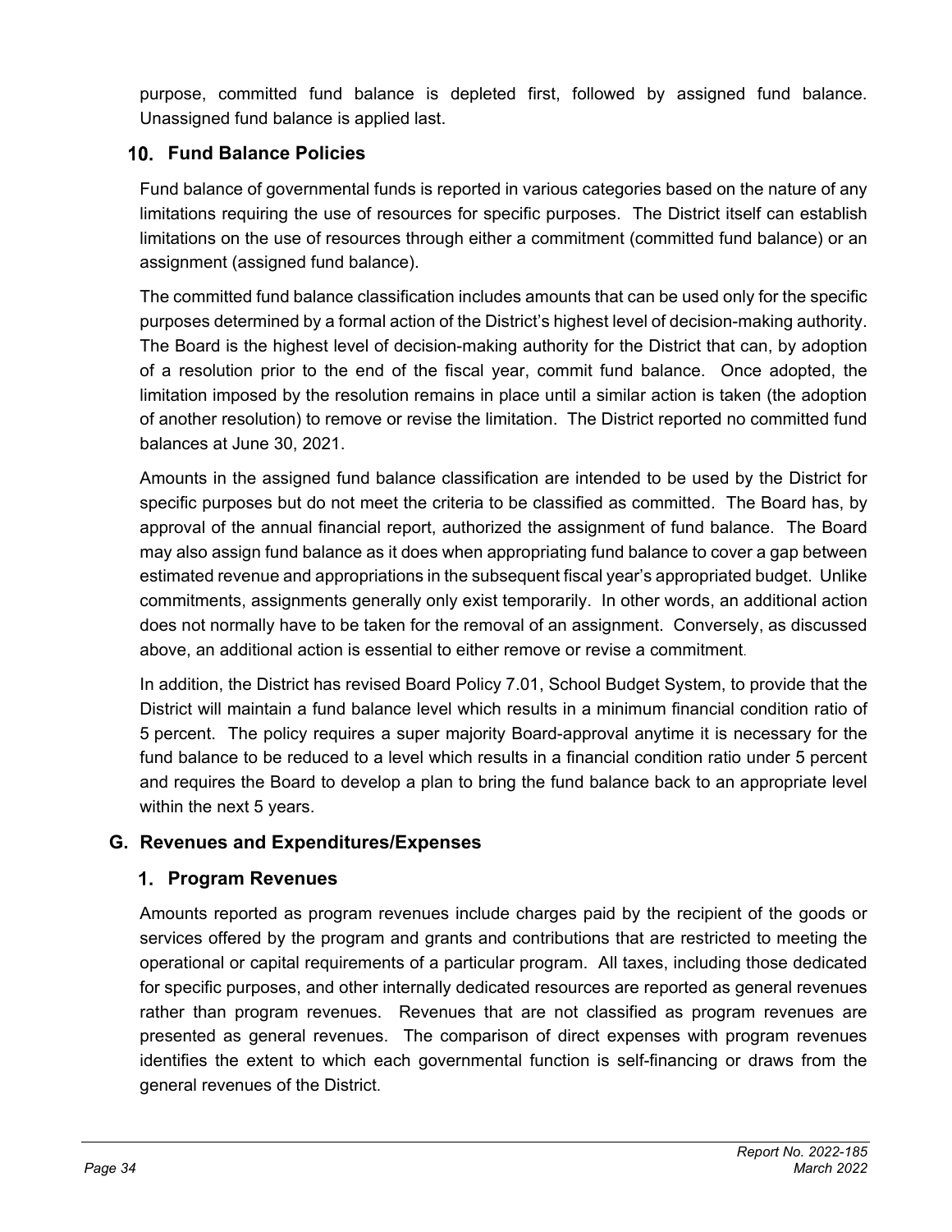purpose, committed fund balance is depleted first, followed by assigned fund balance. Unassigned fund balance is applied last.

### 10. Fund Balance Policies

Fund balance of governmental funds is reported in various categories based on the nature of any limitations requiring the use of resources for specific purposes. The District itself can establish limitations on the use of resources through either a commitment (committed fund balance) or an assignment (assigned fund balance).

The committed fund balance classification includes amounts that can be used only for the specific purposes determined by a formal action of the District's highest level of decision-making authority. The Board is the highest level of decision-making authority for the District that can, by adoption of a resolution prior to the end of the fiscal year, commit fund balance. Once adopted, the limitation imposed by the resolution remains in place until a similar action is taken (the adoption of another resolution) to remove or revise the limitation. The District reported no committed fund balances at June 30, 2021.

Amounts in the assigned fund balance classification are intended to be used by the District for specific purposes but do not meet the criteria to be classified as committed. The Board has, by approval of the annual financial report, authorized the assignment of fund balance. The Board may also assign fund balance as it does when appropriating fund balance to cover a gap between estimated revenue and appropriations in the subsequent fiscal year's appropriated budget. Unlike commitments, assignments generally only exist temporarily. In other words, an additional action does not normally have to be taken for the removal of an assignment. Conversely, as discussed above, an additional action is essential to either remove or revise a commitment.

In addition, the District has revised Board Policy 7.01, School Budget System, to provide that the District will maintain a fund balance level which results in a minimum financial condition ratio of 5 percent. The policy requires a super majority Board-approval anytime it is necessary for the fund balance to be reduced to a level which results in a financial condition ratio under 5 percent and requires the Board to develop a plan to bring the fund balance back to an appropriate level within the next 5 years.

## G. Revenues and Expenditures/Expenses

### 1. Program Revenues

Amounts reported as program revenues include charges paid by the recipient of the goods or services offered by the program and grants and contributions that are restricted to meeting the operational or capital requirements of a particular program. All taxes, including those dedicated for specific purposes, and other internally dedicated resources are reported as general revenues rather than program revenues. Revenues that are not classified as program revenues are presented as general revenues. The comparison of direct expenses with program revenues identifies the extent to which each governmental function is self-financing or draws from the general revenues of the District.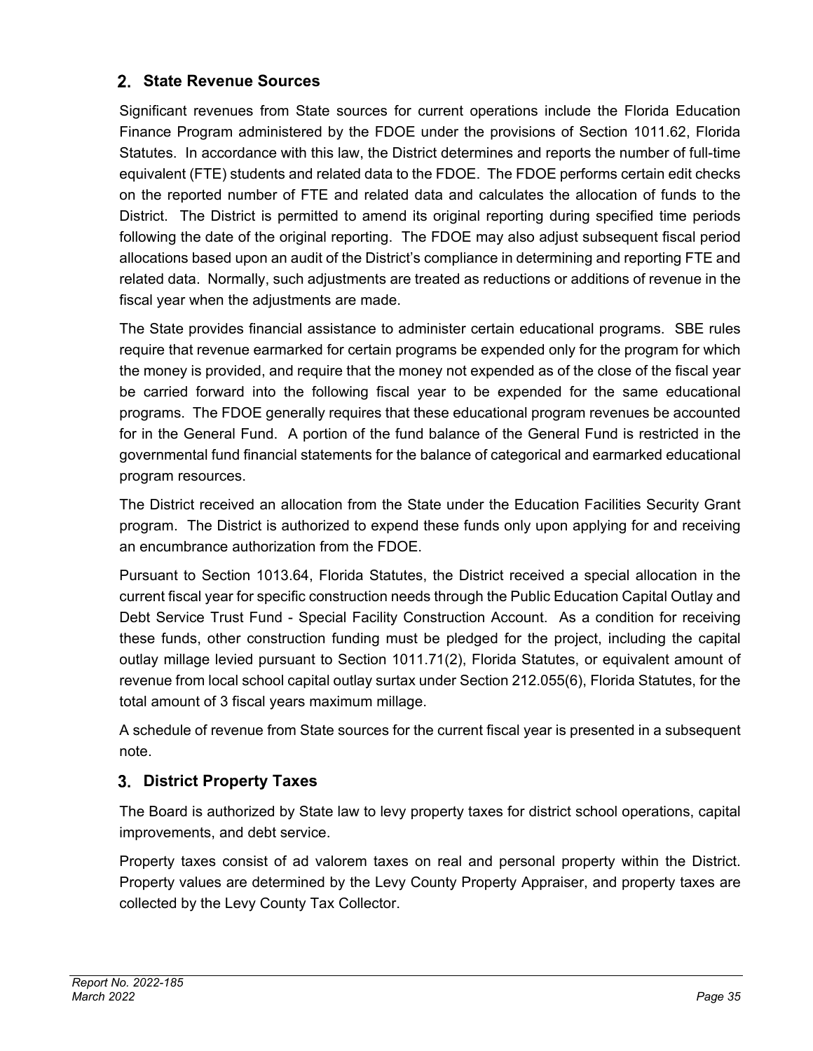## 2. State Revenue Sources

Significant revenues from State sources for current operations include the Florida Education Finance Program administered by the FDOE under the provisions of Section 1011.62, Florida Statutes. In accordance with this law, the District determines and reports the number of full-time equivalent (FTE) students and related data to the FDOE. The FDOE performs certain edit checks on the reported number of FTE and related data and calculates the allocation of funds to the District. The District is permitted to amend its original reporting during specified time periods following the date of the original reporting. The FDOE may also adjust subsequent fiscal period allocations based upon an audit of the District's compliance in determining and reporting FTE and related data. Normally, such adjustments are treated as reductions or additions of revenue in the fiscal year when the adjustments are made.

The State provides financial assistance to administer certain educational programs. SBE rules require that revenue earmarked for certain programs be expended only for the program for which the money is provided, and require that the money not expended as of the close of the fiscal year be carried forward into the following fiscal year to be expended for the same educational programs. The FDOE generally requires that these educational program revenues be accounted for in the General Fund. A portion of the fund balance of the General Fund is restricted in the governmental fund financial statements for the balance of categorical and earmarked educational program resources.

The District received an allocation from the State under the Education Facilities Security Grant program. The District is authorized to expend these funds only upon applying for and receiving an encumbrance authorization from the FDOE.

Pursuant to Section 1013.64, Florida Statutes, the District received a special allocation in the current fiscal year for specific construction needs through the Public Education Capital Outlay and Debt Service Trust Fund - Special Facility Construction Account. As a condition for receiving these funds, other construction funding must be pledged for the project, including the capital outlay millage levied pursuant to Section 1011.71(2), Florida Statutes, or equivalent amount of revenue from local school capital outlay surtax under Section 212.055(6), Florida Statutes, for the total amount of 3 fiscal years maximum millage.

A schedule of revenue from State sources for the current fiscal year is presented in a subsequent note.

## 3. District Property Taxes

The Board is authorized by State law to levy property taxes for district school operations, capital improvements, and debt service.

Property taxes consist of ad valorem taxes on real and personal property within the District. Property values are determined by the Levy County Property Appraiser, and property taxes are collected by the Levy County Tax Collector.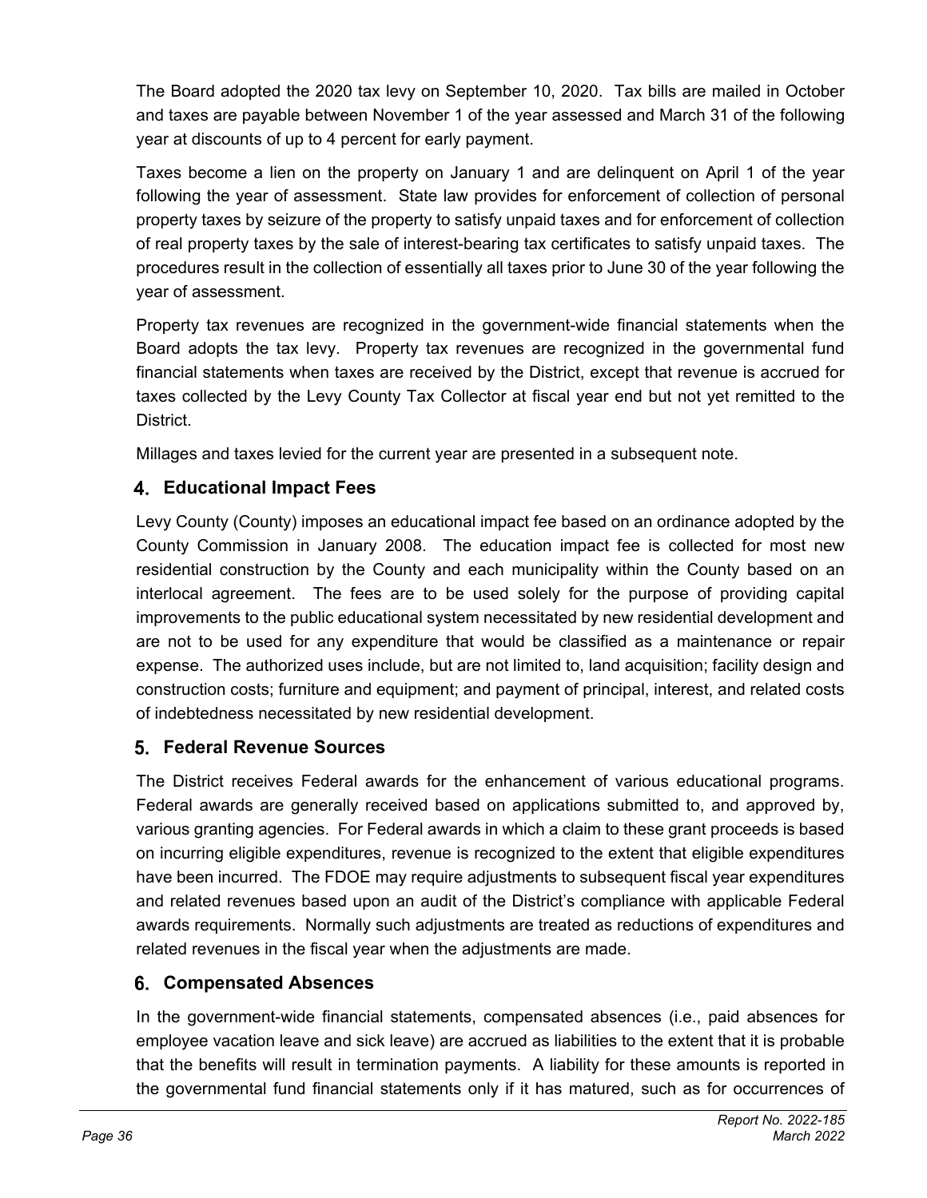The Board adopted the 2020 tax levy on September 10, 2020. Tax bills are mailed in October and taxes are payable between November 1 of the year assessed and March 31 of the following year at discounts of up to 4 percent for early payment.

Taxes become a lien on the property on January 1 and are delinquent on April 1 of the year following the year of assessment. State law provides for enforcement of collection of personal property taxes by seizure of the property to satisfy unpaid taxes and for enforcement of collection of real property taxes by the sale of interest-bearing tax certificates to satisfy unpaid taxes. The procedures result in the collection of essentially all taxes prior to June 30 of the year following the year of assessment.

Property tax revenues are recognized in the government-wide financial statements when the Board adopts the tax levy. Property tax revenues are recognized in the governmental fund financial statements when taxes are received by the District, except that revenue is accrued for taxes collected by the Levy County Tax Collector at fiscal year end but not yet remitted to the District.

Millages and taxes levied for the current year are presented in a subsequent note.

## 4. Educational Impact Fees

Levy County (County) imposes an educational impact fee based on an ordinance adopted by the County Commission in January 2008. The education impact fee is collected for most new residential construction by the County and each municipality within the County based on an interlocal agreement. The fees are to be used solely for the purpose of providing capital improvements to the public educational system necessitated by new residential development and are not to be used for any expenditure that would be classified as a maintenance or repair expense. The authorized uses include, but are not limited to, land acquisition; facility design and construction costs; furniture and equipment; and payment of principal, interest, and related costs of indebtedness necessitated by new residential development.

## 5. Federal Revenue Sources

The District receives Federal awards for the enhancement of various educational programs. Federal awards are generally received based on applications submitted to, and approved by, various granting agencies. For Federal awards in which a claim to these grant proceeds is based on incurring eligible expenditures, revenue is recognized to the extent that eligible expenditures have been incurred. The FDOE may require adjustments to subsequent fiscal year expenditures and related revenues based upon an audit of the District's compliance with applicable Federal awards requirements. Normally such adjustments are treated as reductions of expenditures and related revenues in the fiscal year when the adjustments are made.

## 6. Compensated Absences

In the government-wide financial statements, compensated absences (i.e., paid absences for employee vacation leave and sick leave) are accrued as liabilities to the extent that it is probable that the benefits will result in termination payments. A liability for these amounts is reported in the governmental fund financial statements only if it has matured, such as for occurrences of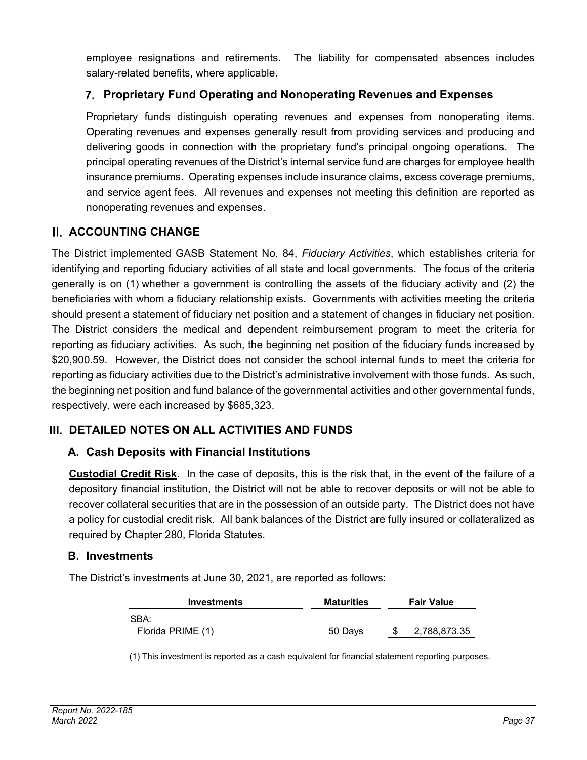employee resignations and retirements. The liability for compensated absences includes salary-related benefits, where applicable.

### 7. Proprietary Fund Operating and Nonoperating Revenues and Expenses

Proprietary funds distinguish operating revenues and expenses from nonoperating items. Operating revenues and expenses generally result from providing services and producing and delivering goods in connection with the proprietary fund's principal ongoing operations. The principal operating revenues of the District's internal service fund are charges for employee health insurance premiums. Operating expenses include insurance claims, excess coverage premiums, and service agent fees. All revenues and expenses not meeting this definition are reported as nonoperating revenues and expenses.

## II. ACCOUNTING CHANGE

The District implemented GASB Statement No. 84, *Fiduciary Activities*, which establishes criteria for identifying and reporting fiduciary activities of all state and local governments. The focus of the criteria generally is on (1) whether a government is controlling the assets of the fiduciary activity and (2) the beneficiaries with whom a fiduciary relationship exists. Governments with activities meeting the criteria should present a statement of fiduciary net position and a statement of changes in fiduciary net position. The District considers the medical and dependent reimbursement program to meet the criteria for reporting as fiduciary activities. As such, the beginning net position of the fiduciary funds increased by $20,900.59. However, the District does not consider the school internal funds to meet the criteria for reporting as fiduciary activities due to the District's administrative involvement with those funds. As such, the beginning net position and fund balance of the governmental activities and other governmental funds, respectively, were each increased by $685,323.

## III. DETAILED NOTES ON ALL ACTIVITIES AND FUNDS

### A. Cash Deposits with Financial Institutions

**Custodial Credit Risk**. In the case of deposits, this is the risk that, in the event of the failure of a depository financial institution, the District will not be able to recover deposits or will not be able to recover collateral securities that are in the possession of an outside party. The District does not have a policy for custodial credit risk. All bank balances of the District are fully insured or collateralized as required by Chapter 280, Florida Statutes.

### B. Investments

The District's investments at June 30, 2021, are reported as follows:

| Investments | Maturities | Fair Value |
|---|---|---|
| SBA: | | |
| Florida PRIME (1) | 50 Days | $ 2,788,873.35 |

(1) This investment is reported as a cash equivalent for financial statement reporting purposes.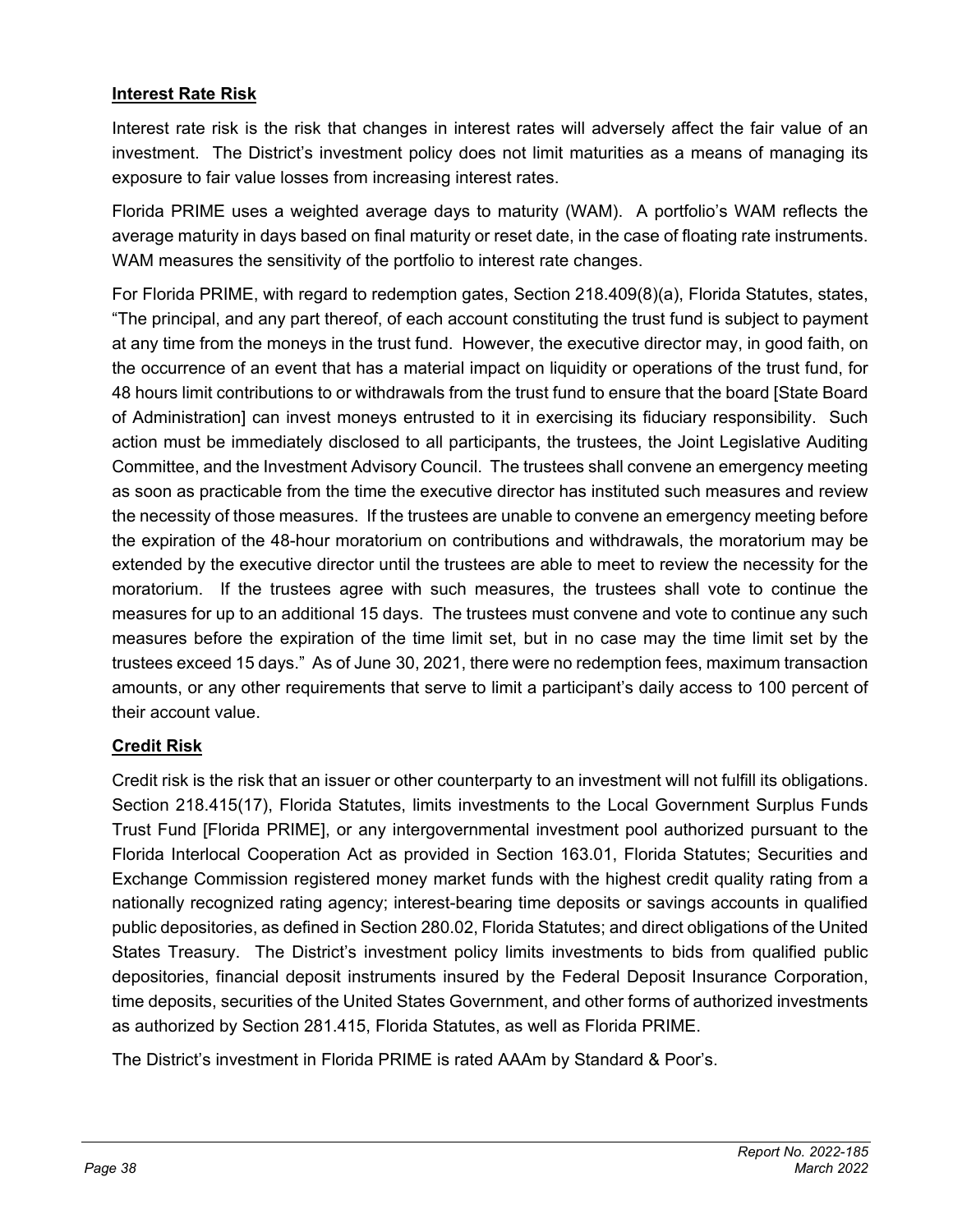**Interest Rate Risk**

Interest rate risk is the risk that changes in interest rates will adversely affect the fair value of an investment. The District's investment policy does not limit maturities as a means of managing its exposure to fair value losses from increasing interest rates.

Florida PRIME uses a weighted average days to maturity (WAM). A portfolio's WAM reflects the average maturity in days based on final maturity or reset date, in the case of floating rate instruments. WAM measures the sensitivity of the portfolio to interest rate changes.

For Florida PRIME, with regard to redemption gates, Section 218.409(8)(a), Florida Statutes, states, "The principal, and any part thereof, of each account constituting the trust fund is subject to payment at any time from the moneys in the trust fund. However, the executive director may, in good faith, on the occurrence of an event that has a material impact on liquidity or operations of the trust fund, for 48 hours limit contributions to or withdrawals from the trust fund to ensure that the board [State Board of Administration] can invest moneys entrusted to it in exercising its fiduciary responsibility. Such action must be immediately disclosed to all participants, the trustees, the Joint Legislative Auditing Committee, and the Investment Advisory Council. The trustees shall convene an emergency meeting as soon as practicable from the time the executive director has instituted such measures and review the necessity of those measures. If the trustees are unable to convene an emergency meeting before the expiration of the 48-hour moratorium on contributions and withdrawals, the moratorium may be extended by the executive director until the trustees are able to meet to review the necessity for the moratorium. If the trustees agree with such measures, the trustees shall vote to continue the measures for up to an additional 15 days. The trustees must convene and vote to continue any such measures before the expiration of the time limit set, but in no case may the time limit set by the trustees exceed 15 days." As of June 30, 2021, there were no redemption fees, maximum transaction amounts, or any other requirements that serve to limit a participant's daily access to 100 percent of their account value.

**Credit Risk**

Credit risk is the risk that an issuer or other counterparty to an investment will not fulfill its obligations. Section 218.415(17), Florida Statutes, limits investments to the Local Government Surplus Funds Trust Fund [Florida PRIME], or any intergovernmental investment pool authorized pursuant to the Florida Interlocal Cooperation Act as provided in Section 163.01, Florida Statutes; Securities and Exchange Commission registered money market funds with the highest credit quality rating from a nationally recognized rating agency; interest-bearing time deposits or savings accounts in qualified public depositories, as defined in Section 280.02, Florida Statutes; and direct obligations of the United States Treasury. The District's investment policy limits investments to bids from qualified public depositories, financial deposit instruments insured by the Federal Deposit Insurance Corporation, time deposits, securities of the United States Government, and other forms of authorized investments as authorized by Section 281.415, Florida Statutes, as well as Florida PRIME.

The District's investment in Florida PRIME is rated AAAm by Standard & Poor's.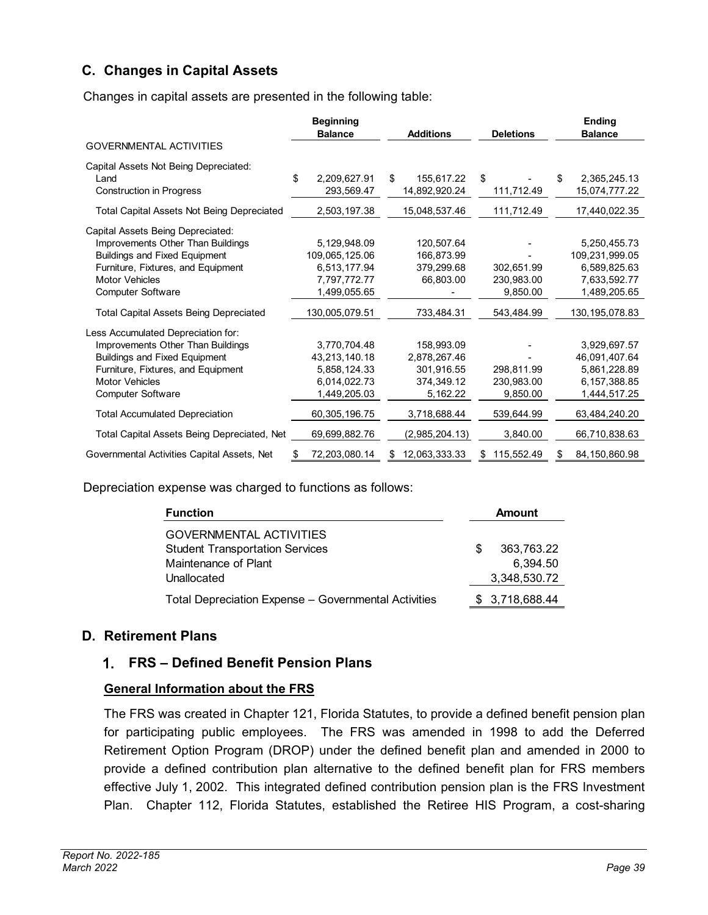## C. Changes in Capital Assets

Changes in capital assets are presented in the following table:

| | Beginning Balance | Additions | Deletions | Ending Balance |
|---|---|---|---|---|
| GOVERNMENTAL ACTIVITIES | | | | |
| Capital Assets Not Being Depreciated: | | | | |
| Land | $ 2,209,627.91 | $ 155,617.22 | $ - | $ 2,365,245.13 |
| Construction in Progress | 293,569.47 | 14,892,920.24 | 111,712.49 | 15,074,777.22 |
| Total Capital Assets Not Being Depreciated | 2,503,197.38 | 15,048,537.46 | 111,712.49 | 17,440,022.35 |
| Capital Assets Being Depreciated: | | | | |
| Improvements Other Than Buildings | 5,129,948.09 | 120,507.64 | - | 5,250,455.73 |
| Buildings and Fixed Equipment | 109,065,125.06 | 166,873.99 | - | 109,231,999.05 |
| Furniture, Fixtures, and Equipment | 6,513,177.94 | 379,299.68 | 302,651.99 | 6,589,825.63 |
| Motor Vehicles | 7,797,772.77 | 66,803.00 | 230,983.00 | 7,633,592.77 |
| Computer Software | 1,499,055.65 | - | 9,850.00 | 1,489,205.65 |
| Total Capital Assets Being Depreciated | 130,005,079.51 | 733,484.31 | 543,484.99 | 130,195,078.83 |
| Less Accumulated Depreciation for: | | | | |
| Improvements Other Than Buildings | 3,770,704.48 | 158,993.09 | - | 3,929,697.57 |
| Buildings and Fixed Equipment | 43,213,140.18 | 2,878,267.46 | - | 46,091,407.64 |
| Furniture, Fixtures, and Equipment | 5,858,124.33 | 301,916.55 | 298,811.99 | 5,861,228.89 |
| Motor Vehicles | 6,014,022.73 | 374,349.12 | 230,983.00 | 6,157,388.85 |
| Computer Software | 1,449,205.03 | 5,162.22 | 9,850.00 | 1,444,517.25 |
| Total Accumulated Depreciation | 60,305,196.75 | 3,718,688.44 | 539,644.99 | 63,484,240.20 |
| Total Capital Assets Being Depreciated, Net | 69,699,882.76 | (2,985,204.13) | 3,840.00 | 66,710,838.63 |
| Governmental Activities Capital Assets, Net | $ 72,203,080.14 | $ 12,063,333.33 | $ 115,552.49 | $ 84,150,860.98 |

Depreciation expense was charged to functions as follows:

| Function | Amount |
|---|---|
| GOVERNMENTAL ACTIVITIES | |
| Student Transportation Services | $ 363,763.22 |
| Maintenance of Plant | 6,394.50 |
| Unallocated | 3,348,530.72 |
| Total Depreciation Expense – Governmental Activities | $ 3,718,688.44 |

## D. Retirement Plans

### 1. FRS – Defined Benefit Pension Plans

**General Information about the FRS**

The FRS was created in Chapter 121, Florida Statutes, to provide a defined benefit pension plan for participating public employees. The FRS was amended in 1998 to add the Deferred Retirement Option Program (DROP) under the defined benefit plan and amended in 2000 to provide a defined contribution plan alternative to the defined benefit plan for FRS members effective July 1, 2002. This integrated defined contribution pension plan is the FRS Investment Plan. Chapter 112, Florida Statutes, established the Retiree HIS Program, a cost-sharing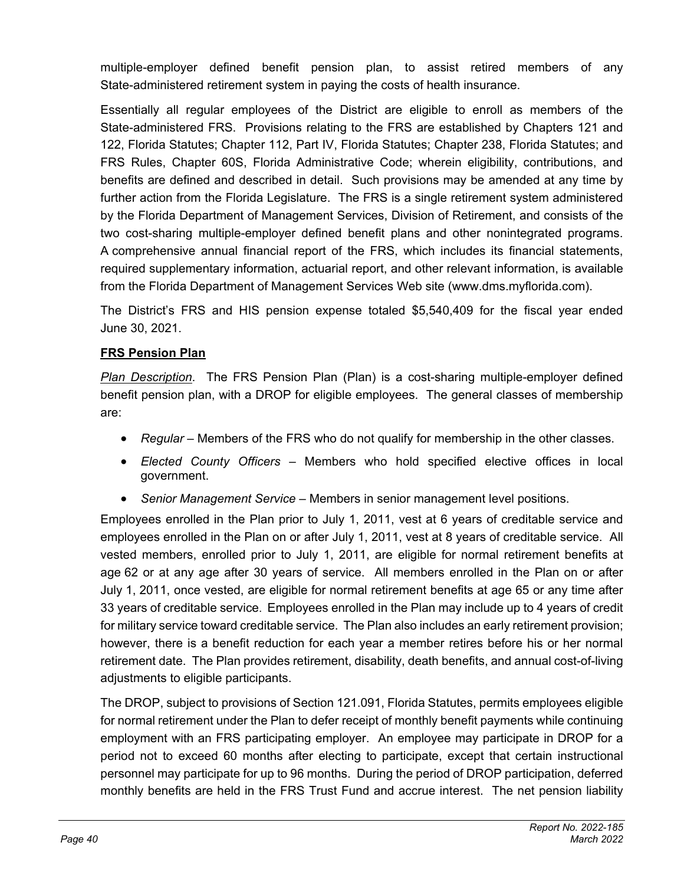multiple-employer defined benefit pension plan, to assist retired members of any State-administered retirement system in paying the costs of health insurance.

Essentially all regular employees of the District are eligible to enroll as members of the State-administered FRS. Provisions relating to the FRS are established by Chapters 121 and 122, Florida Statutes; Chapter 112, Part IV, Florida Statutes; Chapter 238, Florida Statutes; and FRS Rules, Chapter 60S, Florida Administrative Code; wherein eligibility, contributions, and benefits are defined and described in detail. Such provisions may be amended at any time by further action from the Florida Legislature. The FRS is a single retirement system administered by the Florida Department of Management Services, Division of Retirement, and consists of the two cost-sharing multiple-employer defined benefit plans and other nonintegrated programs. A comprehensive annual financial report of the FRS, which includes its financial statements, required supplementary information, actuarial report, and other relevant information, is available from the Florida Department of Management Services Web site (www.dms.myflorida.com).

The District's FRS and HIS pension expense totaled $5,540,409 for the fiscal year ended June 30, 2021.

**FRS Pension Plan**

*Plan Description*. The FRS Pension Plan (Plan) is a cost-sharing multiple-employer defined benefit pension plan, with a DROP for eligible employees. The general classes of membership are:

- *Regular* – Members of the FRS who do not qualify for membership in the other classes.
- *Elected County Officers* – Members who hold specified elective offices in local government.
- *Senior Management Service* – Members in senior management level positions.

Employees enrolled in the Plan prior to July 1, 2011, vest at 6 years of creditable service and employees enrolled in the Plan on or after July 1, 2011, vest at 8 years of creditable service. All vested members, enrolled prior to July 1, 2011, are eligible for normal retirement benefits at age 62 or at any age after 30 years of service. All members enrolled in the Plan on or after July 1, 2011, once vested, are eligible for normal retirement benefits at age 65 or any time after 33 years of creditable service. Employees enrolled in the Plan may include up to 4 years of credit for military service toward creditable service. The Plan also includes an early retirement provision; however, there is a benefit reduction for each year a member retires before his or her normal retirement date. The Plan provides retirement, disability, death benefits, and annual cost-of-living adjustments to eligible participants.

The DROP, subject to provisions of Section 121.091, Florida Statutes, permits employees eligible for normal retirement under the Plan to defer receipt of monthly benefit payments while continuing employment with an FRS participating employer. An employee may participate in DROP for a period not to exceed 60 months after electing to participate, except that certain instructional personnel may participate for up to 96 months. During the period of DROP participation, deferred monthly benefits are held in the FRS Trust Fund and accrue interest. The net pension liability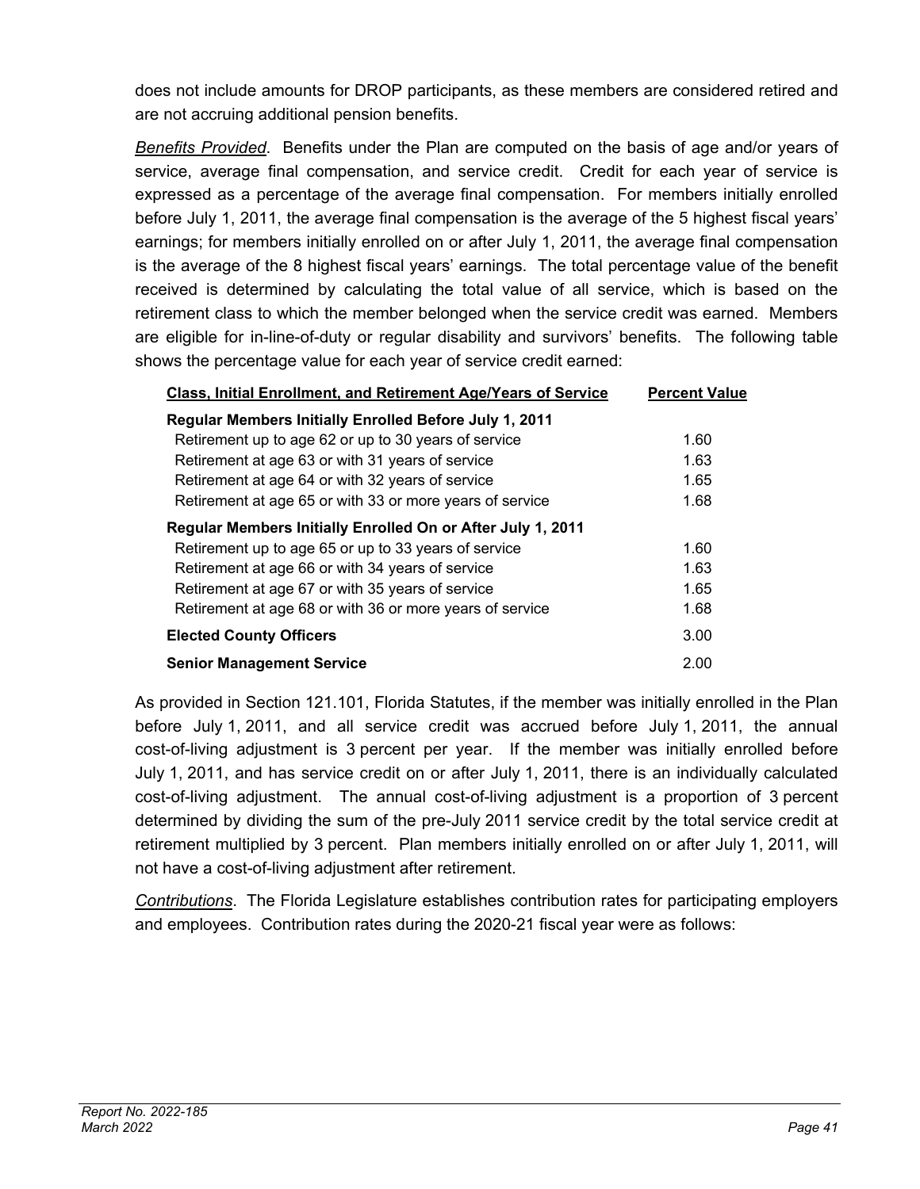does not include amounts for DROP participants, as these members are considered retired and are not accruing additional pension benefits.

*Benefits Provided*. Benefits under the Plan are computed on the basis of age and/or years of service, average final compensation, and service credit. Credit for each year of service is expressed as a percentage of the average final compensation. For members initially enrolled before July 1, 2011, the average final compensation is the average of the 5 highest fiscal years' earnings; for members initially enrolled on or after July 1, 2011, the average final compensation is the average of the 8 highest fiscal years' earnings. The total percentage value of the benefit received is determined by calculating the total value of all service, which is based on the retirement class to which the member belonged when the service credit was earned. Members are eligible for in-line-of-duty or regular disability and survivors' benefits. The following table shows the percentage value for each year of service credit earned:

| Class, Initial Enrollment, and Retirement Age/Years of Service | Percent Value |
|---|---|
| **Regular Members Initially Enrolled Before July 1, 2011** | |
| Retirement up to age 62 or up to 30 years of service | 1.60 |
| Retirement at age 63 or with 31 years of service | 1.63 |
| Retirement at age 64 or with 32 years of service | 1.65 |
| Retirement at age 65 or with 33 or more years of service | 1.68 |
| **Regular Members Initially Enrolled On or After July 1, 2011** | |
| Retirement up to age 65 or up to 33 years of service | 1.60 |
| Retirement at age 66 or with 34 years of service | 1.63 |
| Retirement at age 67 or with 35 years of service | 1.65 |
| Retirement at age 68 or with 36 or more years of service | 1.68 |
| **Elected County Officers** | 3.00 |
| **Senior Management Service** | 2.00 |

As provided in Section 121.101, Florida Statutes, if the member was initially enrolled in the Plan before July 1, 2011, and all service credit was accrued before July 1, 2011, the annual cost-of-living adjustment is 3 percent per year. If the member was initially enrolled before July 1, 2011, and has service credit on or after July 1, 2011, there is an individually calculated cost-of-living adjustment. The annual cost-of-living adjustment is a proportion of 3 percent determined by dividing the sum of the pre-July 2011 service credit by the total service credit at retirement multiplied by 3 percent. Plan members initially enrolled on or after July 1, 2011, will not have a cost-of-living adjustment after retirement.

*Contributions*. The Florida Legislature establishes contribution rates for participating employers and employees. Contribution rates during the 2020-21 fiscal year were as follows: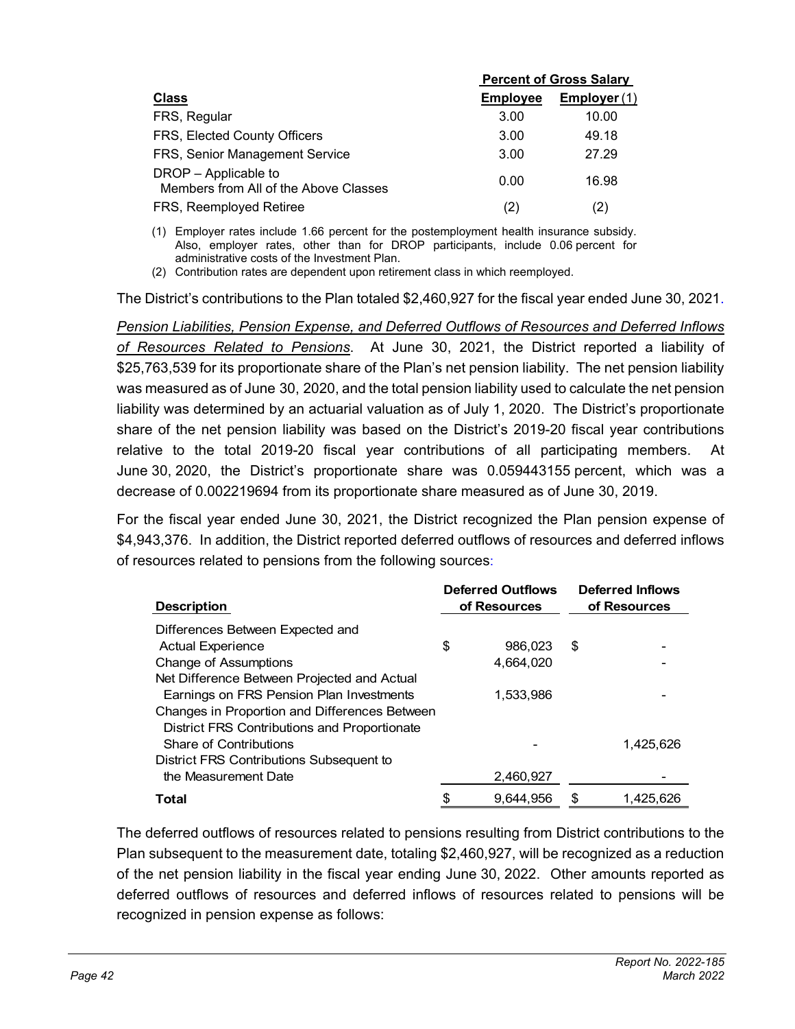| Class | Percent of Gross Salary | |
|---|---|---|
| | Employee | Employer (1) |
| FRS, Regular | 3.00 | 10.00 |
| FRS, Elected County Officers | 3.00 | 49.18 |
| FRS, Senior Management Service | 3.00 | 27.29 |
| DROP – Applicable to Members from All of the Above Classes | 0.00 | 16.98 |
| FRS, Reemployed Retiree | (2) | (2) |

(1) Employer rates include 1.66 percent for the postemployment health insurance subsidy. Also, employer rates, other than for DROP participants, include 0.06 percent for administrative costs of the Investment Plan.

(2) Contribution rates are dependent upon retirement class in which reemployed.

The District's contributions to the Plan totaled $2,460,927 for the fiscal year ended June 30, 2021.

*Pension Liabilities, Pension Expense, and Deferred Outflows of Resources and Deferred Inflows of Resources Related to Pensions*. At June 30, 2021, the District reported a liability of $25,763,539 for its proportionate share of the Plan's net pension liability. The net pension liability was measured as of June 30, 2020, and the total pension liability used to calculate the net pension liability was determined by an actuarial valuation as of July 1, 2020. The District's proportionate share of the net pension liability was based on the District's 2019-20 fiscal year contributions relative to the total 2019-20 fiscal year contributions of all participating members. At June 30, 2020, the District's proportionate share was 0.059443155 percent, which was a decrease of 0.002219694 from its proportionate share measured as of June 30, 2019.

For the fiscal year ended June 30, 2021, the District recognized the Plan pension expense of $4,943,376. In addition, the District reported deferred outflows of resources and deferred inflows of resources related to pensions from the following sources:

| Description | Deferred Outflows of Resources | Deferred Inflows of Resources |
|---|---|---|
| Differences Between Expected and Actual Experience | $ 986,023 | $ - |
| Change of Assumptions | 4,664,020 | - |
| Net Difference Between Projected and Actual Earnings on FRS Pension Plan Investments | 1,533,986 | - |
| Changes in Proportion and Differences Between District FRS Contributions and Proportionate Share of Contributions | - | 1,425,626 |
| District FRS Contributions Subsequent to the Measurement Date | 2,460,927 | - |
| **Total** | $ 9,644,956 | $ 1,425,626 |

The deferred outflows of resources related to pensions resulting from District contributions to the Plan subsequent to the measurement date, totaling $2,460,927, will be recognized as a reduction of the net pension liability in the fiscal year ending June 30, 2022. Other amounts reported as deferred outflows of resources and deferred inflows of resources related to pensions will be recognized in pension expense as follows: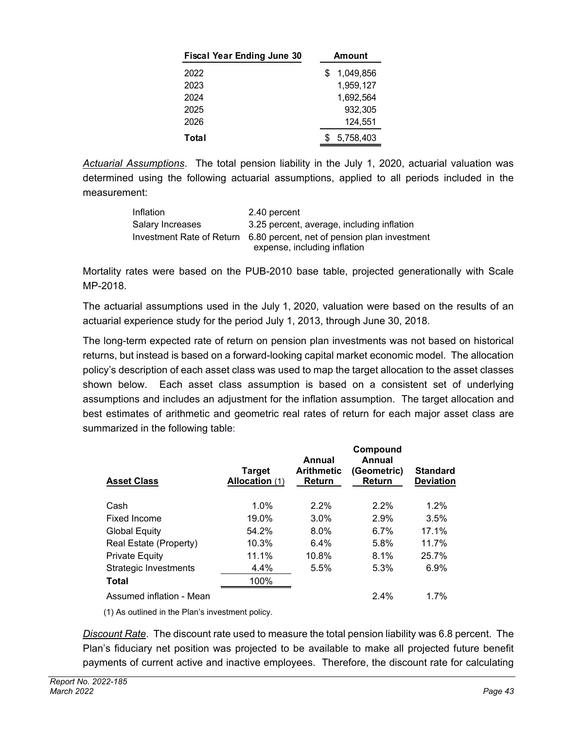| Fiscal Year Ending June 30 | Amount |
|---|---|
| 2022 | $ 1,049,856 |
| 2023 | 1,959,127 |
| 2024 | 1,692,564 |
| 2025 | 932,305 |
| 2026 | 124,551 |
| **Total** | $ 5,758,403 |

*Actuarial Assumptions*. The total pension liability in the July 1, 2020, actuarial valuation was determined using the following actuarial assumptions, applied to all periods included in the measurement:

| | |
|---|---|
| Inflation | 2.40 percent |
| Salary Increases | 3.25 percent, average, including inflation |
| Investment Rate of Return | 6.80 percent, net of pension plan investment expense, including inflation |

Mortality rates were based on the PUB-2010 base table, projected generationally with Scale MP-2018.

The actuarial assumptions used in the July 1, 2020, valuation were based on the results of an actuarial experience study for the period July 1, 2013, through June 30, 2018.

The long-term expected rate of return on pension plan investments was not based on historical returns, but instead is based on a forward-looking capital market economic model. The allocation policy's description of each asset class was used to map the target allocation to the asset classes shown below. Each asset class assumption is based on a consistent set of underlying assumptions and includes an adjustment for the inflation assumption. The target allocation and best estimates of arithmetic and geometric real rates of return for each major asset class are summarized in the following table:

| Asset Class | Target Allocation (1) | Annual Arithmetic Return | Compound Annual (Geometric) Return | Standard Deviation |
|---|---|---|---|---|
| Cash | 1.0% | 2.2% | 2.2% | 1.2% |
| Fixed Income | 19.0% | 3.0% | 2.9% | 3.5% |
| Global Equity | 54.2% | 8.0% | 6.7% | 17.1% |
| Real Estate (Property) | 10.3% | 6.4% | 5.8% | 11.7% |
| Private Equity | 11.1% | 10.8% | 8.1% | 25.7% |
| Strategic Investments | 4.4% | 5.5% | 5.3% | 6.9% |
| **Total** | 100% | | | |
| Assumed inflation - Mean | | | 2.4% | 1.7% |

(1) As outlined in the Plan's investment policy.

*Discount Rate*. The discount rate used to measure the total pension liability was 6.8 percent. The Plan's fiduciary net position was projected to be available to make all projected future benefit payments of current active and inactive employees. Therefore, the discount rate for calculating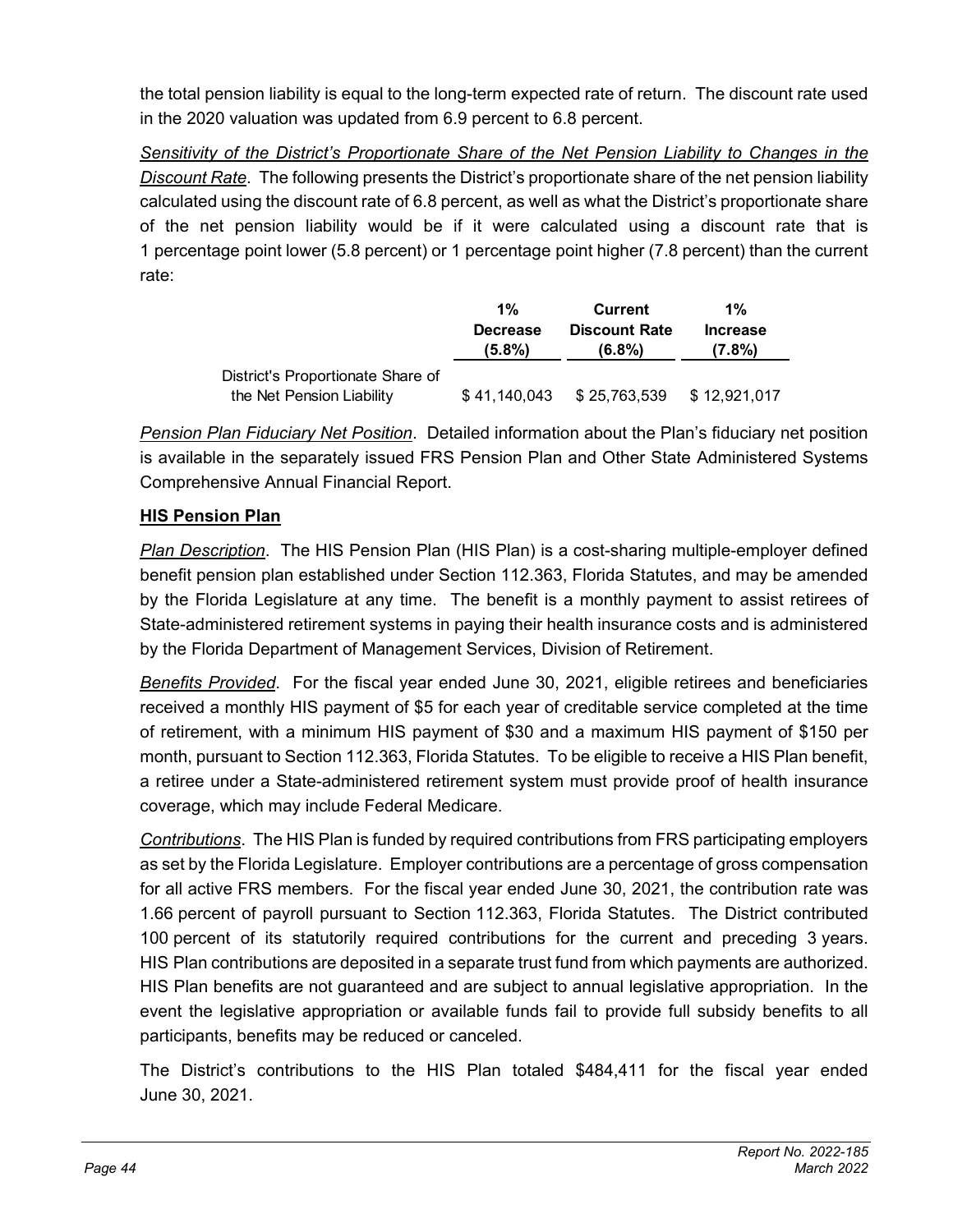the total pension liability is equal to the long-term expected rate of return. The discount rate used in the 2020 valuation was updated from 6.9 percent to 6.8 percent.

*Sensitivity of the District's Proportionate Share of the Net Pension Liability to Changes in the Discount Rate*. The following presents the District's proportionate share of the net pension liability calculated using the discount rate of 6.8 percent, as well as what the District's proportionate share of the net pension liability would be if it were calculated using a discount rate that is 1 percentage point lower (5.8 percent) or 1 percentage point higher (7.8 percent) than the current rate:

| | 1% Decrease (5.8%) | Current Discount Rate (6.8%) | 1% Increase (7.8%) |
|---|---|---|---|
| District's Proportionate Share of the Net Pension Liability | $ 41,140,043 | $ 25,763,539 | $ 12,921,017 |

*Pension Plan Fiduciary Net Position*. Detailed information about the Plan's fiduciary net position is available in the separately issued FRS Pension Plan and Other State Administered Systems Comprehensive Annual Financial Report.

**HIS Pension Plan**

*Plan Description*. The HIS Pension Plan (HIS Plan) is a cost-sharing multiple-employer defined benefit pension plan established under Section 112.363, Florida Statutes, and may be amended by the Florida Legislature at any time. The benefit is a monthly payment to assist retirees of State-administered retirement systems in paying their health insurance costs and is administered by the Florida Department of Management Services, Division of Retirement.

*Benefits Provided*. For the fiscal year ended June 30, 2021, eligible retirees and beneficiaries received a monthly HIS payment of $5 for each year of creditable service completed at the time of retirement, with a minimum HIS payment of $30 and a maximum HIS payment of $150 per month, pursuant to Section 112.363, Florida Statutes. To be eligible to receive a HIS Plan benefit, a retiree under a State-administered retirement system must provide proof of health insurance coverage, which may include Federal Medicare.

*Contributions*. The HIS Plan is funded by required contributions from FRS participating employers as set by the Florida Legislature. Employer contributions are a percentage of gross compensation for all active FRS members. For the fiscal year ended June 30, 2021, the contribution rate was 1.66 percent of payroll pursuant to Section 112.363, Florida Statutes. The District contributed 100 percent of its statutorily required contributions for the current and preceding 3 years. HIS Plan contributions are deposited in a separate trust fund from which payments are authorized. HIS Plan benefits are not guaranteed and are subject to annual legislative appropriation. In the event the legislative appropriation or available funds fail to provide full subsidy benefits to all participants, benefits may be reduced or canceled.

The District's contributions to the HIS Plan totaled $484,411 for the fiscal year ended June 30, 2021.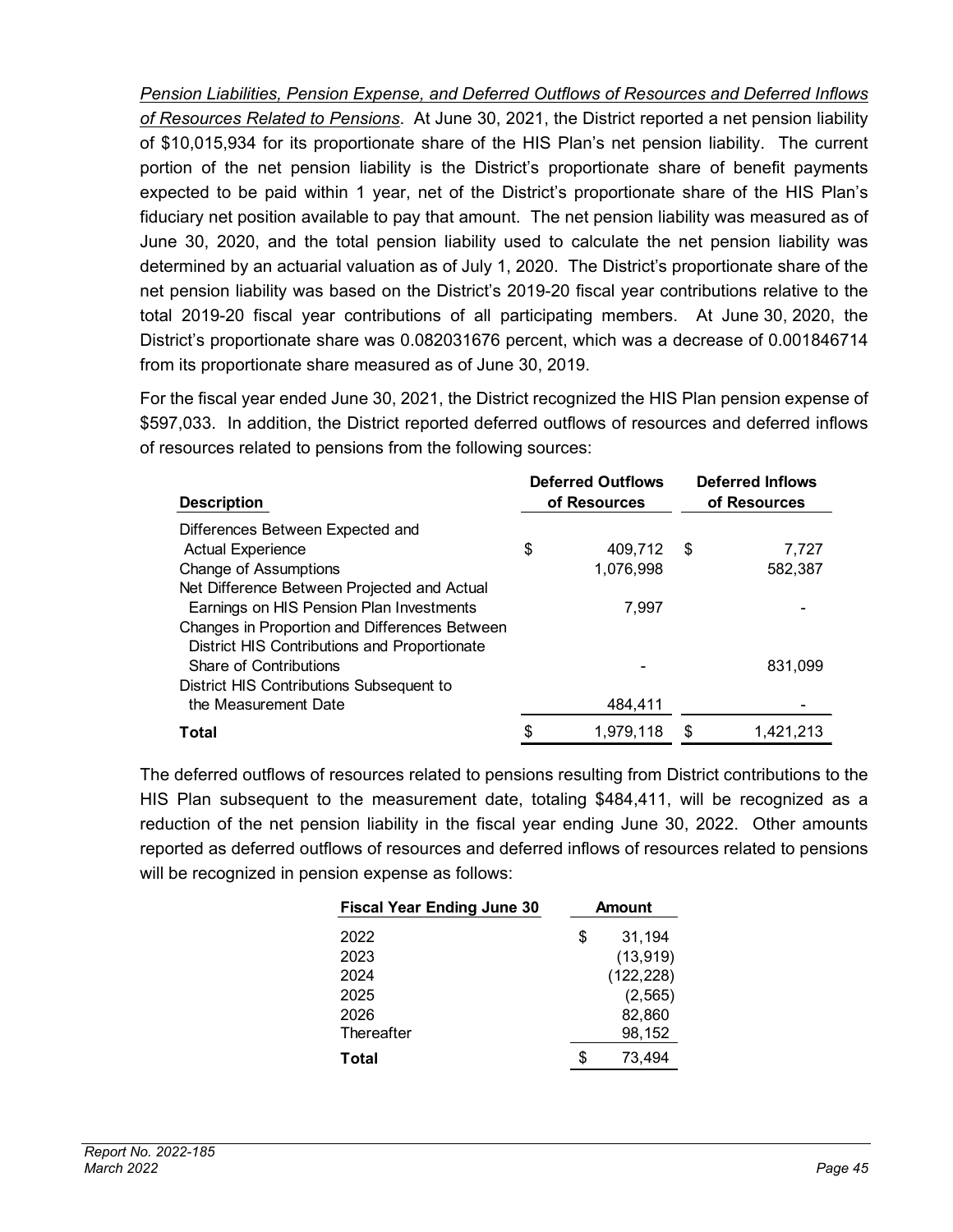*Pension Liabilities, Pension Expense, and Deferred Outflows of Resources and Deferred Inflows of Resources Related to Pensions*. At June 30, 2021, the District reported a net pension liability of $10,015,934 for its proportionate share of the HIS Plan's net pension liability. The current portion of the net pension liability is the District's proportionate share of benefit payments expected to be paid within 1 year, net of the District's proportionate share of the HIS Plan's fiduciary net position available to pay that amount. The net pension liability was measured as of June 30, 2020, and the total pension liability used to calculate the net pension liability was determined by an actuarial valuation as of July 1, 2020. The District's proportionate share of the net pension liability was based on the District's 2019-20 fiscal year contributions relative to the total 2019-20 fiscal year contributions of all participating members. At June 30, 2020, the District's proportionate share was 0.082031676 percent, which was a decrease of 0.001846714 from its proportionate share measured as of June 30, 2019.

For the fiscal year ended June 30, 2021, the District recognized the HIS Plan pension expense of $597,033. In addition, the District reported deferred outflows of resources and deferred inflows of resources related to pensions from the following sources:

| Description | Deferred Outflows of Resources | Deferred Inflows of Resources |
|---|---|---|
| Differences Between Expected and Actual Experience | $ 409,712 | $ 7,727 |
| Change of Assumptions | 1,076,998 | 582,387 |
| Net Difference Between Projected and Actual Earnings on HIS Pension Plan Investments | 7,997 | - |
| Changes in Proportion and Differences Between District HIS Contributions and Proportionate Share of Contributions | - | 831,099 |
| District HIS Contributions Subsequent to the Measurement Date | 484,411 | - |
| **Total** | $ 1,979,118 | $ 1,421,213 |

The deferred outflows of resources related to pensions resulting from District contributions to the HIS Plan subsequent to the measurement date, totaling $484,411, will be recognized as a reduction of the net pension liability in the fiscal year ending June 30, 2022. Other amounts reported as deferred outflows of resources and deferred inflows of resources related to pensions will be recognized in pension expense as follows:

| Fiscal Year Ending June 30 | Amount |
|---|---|
| 2022 | $ 31,194 |
| 2023 | (13,919) |
| 2024 | (122,228) |
| 2025 | (2,565) |
| 2026 | 82,860 |
| Thereafter | 98,152 |
| **Total** | $ 73,494 |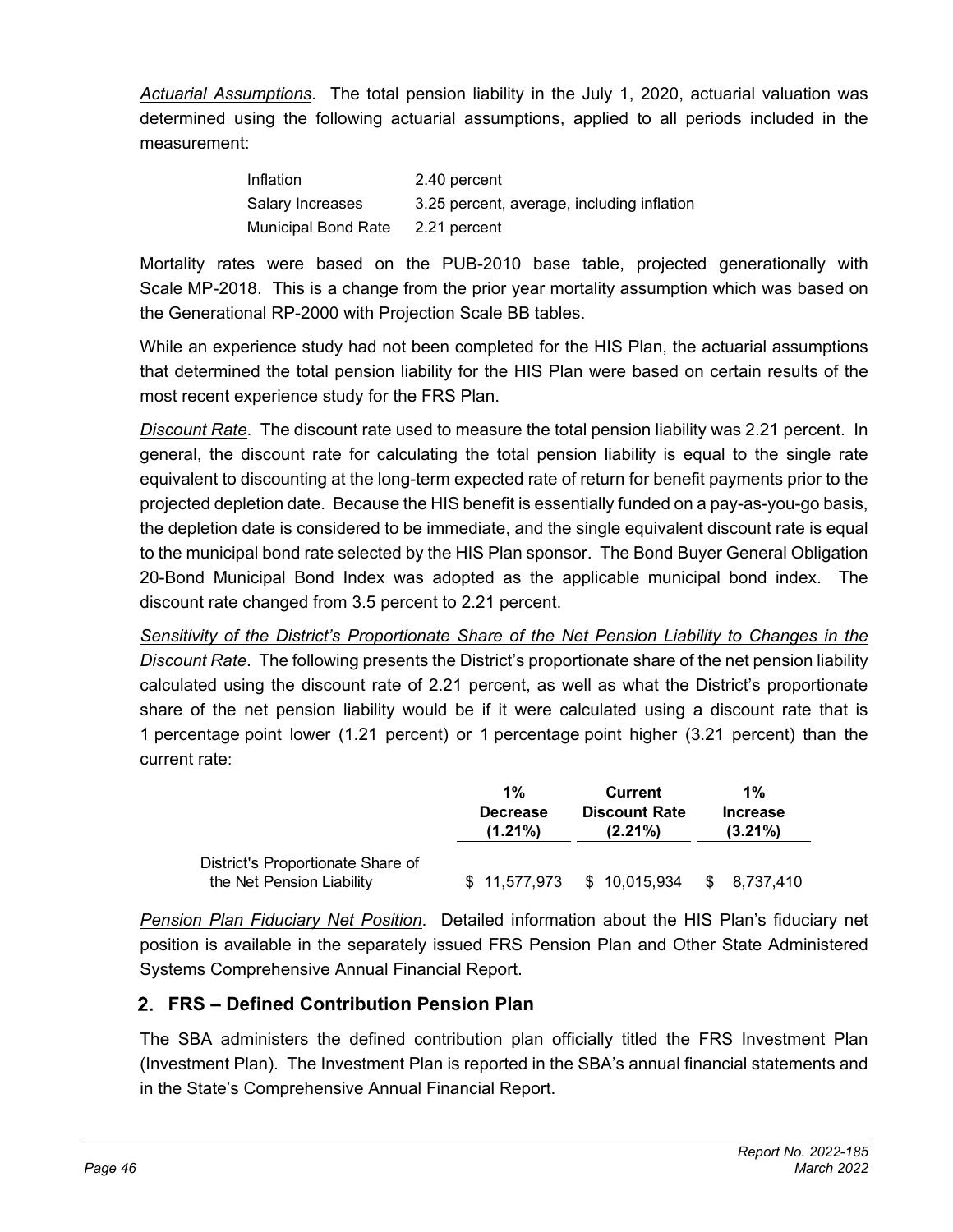*Actuarial Assumptions*. The total pension liability in the July 1, 2020, actuarial valuation was determined using the following actuarial assumptions, applied to all periods included in the measurement:

| | |
|---|---|
| Inflation | 2.40 percent |
| Salary Increases | 3.25 percent, average, including inflation |
| Municipal Bond Rate | 2.21 percent |

Mortality rates were based on the PUB-2010 base table, projected generationally with Scale MP-2018. This is a change from the prior year mortality assumption which was based on the Generational RP-2000 with Projection Scale BB tables.

While an experience study had not been completed for the HIS Plan, the actuarial assumptions that determined the total pension liability for the HIS Plan were based on certain results of the most recent experience study for the FRS Plan.

*Discount Rate*. The discount rate used to measure the total pension liability was 2.21 percent. In general, the discount rate for calculating the total pension liability is equal to the single rate equivalent to discounting at the long-term expected rate of return for benefit payments prior to the projected depletion date. Because the HIS benefit is essentially funded on a pay-as-you-go basis, the depletion date is considered to be immediate, and the single equivalent discount rate is equal to the municipal bond rate selected by the HIS Plan sponsor. The Bond Buyer General Obligation 20-Bond Municipal Bond Index was adopted as the applicable municipal bond index. The discount rate changed from 3.5 percent to 2.21 percent.

*Sensitivity of the District's Proportionate Share of the Net Pension Liability to Changes in the Discount Rate*. The following presents the District's proportionate share of the net pension liability calculated using the discount rate of 2.21 percent, as well as what the District's proportionate share of the net pension liability would be if it were calculated using a discount rate that is 1 percentage point lower (1.21 percent) or 1 percentage point higher (3.21 percent) than the current rate:

| | 1% Decrease (1.21%) | Current Discount Rate (2.21%) | 1% Increase (3.21%) |
|---|---|---|---|
| District's Proportionate Share of the Net Pension Liability | $ 11,577,973 | $ 10,015,934 | $ 8,737,410 |

*Pension Plan Fiduciary Net Position*. Detailed information about the HIS Plan's fiduciary net position is available in the separately issued FRS Pension Plan and Other State Administered Systems Comprehensive Annual Financial Report.

## 2. FRS – Defined Contribution Pension Plan

The SBA administers the defined contribution plan officially titled the FRS Investment Plan (Investment Plan). The Investment Plan is reported in the SBA's annual financial statements and in the State's Comprehensive Annual Financial Report.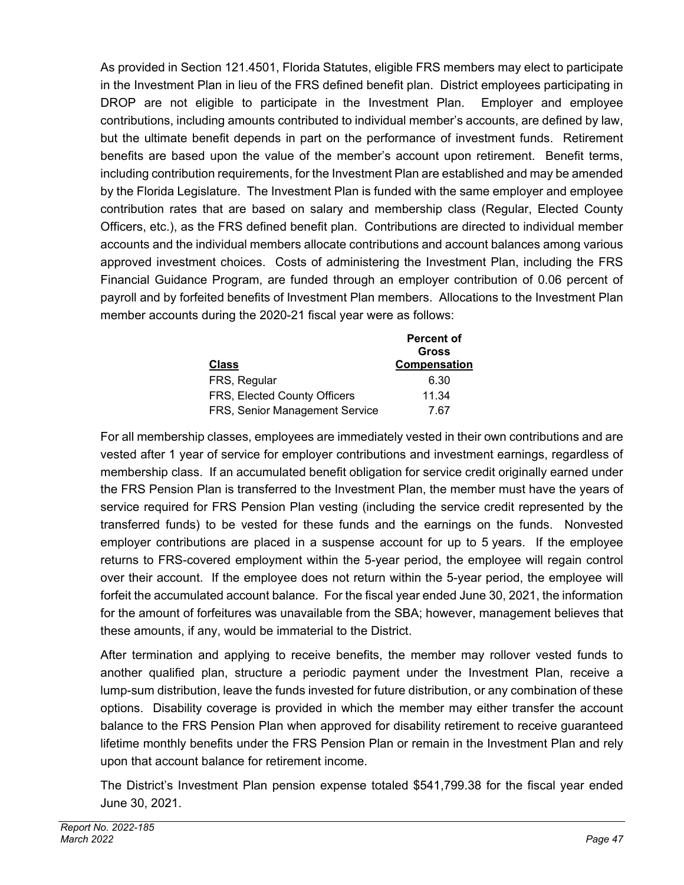As provided in Section 121.4501, Florida Statutes, eligible FRS members may elect to participate in the Investment Plan in lieu of the FRS defined benefit plan. District employees participating in DROP are not eligible to participate in the Investment Plan. Employer and employee contributions, including amounts contributed to individual member's accounts, are defined by law, but the ultimate benefit depends in part on the performance of investment funds. Retirement benefits are based upon the value of the member's account upon retirement. Benefit terms, including contribution requirements, for the Investment Plan are established and may be amended by the Florida Legislature. The Investment Plan is funded with the same employer and employee contribution rates that are based on salary and membership class (Regular, Elected County Officers, etc.), as the FRS defined benefit plan. Contributions are directed to individual member accounts and the individual members allocate contributions and account balances among various approved investment choices. Costs of administering the Investment Plan, including the FRS Financial Guidance Program, are funded through an employer contribution of 0.06 percent of payroll and by forfeited benefits of Investment Plan members. Allocations to the Investment Plan member accounts during the 2020-21 fiscal year were as follows:

| Class | Percent of Gross Compensation |
|---|---|
| FRS, Regular | 6.30 |
| FRS, Elected County Officers | 11.34 |
| FRS, Senior Management Service | 7.67 |

For all membership classes, employees are immediately vested in their own contributions and are vested after 1 year of service for employer contributions and investment earnings, regardless of membership class. If an accumulated benefit obligation for service credit originally earned under the FRS Pension Plan is transferred to the Investment Plan, the member must have the years of service required for FRS Pension Plan vesting (including the service credit represented by the transferred funds) to be vested for these funds and the earnings on the funds. Nonvested employer contributions are placed in a suspense account for up to 5 years. If the employee returns to FRS-covered employment within the 5-year period, the employee will regain control over their account. If the employee does not return within the 5-year period, the employee will forfeit the accumulated account balance. For the fiscal year ended June 30, 2021, the information for the amount of forfeitures was unavailable from the SBA; however, management believes that these amounts, if any, would be immaterial to the District.

After termination and applying to receive benefits, the member may rollover vested funds to another qualified plan, structure a periodic payment under the Investment Plan, receive a lump-sum distribution, leave the funds invested for future distribution, or any combination of these options. Disability coverage is provided in which the member may either transfer the account balance to the FRS Pension Plan when approved for disability retirement to receive guaranteed lifetime monthly benefits under the FRS Pension Plan or remain in the Investment Plan and rely upon that account balance for retirement income.

The District's Investment Plan pension expense totaled $541,799.38 for the fiscal year ended June 30, 2021.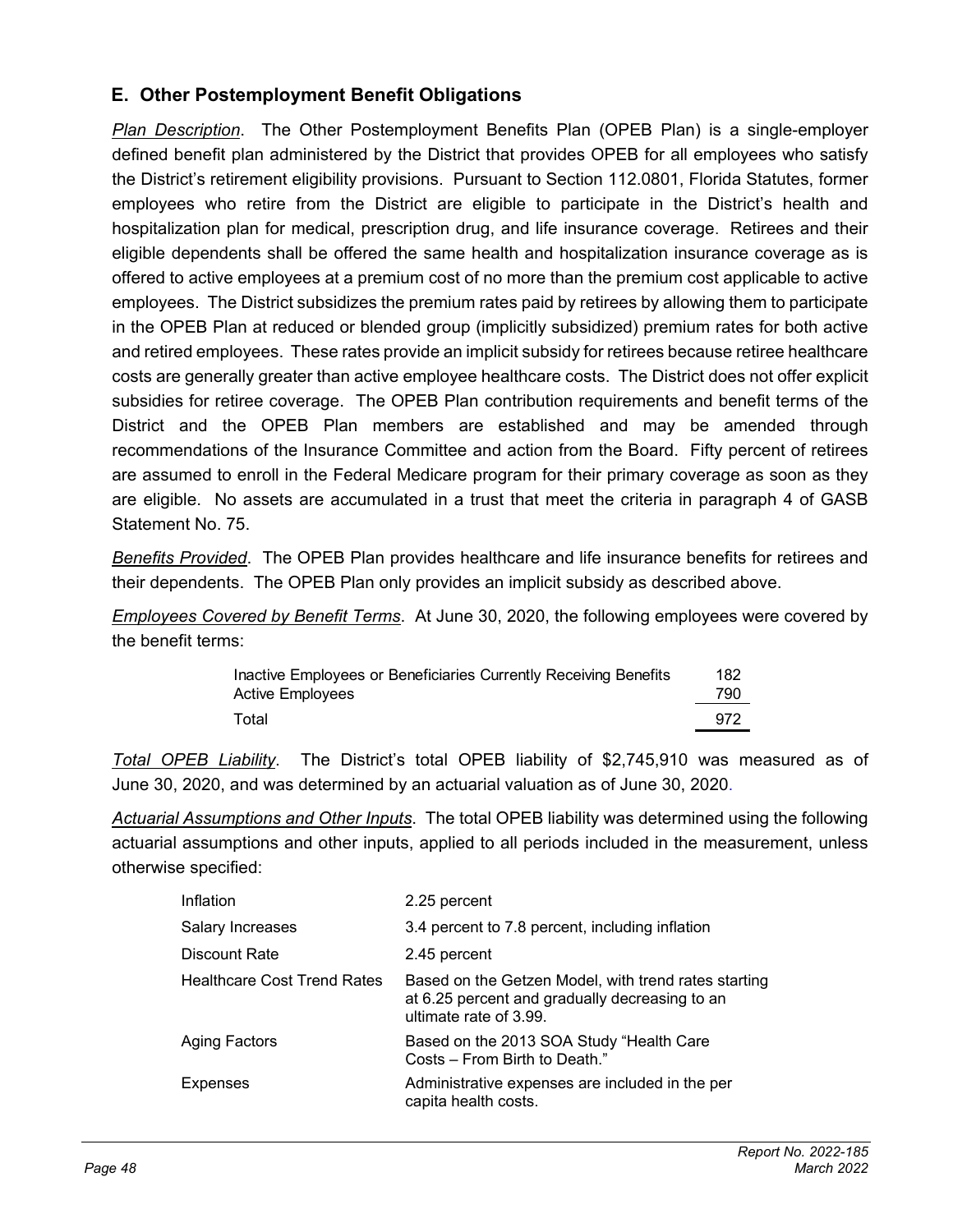## E. Other Postemployment Benefit Obligations

*Plan Description*. The Other Postemployment Benefits Plan (OPEB Plan) is a single-employer defined benefit plan administered by the District that provides OPEB for all employees who satisfy the District's retirement eligibility provisions. Pursuant to Section 112.0801, Florida Statutes, former employees who retire from the District are eligible to participate in the District's health and hospitalization plan for medical, prescription drug, and life insurance coverage. Retirees and their eligible dependents shall be offered the same health and hospitalization insurance coverage as is offered to active employees at a premium cost of no more than the premium cost applicable to active employees. The District subsidizes the premium rates paid by retirees by allowing them to participate in the OPEB Plan at reduced or blended group (implicitly subsidized) premium rates for both active and retired employees. These rates provide an implicit subsidy for retirees because retiree healthcare costs are generally greater than active employee healthcare costs. The District does not offer explicit subsidies for retiree coverage. The OPEB Plan contribution requirements and benefit terms of the District and the OPEB Plan members are established and may be amended through recommendations of the Insurance Committee and action from the Board. Fifty percent of retirees are assumed to enroll in the Federal Medicare program for their primary coverage as soon as they are eligible. No assets are accumulated in a trust that meet the criteria in paragraph 4 of GASB Statement No. 75.

*Benefits Provided*. The OPEB Plan provides healthcare and life insurance benefits for retirees and their dependents. The OPEB Plan only provides an implicit subsidy as described above.

*Employees Covered by Benefit Terms*. At June 30, 2020, the following employees were covered by the benefit terms:

| | |
|---|---|
| Inactive Employees or Beneficiaries Currently Receiving Benefits | 182 |
| Active Employees | 790 |
| Total | 972 |

*Total OPEB Liability*. The District's total OPEB liability of $2,745,910 was measured as of June 30, 2020, and was determined by an actuarial valuation as of June 30, 2020.

*Actuarial Assumptions and Other Inputs*. The total OPEB liability was determined using the following actuarial assumptions and other inputs, applied to all periods included in the measurement, unless otherwise specified:

| | |
|---|---|
| Inflation | 2.25 percent |
| Salary Increases | 3.4 percent to 7.8 percent, including inflation |
| Discount Rate | 2.45 percent |
| Healthcare Cost Trend Rates | Based on the Getzen Model, with trend rates starting at 6.25 percent and gradually decreasing to an ultimate rate of 3.99. |
| Aging Factors | Based on the 2013 SOA Study "Health Care Costs – From Birth to Death." |
| Expenses | Administrative expenses are included in the per capita health costs. |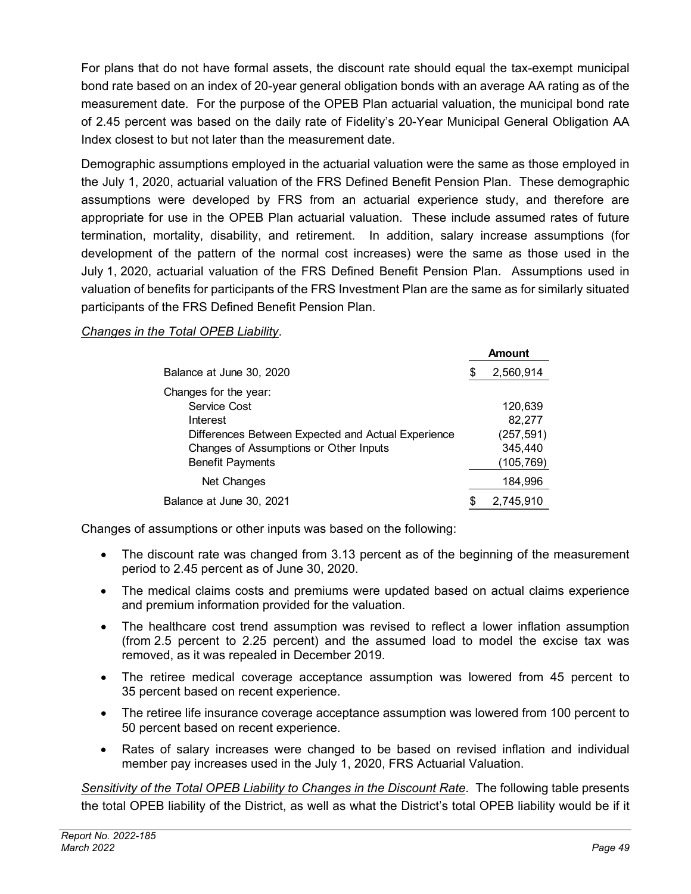For plans that do not have formal assets, the discount rate should equal the tax-exempt municipal bond rate based on an index of 20-year general obligation bonds with an average AA rating as of the measurement date. For the purpose of the OPEB Plan actuarial valuation, the municipal bond rate of 2.45 percent was based on the daily rate of Fidelity's 20-Year Municipal General Obligation AA Index closest to but not later than the measurement date.

Demographic assumptions employed in the actuarial valuation were the same as those employed in the July 1, 2020, actuarial valuation of the FRS Defined Benefit Pension Plan. These demographic assumptions were developed by FRS from an actuarial experience study, and therefore are appropriate for use in the OPEB Plan actuarial valuation. These include assumed rates of future termination, mortality, disability, and retirement. In addition, salary increase assumptions (for development of the pattern of the normal cost increases) were the same as those used in the July 1, 2020, actuarial valuation of the FRS Defined Benefit Pension Plan. Assumptions used in valuation of benefits for participants of the FRS Investment Plan are the same as for similarly situated participants of the FRS Defined Benefit Pension Plan.

*Changes in the Total OPEB Liability*.

| | **Amount** |
|---|---|
| Balance at June 30, 2020 | $ 2,560,914 |
| Changes for the year: | |
| Service Cost | 120,639 |
| Interest | 82,277 |
| Differences Between Expected and Actual Experience | (257,591) |
| Changes of Assumptions or Other Inputs | 345,440 |
| Benefit Payments | (105,769) |
| Net Changes | 184,996 |
| Balance at June 30, 2021 | $ 2,745,910 |

Changes of assumptions or other inputs was based on the following:

- The discount rate was changed from 3.13 percent as of the beginning of the measurement period to 2.45 percent as of June 30, 2020.
- The medical claims costs and premiums were updated based on actual claims experience and premium information provided for the valuation.
- The healthcare cost trend assumption was revised to reflect a lower inflation assumption (from 2.5 percent to 2.25 percent) and the assumed load to model the excise tax was removed, as it was repealed in December 2019.
- The retiree medical coverage acceptance assumption was lowered from 45 percent to 35 percent based on recent experience.
- The retiree life insurance coverage acceptance assumption was lowered from 100 percent to 50 percent based on recent experience.
- Rates of salary increases were changed to be based on revised inflation and individual member pay increases used in the July 1, 2020, FRS Actuarial Valuation.

*Sensitivity of the Total OPEB Liability to Changes in the Discount Rate*. The following table presents the total OPEB liability of the District, as well as what the District's total OPEB liability would be if it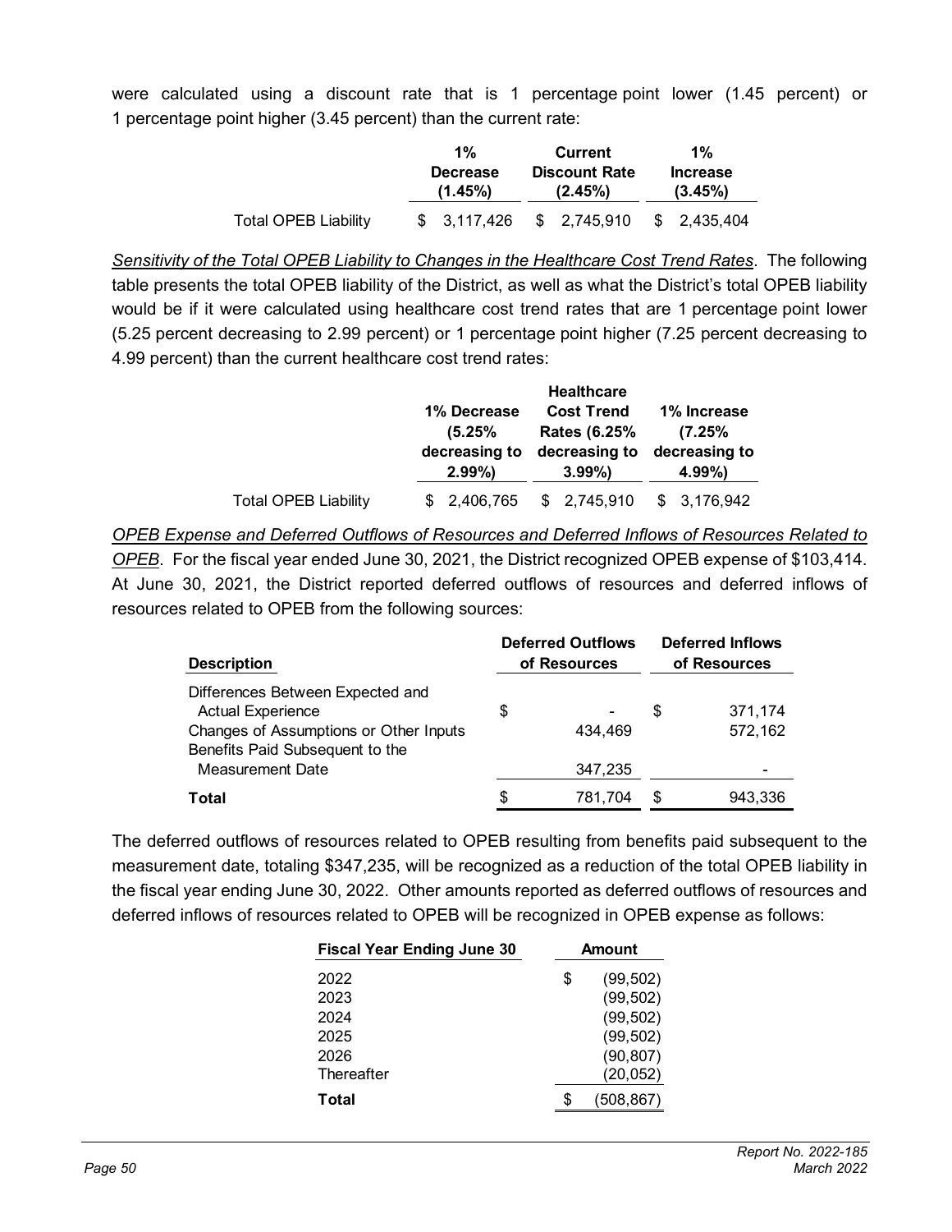were calculated using a discount rate that is 1 percentage point lower (1.45 percent) or 1 percentage point higher (3.45 percent) than the current rate:

| | 1% Decrease (1.45%) | Current Discount Rate (2.45%) | 1% Increase (3.45%) |
|---|---|---|---|
| Total OPEB Liability | $ 3,117,426 | $ 2,745,910 | $ 2,435,404 |

*Sensitivity of the Total OPEB Liability to Changes in the Healthcare Cost Trend Rates*. The following table presents the total OPEB liability of the District, as well as what the District's total OPEB liability would be if it were calculated using healthcare cost trend rates that are 1 percentage point lower (5.25 percent decreasing to 2.99 percent) or 1 percentage point higher (7.25 percent decreasing to 4.99 percent) than the current healthcare cost trend rates:

| | 1% Decrease (5.25% decreasing to 2.99%) | Healthcare Cost Trend Rates (6.25% decreasing to 3.99%) | 1% Increase (7.25% decreasing to 4.99%) |
|---|---|---|---|
| Total OPEB Liability | $ 2,406,765 | $ 2,745,910 | $ 3,176,942 |

*OPEB Expense and Deferred Outflows of Resources and Deferred Inflows of Resources Related to OPEB*. For the fiscal year ended June 30, 2021, the District recognized OPEB expense of $103,414. At June 30, 2021, the District reported deferred outflows of resources and deferred inflows of resources related to OPEB from the following sources:

| Description | Deferred Outflows of Resources | Deferred Inflows of Resources |
|---|---|---|
| Differences Between Expected and Actual Experience | $ - | $ 371,174 |
| Changes of Assumptions or Other Inputs | 434,469 | 572,162 |
| Benefits Paid Subsequent to the Measurement Date | 347,235 | - |
| **Total** | $ 781,704 | $ 943,336 |

The deferred outflows of resources related to OPEB resulting from benefits paid subsequent to the measurement date, totaling $347,235, will be recognized as a reduction of the total OPEB liability in the fiscal year ending June 30, 2022. Other amounts reported as deferred outflows of resources and deferred inflows of resources related to OPEB will be recognized in OPEB expense as follows:

| Fiscal Year Ending June 30 | Amount |
|---|---|
| 2022 | $ (99,502) |
| 2023 | (99,502) |
| 2024 | (99,502) |
| 2025 | (99,502) |
| 2026 | (90,807) |
| Thereafter | (20,052) |
| **Total** | $ (508,867) |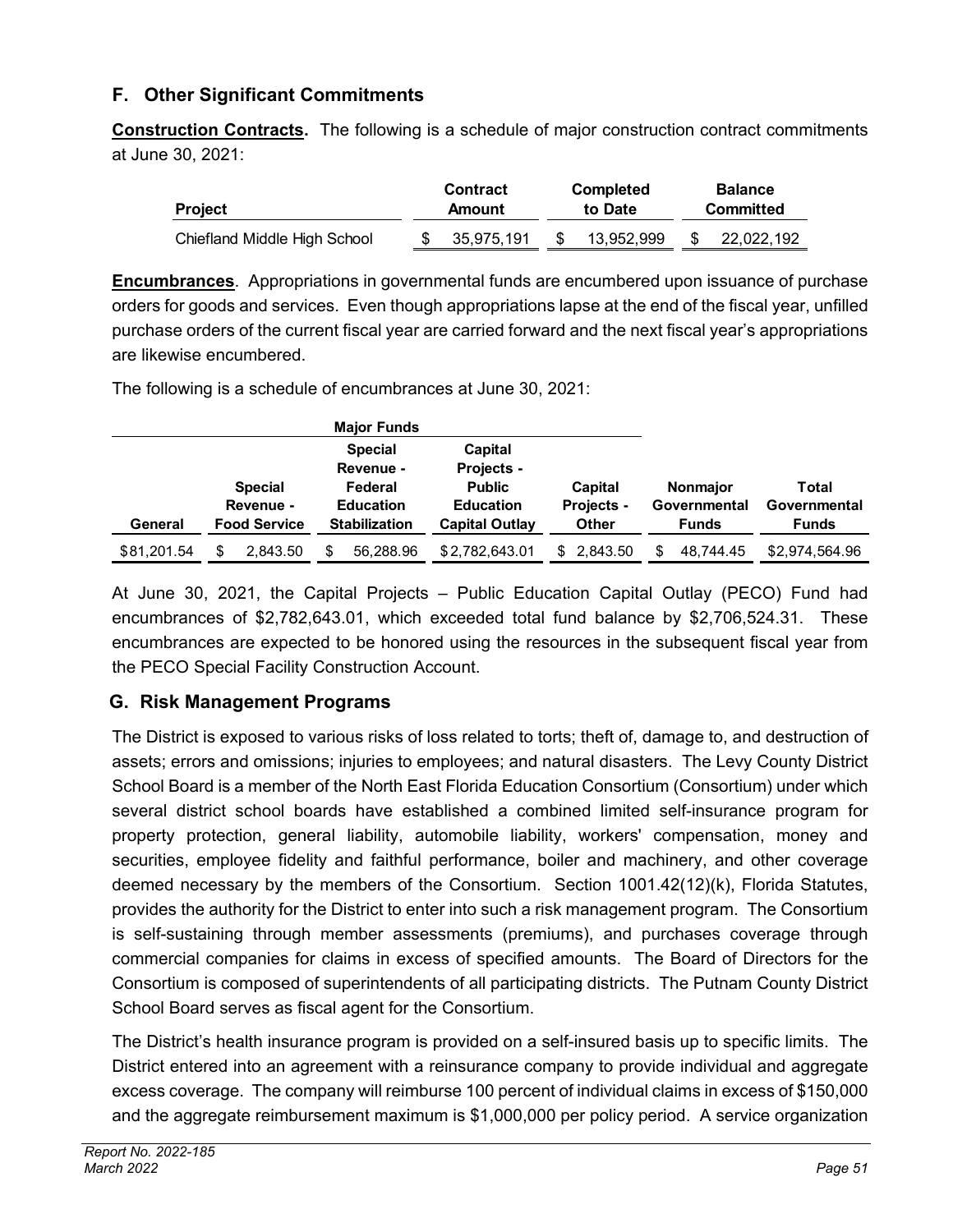## F. Other Significant Commitments

**Construction Contracts.** The following is a schedule of major construction contract commitments at June 30, 2021:

| Project | Contract Amount | Completed to Date | Balance Committed |
|---|---|---|---|
| Chiefland Middle High School | $ 35,975,191 | $ 13,952,999 | $ 22,022,192 |

**Encumbrances**. Appropriations in governmental funds are encumbered upon issuance of purchase orders for goods and services. Even though appropriations lapse at the end of the fiscal year, unfilled purchase orders of the current fiscal year are carried forward and the next fiscal year's appropriations are likewise encumbered.

The following is a schedule of encumbrances at June 30, 2021:

| Major Funds | | | | | | |
|---|---|---|---|---|---|---|
| General | Special Revenue - Food Service | Special Revenue - Federal Education Stabilization | Capital Projects - Public Education Capital Outlay | Capital Projects - Other | Nonmajor Governmental Funds | Total Governmental Funds |
| $81,201.54 | $ 2,843.50 | $ 56,288.96 | $2,782,643.01 | $ 2,843.50 | $ 48,744.45 | $2,974,564.96 |

At June 30, 2021, the Capital Projects – Public Education Capital Outlay (PECO) Fund had encumbrances of $2,782,643.01, which exceeded total fund balance by $2,706,524.31. These encumbrances are expected to be honored using the resources in the subsequent fiscal year from the PECO Special Facility Construction Account.

## G. Risk Management Programs

The District is exposed to various risks of loss related to torts; theft of, damage to, and destruction of assets; errors and omissions; injuries to employees; and natural disasters. The Levy County District School Board is a member of the North East Florida Education Consortium (Consortium) under which several district school boards have established a combined limited self-insurance program for property protection, general liability, automobile liability, workers' compensation, money and securities, employee fidelity and faithful performance, boiler and machinery, and other coverage deemed necessary by the members of the Consortium. Section 1001.42(12)(k), Florida Statutes, provides the authority for the District to enter into such a risk management program. The Consortium is self-sustaining through member assessments (premiums), and purchases coverage through commercial companies for claims in excess of specified amounts. The Board of Directors for the Consortium is composed of superintendents of all participating districts. The Putnam County District School Board serves as fiscal agent for the Consortium.

The District's health insurance program is provided on a self-insured basis up to specific limits. The District entered into an agreement with a reinsurance company to provide individual and aggregate excess coverage. The company will reimburse 100 percent of individual claims in excess of $150,000 and the aggregate reimbursement maximum is $1,000,000 per policy period. A service organization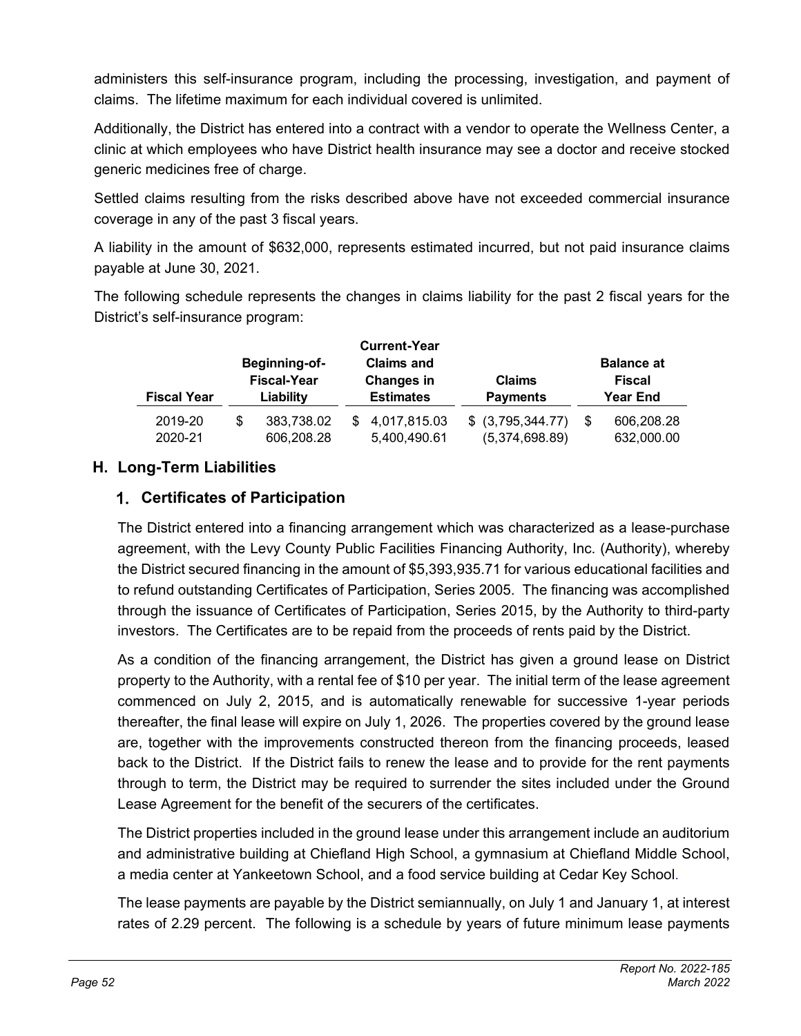administers this self-insurance program, including the processing, investigation, and payment of claims. The lifetime maximum for each individual covered is unlimited.

Additionally, the District has entered into a contract with a vendor to operate the Wellness Center, a clinic at which employees who have District health insurance may see a doctor and receive stocked generic medicines free of charge.

Settled claims resulting from the risks described above have not exceeded commercial insurance coverage in any of the past 3 fiscal years.

A liability in the amount of $632,000, represents estimated incurred, but not paid insurance claims payable at June 30, 2021.

The following schedule represents the changes in claims liability for the past 2 fiscal years for the District's self-insurance program:

| Fiscal Year | Beginning-of-Fiscal-Year Liability | Current-Year Claims and Changes in Estimates | Claims Payments | Balance at Fiscal Year End |
|---|---|---|---|---|
| 2019-20 | $ 383,738.02 | $ 4,017,815.03 | $ (3,795,344.77) | $ 606,208.28 |
| 2020-21 | 606,208.28 | 5,400,490.61 | (5,374,698.89) | 632,000.00 |

## H. Long-Term Liabilities

### 1. Certificates of Participation

The District entered into a financing arrangement which was characterized as a lease-purchase agreement, with the Levy County Public Facilities Financing Authority, Inc. (Authority), whereby the District secured financing in the amount of $5,393,935.71 for various educational facilities and to refund outstanding Certificates of Participation, Series 2005. The financing was accomplished through the issuance of Certificates of Participation, Series 2015, by the Authority to third-party investors. The Certificates are to be repaid from the proceeds of rents paid by the District.

As a condition of the financing arrangement, the District has given a ground lease on District property to the Authority, with a rental fee of $10 per year. The initial term of the lease agreement commenced on July 2, 2015, and is automatically renewable for successive 1-year periods thereafter, the final lease will expire on July 1, 2026. The properties covered by the ground lease are, together with the improvements constructed thereon from the financing proceeds, leased back to the District. If the District fails to renew the lease and to provide for the rent payments through to term, the District may be required to surrender the sites included under the Ground Lease Agreement for the benefit of the securers of the certificates.

The District properties included in the ground lease under this arrangement include an auditorium and administrative building at Chiefland High School, a gymnasium at Chiefland Middle School, a media center at Yankeetown School, and a food service building at Cedar Key School.

The lease payments are payable by the District semiannually, on July 1 and January 1, at interest rates of 2.29 percent. The following is a schedule by years of future minimum lease payments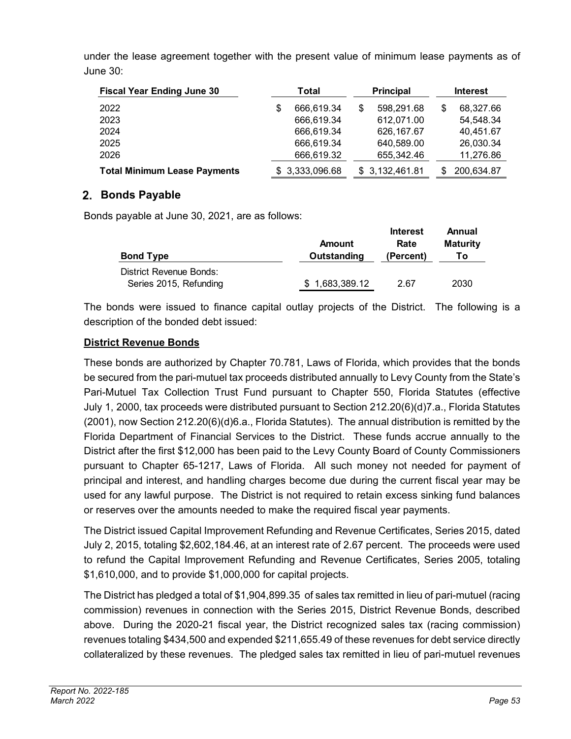under the lease agreement together with the present value of minimum lease payments as of June 30:

| Fiscal Year Ending June 30 | Total | Principal | Interest |
|---|---|---|---|
| 2022 | $ 666,619.34 | $ 598,291.68 | $ 68,327.66 |
| 2023 | 666,619.34 | 612,071.00 | 54,548.34 |
| 2024 | 666,619.34 | 626,167.67 | 40,451.67 |
| 2025 | 666,619.34 | 640,589.00 | 26,030.34 |
| 2026 | 666,619.32 | 655,342.46 | 11,276.86 |
| **Total Minimum Lease Payments** | $ 3,333,096.68 | $ 3,132,461.81 | $ 200,634.87 |

## 2. Bonds Payable

Bonds payable at June 30, 2021, are as follows:

| Bond Type | Amount Outstanding | Interest Rate (Percent) | Annual Maturity To |
|---|---|---|---|
| District Revenue Bonds: | | | |
| Series 2015, Refunding | $ 1,683,389.12 | 2.67 | 2030 |

The bonds were issued to finance capital outlay projects of the District. The following is a description of the bonded debt issued:

**District Revenue Bonds**

These bonds are authorized by Chapter 70.781, Laws of Florida, which provides that the bonds be secured from the pari-mutuel tax proceeds distributed annually to Levy County from the State's Pari-Mutuel Tax Collection Trust Fund pursuant to Chapter 550, Florida Statutes (effective July 1, 2000, tax proceeds were distributed pursuant to Section 212.20(6)(d)7.a., Florida Statutes (2001), now Section 212.20(6)(d)6.a., Florida Statutes). The annual distribution is remitted by the Florida Department of Financial Services to the District. These funds accrue annually to the District after the first $12,000 has been paid to the Levy County Board of County Commissioners pursuant to Chapter 65-1217, Laws of Florida. All such money not needed for payment of principal and interest, and handling charges become due during the current fiscal year may be used for any lawful purpose. The District is not required to retain excess sinking fund balances or reserves over the amounts needed to make the required fiscal year payments.

The District issued Capital Improvement Refunding and Revenue Certificates, Series 2015, dated July 2, 2015, totaling $2,602,184.46, at an interest rate of 2.67 percent. The proceeds were used to refund the Capital Improvement Refunding and Revenue Certificates, Series 2005, totaling $1,610,000, and to provide $1,000,000 for capital projects.

The District has pledged a total of $1,904,899.35 of sales tax remitted in lieu of pari-mutuel (racing commission) revenues in connection with the Series 2015, District Revenue Bonds, described above. During the 2020-21 fiscal year, the District recognized sales tax (racing commission) revenues totaling $434,500 and expended $211,655.49 of these revenues for debt service directly collateralized by these revenues. The pledged sales tax remitted in lieu of pari-mutuel revenues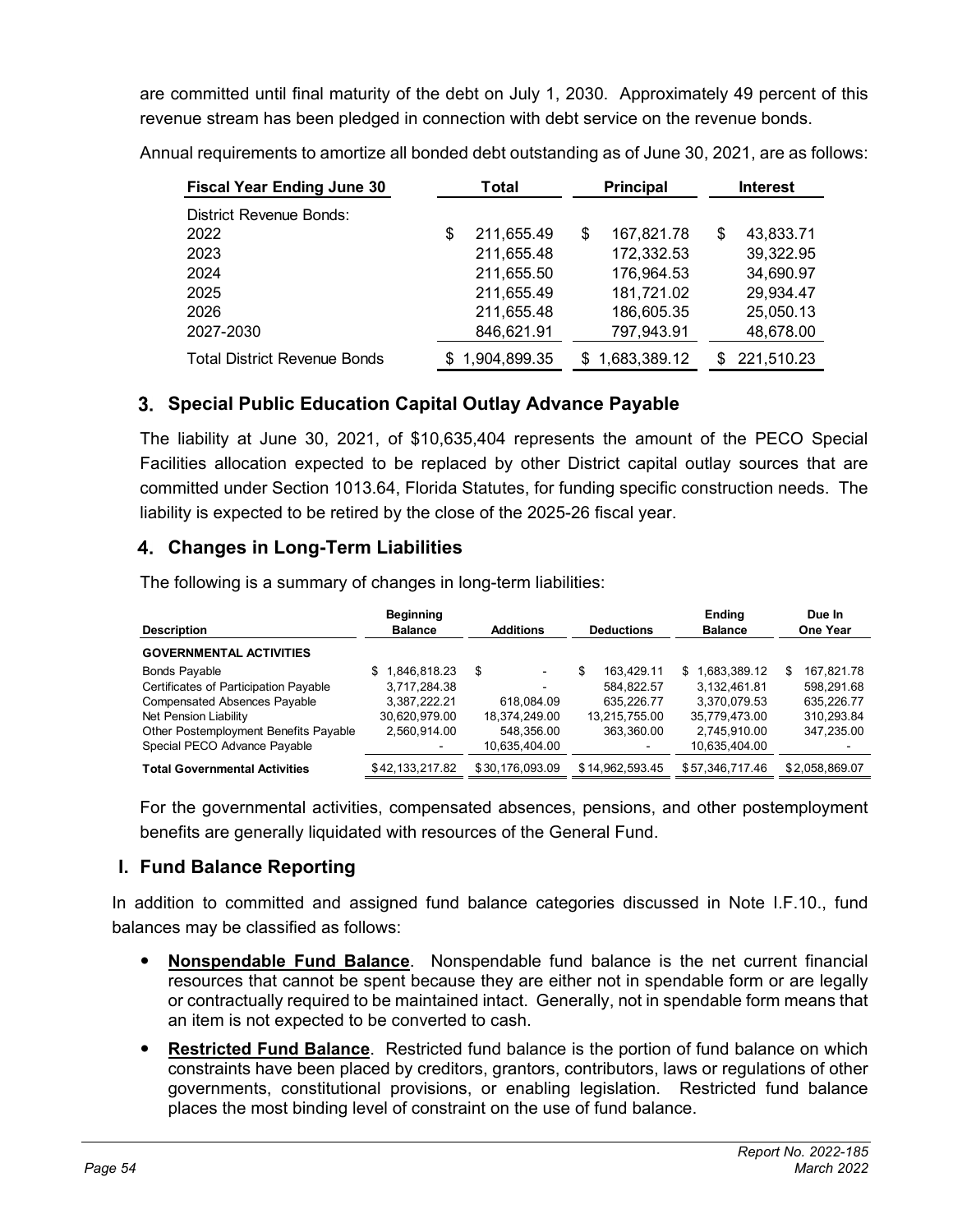are committed until final maturity of the debt on July 1, 2030. Approximately 49 percent of this revenue stream has been pledged in connection with debt service on the revenue bonds.

Annual requirements to amortize all bonded debt outstanding as of June 30, 2021, are as follows:

| Fiscal Year Ending June 30 | Total | Principal | Interest |
|---|---|---|---|
| District Revenue Bonds: | | | |
| 2022 | $ 211,655.49 | $ 167,821.78 | $ 43,833.71 |
| 2023 | 211,655.48 | 172,332.53 | 39,322.95 |
| 2024 | 211,655.50 | 176,964.53 | 34,690.97 |
| 2025 | 211,655.49 | 181,721.02 | 29,934.47 |
| 2026 | 211,655.48 | 186,605.35 | 25,050.13 |
| 2027-2030 | 846,621.91 | 797,943.91 | 48,678.00 |
| Total District Revenue Bonds | $ 1,904,899.35 | $ 1,683,389.12 | $ 221,510.23 |

## 3. Special Public Education Capital Outlay Advance Payable

The liability at June 30, 2021, of $10,635,404 represents the amount of the PECO Special Facilities allocation expected to be replaced by other District capital outlay sources that are committed under Section 1013.64, Florida Statutes, for funding specific construction needs. The liability is expected to be retired by the close of the 2025-26 fiscal year.

## 4. Changes in Long-Term Liabilities

The following is a summary of changes in long-term liabilities:

| Description | Beginning Balance | Additions | Deductions | Ending Balance | Due In One Year |
|---|---|---|---|---|---|
| **GOVERNMENTAL ACTIVITIES** | | | | | |
| Bonds Payable | $ 1,846,818.23 | $ - | $ 163,429.11 | $ 1,683,389.12 | $ 167,821.78 |
| Certificates of Participation Payable | 3,717,284.38 | - | 584,822.57 | 3,132,461.81 | 598,291.68 |
| Compensated Absences Payable | 3,387,222.21 | 618,084.09 | 635,226.77 | 3,370,079.53 | 635,226.77 |
| Net Pension Liability | 30,620,979.00 | 18,374,249.00 | 13,215,755.00 | 35,779,473.00 | 310,293.84 |
| Other Postemployment Benefits Payable | 2,560,914.00 | 548,356.00 | 363,360.00 | 2,745,910.00 | 347,235.00 |
| Special PECO Advance Payable | - | 10,635,404.00 | - | 10,635,404.00 | - |
| **Total Governmental Activities** | $42,133,217.82 | $30,176,093.09 | $14,962,593.45 | $57,346,717.46 | $2,058,869.07 |

For the governmental activities, compensated absences, pensions, and other postemployment benefits are generally liquidated with resources of the General Fund.

# I. Fund Balance Reporting

In addition to committed and assigned fund balance categories discussed in Note I.F.10., fund balances may be classified as follows:

- **Nonspendable Fund Balance**. Nonspendable fund balance is the net current financial resources that cannot be spent because they are either not in spendable form or are legally or contractually required to be maintained intact. Generally, not in spendable form means that an item is not expected to be converted to cash.
- **Restricted Fund Balance**. Restricted fund balance is the portion of fund balance on which constraints have been placed by creditors, grantors, contributors, laws or regulations of other governments, constitutional provisions, or enabling legislation. Restricted fund balance places the most binding level of constraint on the use of fund balance.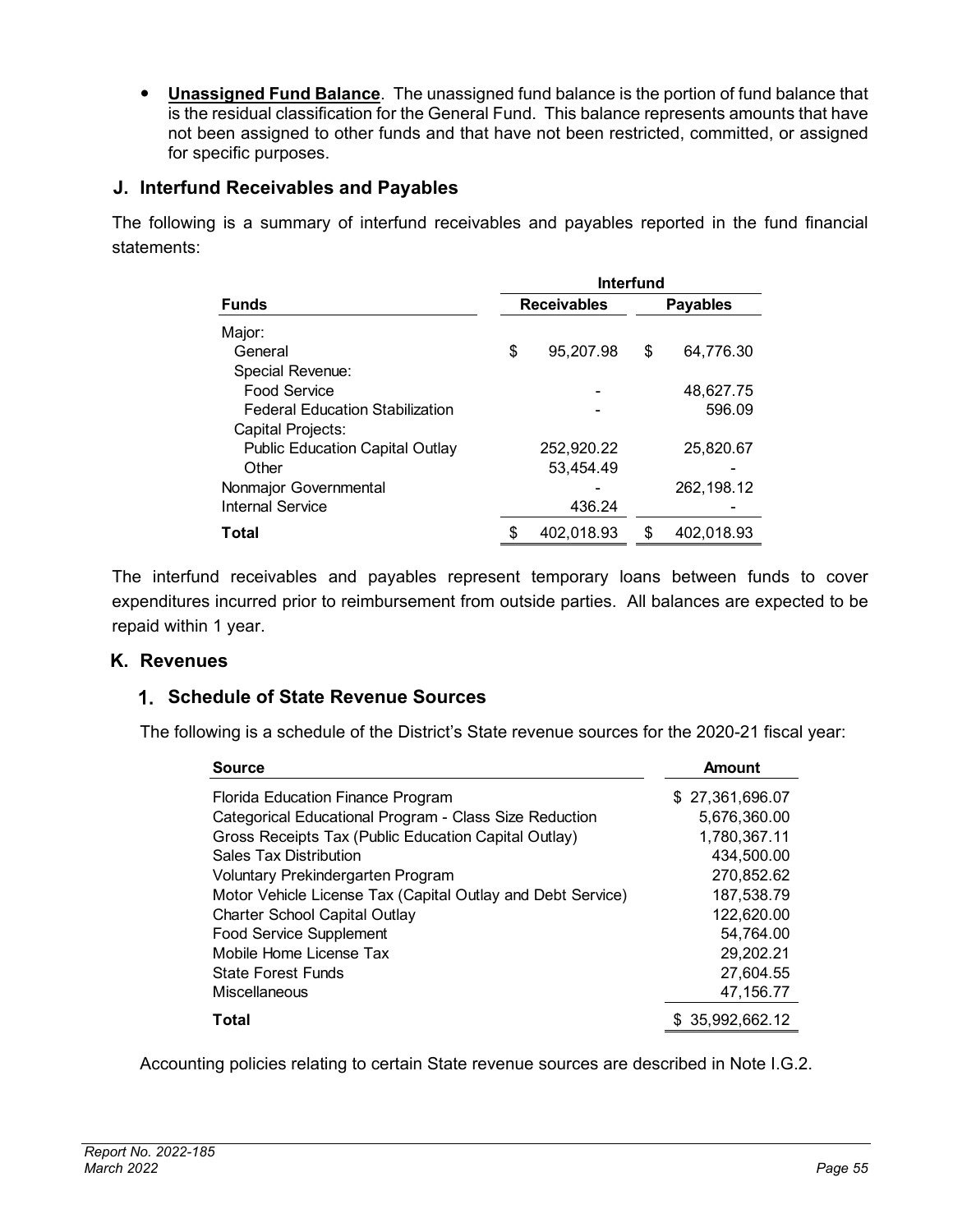- **Unassigned Fund Balance**. The unassigned fund balance is the portion of fund balance that is the residual classification for the General Fund. This balance represents amounts that have not been assigned to other funds and that have not been restricted, committed, or assigned for specific purposes.

## J. Interfund Receivables and Payables

The following is a summary of interfund receivables and payables reported in the fund financial statements:

| Funds | Interfund Receivables | Interfund Payables |
|---|---|---|
| Major: | | |
| General | $ 95,207.98 | $ 64,776.30 |
| Special Revenue: | | |
| Food Service | - | 48,627.75 |
| Federal Education Stabilization | - | 596.09 |
| Capital Projects: | | |
| Public Education Capital Outlay | 252,920.22 | 25,820.67 |
| Other | 53,454.49 | - |
| Nonmajor Governmental | - | 262,198.12 |
| Internal Service | 436.24 | - |
| **Total** | $ 402,018.93 | $ 402,018.93 |

The interfund receivables and payables represent temporary loans between funds to cover expenditures incurred prior to reimbursement from outside parties. All balances are expected to be repaid within 1 year.

## K. Revenues

### 1. Schedule of State Revenue Sources

The following is a schedule of the District's State revenue sources for the 2020-21 fiscal year:

| Source | Amount |
|---|---|
| Florida Education Finance Program | $ 27,361,696.07 |
| Categorical Educational Program - Class Size Reduction | 5,676,360.00 |
| Gross Receipts Tax (Public Education Capital Outlay) | 1,780,367.11 |
| Sales Tax Distribution | 434,500.00 |
| Voluntary Prekindergarten Program | 270,852.62 |
| Motor Vehicle License Tax (Capital Outlay and Debt Service) | 187,538.79 |
| Charter School Capital Outlay | 122,620.00 |
| Food Service Supplement | 54,764.00 |
| Mobile Home License Tax | 29,202.21 |
| State Forest Funds | 27,604.55 |
| Miscellaneous | 47,156.77 |
| **Total** | $ 35,992,662.12 |

Accounting policies relating to certain State revenue sources are described in Note I.G.2.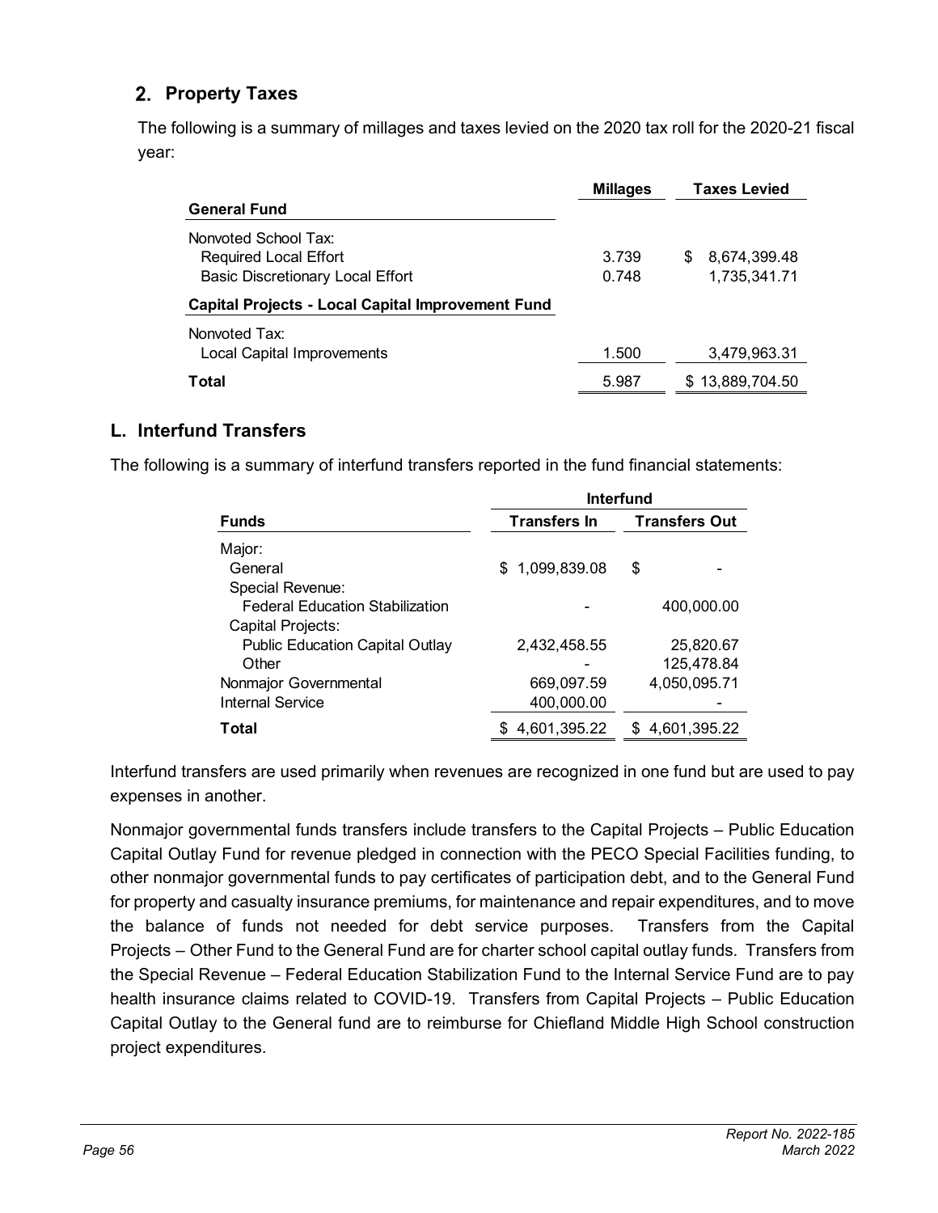## 2. Property Taxes

The following is a summary of millages and taxes levied on the 2020 tax roll for the 2020-21 fiscal year:

| | Millages | Taxes Levied |
|---|---|---|
| **General Fund** | | |
| Nonvoted School Tax: | | |
| Required Local Effort | 3.739 | $ 8,674,399.48 |
| Basic Discretionary Local Effort | 0.748 | 1,735,341.71 |
| **Capital Projects - Local Capital Improvement Fund** | | |
| Nonvoted Tax: | | |
| Local Capital Improvements | 1.500 | 3,479,963.31 |
| **Total** | 5.987 | $ 13,889,704.50 |

## L. Interfund Transfers

The following is a summary of interfund transfers reported in the fund financial statements:

| | Interfund | |
|---|---|---|
| **Funds** | **Transfers In** | **Transfers Out** |
| Major: | | |
| General | $ 1,099,839.08 | $ - |
| Special Revenue: | | |
| Federal Education Stabilization | - | 400,000.00 |
| Capital Projects: | | |
| Public Education Capital Outlay | 2,432,458.55 | 25,820.67 |
| Other | - | 125,478.84 |
| Nonmajor Governmental | 669,097.59 | 4,050,095.71 |
| Internal Service | 400,000.00 | - |
| **Total** | $ 4,601,395.22 | $ 4,601,395.22 |

Interfund transfers are used primarily when revenues are recognized in one fund but are used to pay expenses in another.

Nonmajor governmental funds transfers include transfers to the Capital Projects – Public Education Capital Outlay Fund for revenue pledged in connection with the PECO Special Facilities funding, to other nonmajor governmental funds to pay certificates of participation debt, and to the General Fund for property and casualty insurance premiums, for maintenance and repair expenditures, and to move the balance of funds not needed for debt service purposes. Transfers from the Capital Projects – Other Fund to the General Fund are for charter school capital outlay funds. Transfers from the Special Revenue – Federal Education Stabilization Fund to the Internal Service Fund are to pay health insurance claims related to COVID-19. Transfers from Capital Projects – Public Education Capital Outlay to the General fund are to reimburse for Chiefland Middle High School construction project expenditures.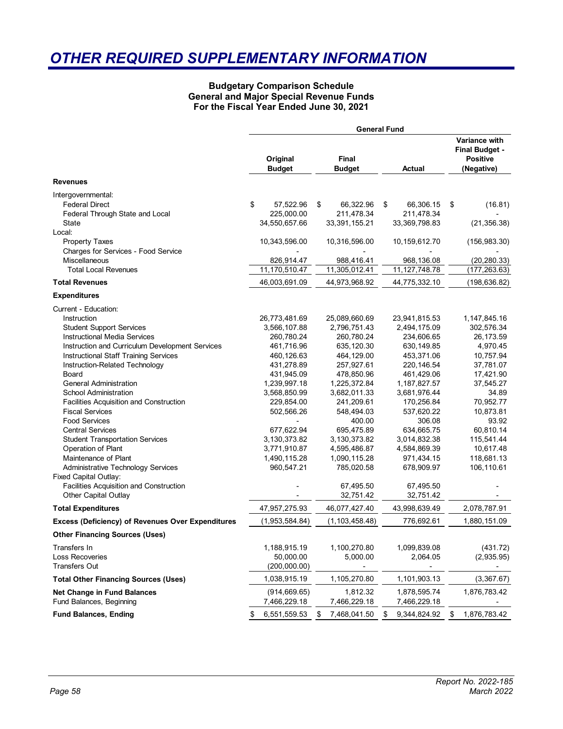# OTHER REQUIRED SUPPLEMENTARY INFORMATION

**Budgetary Comparison Schedule**
**General and Major Special Revenue Funds**
**For the Fiscal Year Ended June 30, 2021**

| | General Fund | | | |
|---|---|---|---|---|
| | **Original Budget** | **Final Budget** | **Actual** | **Variance with Final Budget - Positive (Negative)** |
| **Revenues** | | | | |
| Intergovernmental: | | | | |
| Federal Direct | $ 57,522.96 | $ 66,322.96 | $ 66,306.15 | $ (16.81) |
| Federal Through State and Local | 225,000.00 | 211,478.34 | 211,478.34 | - |
| State | 34,550,657.66 | 33,391,155.21 | 33,369,798.83 | (21,356.38) |
| Local: | | | | |
| Property Taxes | 10,343,596.00 | 10,316,596.00 | 10,159,612.70 | (156,983.30) |
| Charges for Services - Food Service | - | - | - | - |
| Miscellaneous | 826,914.47 | 988,416.41 | 968,136.08 | (20,280.33) |
| Total Local Revenues | 11,170,510.47 | 11,305,012.41 | 11,127,748.78 | (177,263.63) |
| **Total Revenues** | 46,003,691.09 | 44,973,968.92 | 44,775,332.10 | (198,636.82) |
| **Expenditures** | | | | |
| Current - Education: | | | | |
| Instruction | 26,773,481.69 | 25,089,660.69 | 23,941,815.53 | 1,147,845.16 |
| Student Support Services | 3,566,107.88 | 2,796,751.43 | 2,494,175.09 | 302,576.34 |
| Instructional Media Services | 260,780.24 | 260,780.24 | 234,606.65 | 26,173.59 |
| Instruction and Curriculum Development Services | 461,716.96 | 635,120.30 | 630,149.85 | 4,970.45 |
| Instructional Staff Training Services | 460,126.63 | 464,129.00 | 453,371.06 | 10,757.94 |
| Instruction-Related Technology | 431,278.89 | 257,927.61 | 220,146.54 | 37,781.07 |
| Board | 431,945.09 | 478,850.96 | 461,429.06 | 17,421.90 |
| General Administration | 1,239,997.18 | 1,225,372.84 | 1,187,827.57 | 37,545.27 |
| School Administration | 3,568,850.99 | 3,682,011.33 | 3,681,976.44 | 34.89 |
| Facilities Acquisition and Construction | 229,854.00 | 241,209.61 | 170,256.84 | 70,952.77 |
| Fiscal Services | 502,566.26 | 548,494.03 | 537,620.22 | 10,873.81 |
| Food Services | - | 400.00 | 306.08 | 93.92 |
| Central Services | 677,622.94 | 695,475.89 | 634,665.75 | 60,810.14 |
| Student Transportation Services | 3,130,373.82 | 3,130,373.82 | 3,014,832.38 | 115,541.44 |
| Operation of Plant | 3,771,910.87 | 4,595,486.87 | 4,584,869.39 | 10,617.48 |
| Maintenance of Plant | 1,490,115.28 | 1,090,115.28 | 971,434.15 | 118,681.13 |
| Administrative Technology Services | 960,547.21 | 785,020.58 | 678,909.97 | 106,110.61 |
| Fixed Capital Outlay: | | | | |
| Facilities Acquisition and Construction | - | 67,495.50 | 67,495.50 | - |
| Other Capital Outlay | - | 32,751.42 | 32,751.42 | - |
| **Total Expenditures** | 47,957,275.93 | 46,077,427.40 | 43,998,639.49 | 2,078,787.91 |
| **Excess (Deficiency) of Revenues Over Expenditures** | (1,953,584.84) | (1,103,458.48) | 776,692.61 | 1,880,151.09 |
| **Other Financing Sources (Uses)** | | | | |
| Transfers In | 1,188,915.19 | 1,100,270.80 | 1,099,839.08 | (431.72) |
| Loss Recoveries | 50,000.00 | 5,000.00 | 2,064.05 | (2,935.95) |
| Transfers Out | (200,000.00) | - | - | - |
| **Total Other Financing Sources (Uses)** | 1,038,915.19 | 1,105,270.80 | 1,101,903.13 | (3,367.67) |
| **Net Change in Fund Balances** | (914,669.65) | 1,812.32 | 1,878,595.74 | 1,876,783.42 |
| Fund Balances, Beginning | 7,466,229.18 | 7,466,229.18 | 7,466,229.18 | - |
| **Fund Balances, Ending** | $ 6,551,559.53 | $ 7,468,041.50 | $ 9,344,824.92 | $ 1,876,783.42 |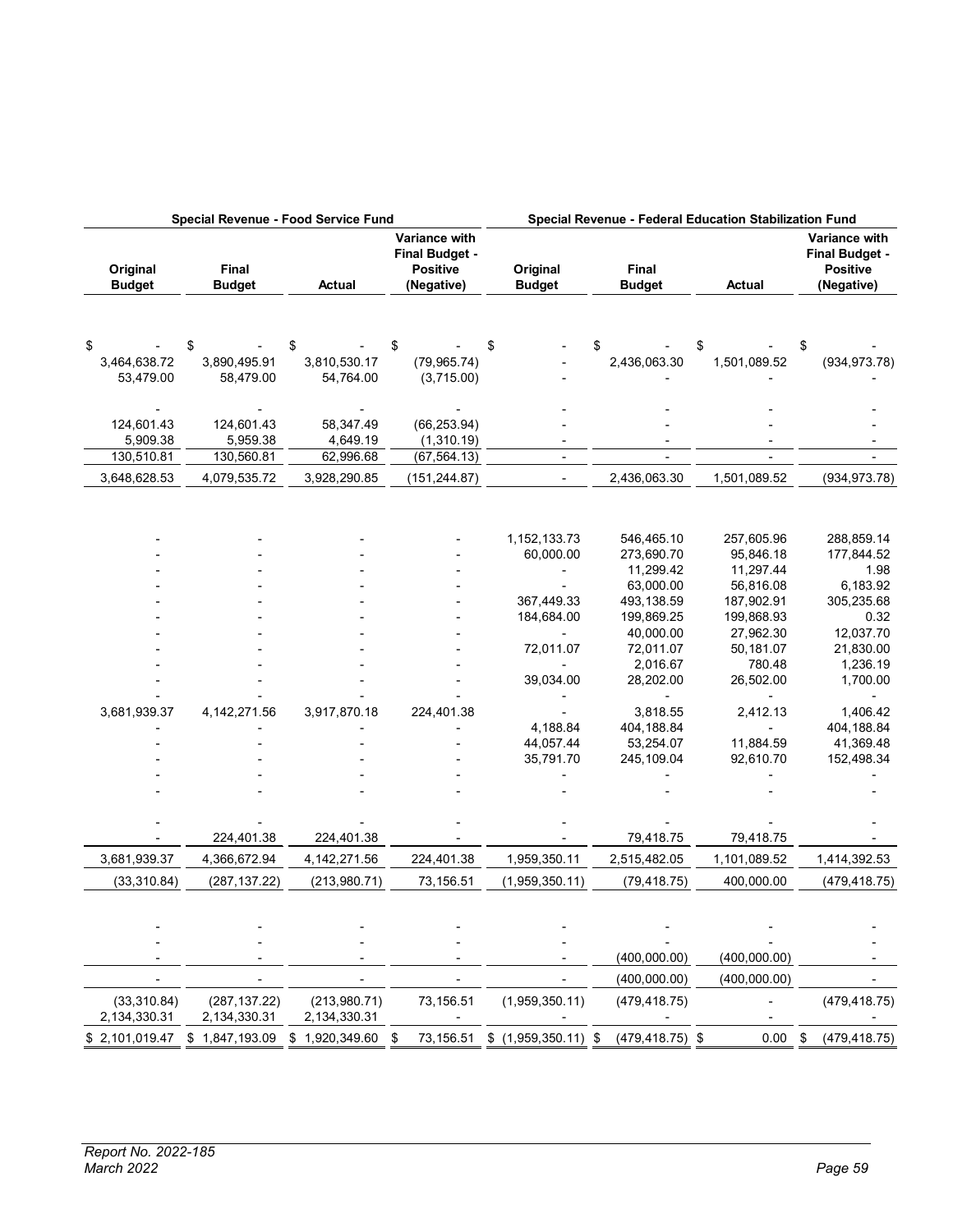| Special Revenue - Food Service Fund | | | | Special Revenue - Federal Education Stabilization Fund | | | |
|---|---|---|---|---|---|---|---|
| Original Budget | Final Budget | Actual | Variance with Final Budget - Positive (Negative) | Original Budget | Final Budget | Actual | Variance with Final Budget - Positive (Negative) |
| $ - | $ - | $ - | $ - | $ - | $ - | $ - | $ - |
| 3,464,638.72 | 3,890,495.91 | 3,810,530.17 | (79,965.74) | - | 2,436,063.30 | 1,501,089.52 | (934,973.78) |
| 53,479.00 | 58,479.00 | 54,764.00 | (3,715.00) | - | - | - | - |
| - | - | - | - | - | - | - | - |
| 124,601.43 | 124,601.43 | 58,347.49 | (66,253.94) | - | - | - | - |
| 5,909.38 | 5,959.38 | 4,649.19 | (1,310.19) | - | - | - | - |
| 130,510.81 | 130,560.81 | 62,996.68 | (67,564.13) | - | - | - | - |
| 3,648,628.53 | 4,079,535.72 | 3,928,290.85 | (151,244.87) | - | 2,436,063.30 | 1,501,089.52 | (934,973.78) |
| - | - | - | - | 1,152,133.73 | 546,465.10 | 257,605.96 | 288,859.14 |
| - | - | - | - | 60,000.00 | 273,690.70 | 95,846.18 | 177,844.52 |
| - | - | - | - | - | 11,299.42 | 11,297.44 | 1.98 |
| - | - | - | - | - | 63,000.00 | 56,816.08 | 6,183.92 |
| - | - | - | - | 367,449.33 | 493,138.59 | 187,902.91 | 305,235.68 |
| - | - | - | - | 184,684.00 | 199,869.25 | 199,868.93 | 0.32 |
| - | - | - | - | - | 40,000.00 | 27,962.30 | 12,037.70 |
| - | - | - | - | 72,011.07 | 72,011.07 | 50,181.07 | 21,830.00 |
| - | - | - | - | - | 2,016.67 | 780.48 | 1,236.19 |
| - | - | - | - | 39,034.00 | 28,202.00 | 26,502.00 | 1,700.00 |
| - | - | - | - | - | - | - | - |
| 3,681,939.37 | 4,142,271.56 | 3,917,870.18 | 224,401.38 | - | 3,818.55 | 2,412.13 | 1,406.42 |
| - | - | - | - | 4,188.84 | 404,188.84 | - | 404,188.84 |
| - | - | - | - | 44,057.44 | 53,254.07 | 11,884.59 | 41,369.48 |
| - | - | - | - | 35,791.70 | 245,109.04 | 92,610.70 | 152,498.34 |
| - | - | - | - | - | - | - | - |
| - | - | - | - | - | - | - | - |
| - | - | - | - | - | - | - | - |
| - | 224,401.38 | 224,401.38 | - | - | 79,418.75 | 79,418.75 | - |
| 3,681,939.37 | 4,366,672.94 | 4,142,271.56 | 224,401.38 | 1,959,350.11 | 2,515,482.05 | 1,101,089.52 | 1,414,392.53 |
| (33,310.84) | (287,137.22) | (213,980.71) | 73,156.51 | (1,959,350.11) | (79,418.75) | 400,000.00 | (479,418.75) |
| - | - | - | - | - | - | - | - |
| - | - | - | - | - | - | - | - |
| - | - | - | - | - | (400,000.00) | (400,000.00) | - |
| - | - | - | - | - | (400,000.00) | (400,000.00) | - |
| (33,310.84) | (287,137.22) | (213,980.71) | 73,156.51 | (1,959,350.11) | (479,418.75) | - | (479,418.75) |
| 2,134,330.31 | 2,134,330.31 | 2,134,330.31 | - | - | - | - | - |
| $ 2,101,019.47 | $ 1,847,193.09 | $ 1,920,349.60 | $ 73,156.51 | $ (1,959,350.11) | $ (479,418.75) | $ 0.00 | $ (479,418.75) |

*Report No. 2022-185*
*March 2022*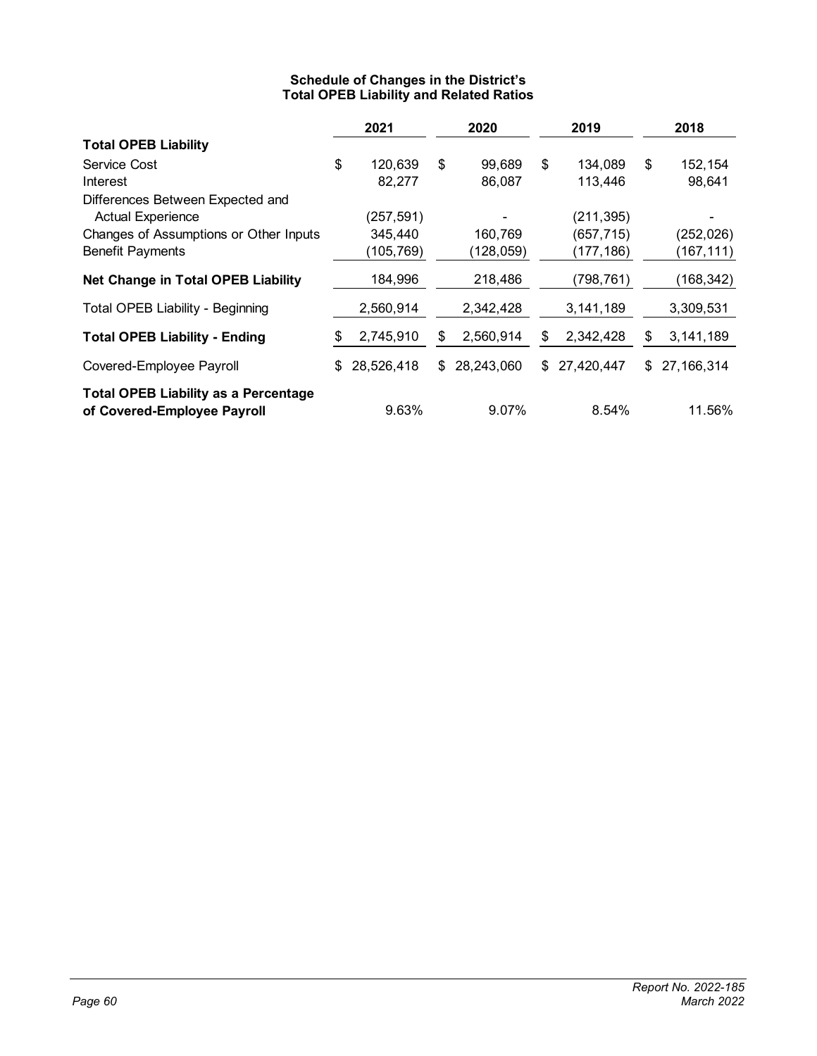**Schedule of Changes in the District's Total OPEB Liability and Related Ratios**

| | 2021 | 2020 | 2019 | 2018 |
|---|---|---|---|---|
| **Total OPEB Liability** | | | | |
| Service Cost | $ 120,639 | $ 99,689 | $ 134,089 | $ 152,154 |
| Interest | 82,277 | 86,087 | 113,446 | 98,641 |
| Differences Between Expected and Actual Experience | (257,591) | - | (211,395) | - |
| Changes of Assumptions or Other Inputs | 345,440 | 160,769 | (657,715) | (252,026) |
| Benefit Payments | (105,769) | (128,059) | (177,186) | (167,111) |
| **Net Change in Total OPEB Liability** | 184,996 | 218,486 | (798,761) | (168,342) |
| Total OPEB Liability - Beginning | 2,560,914 | 2,342,428 | 3,141,189 | 3,309,531 |
| **Total OPEB Liability - Ending** | $ 2,745,910 | $ 2,560,914 | $ 2,342,428 | $ 3,141,189 |
| Covered-Employee Payroll | $ 28,526,418 | $ 28,243,060 | $ 27,420,447 | $ 27,166,314 |
| **Total OPEB Liability as a Percentage of Covered-Employee Payroll** | 9.63% | 9.07% | 8.54% | 11.56% |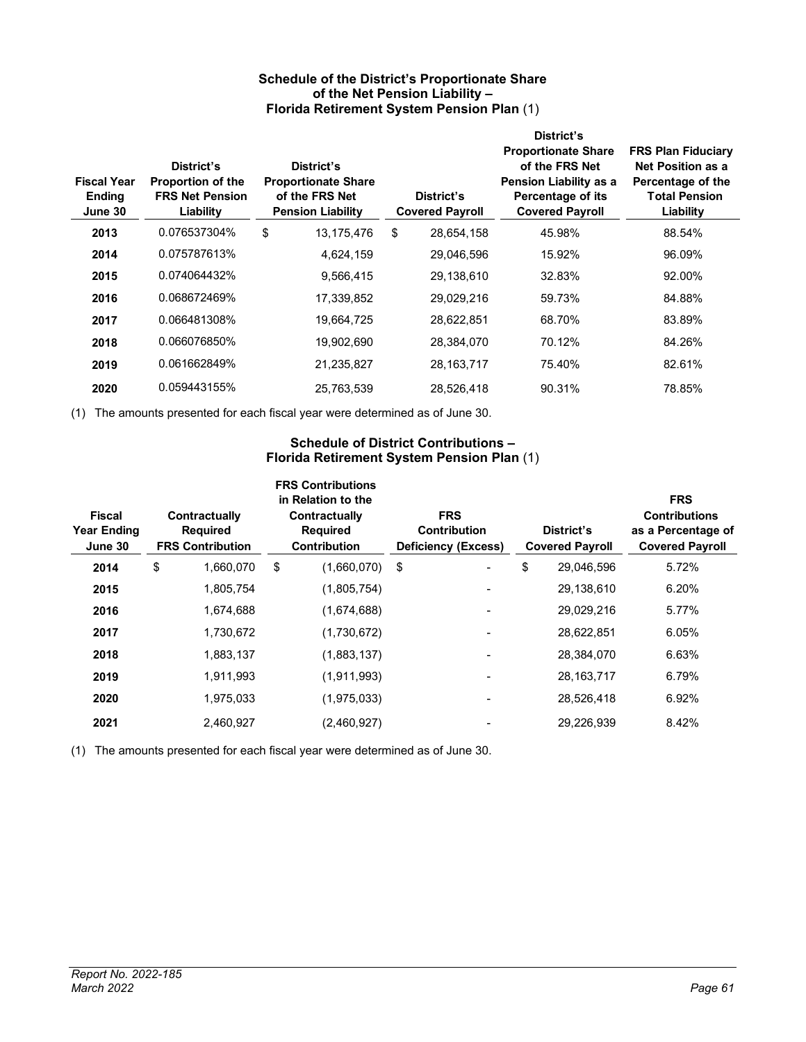### Schedule of the District's Proportionate Share of the Net Pension Liability – Florida Retirement System Pension Plan (1)

| Fiscal Year Ending June 30 | District's Proportion of the FRS Net Pension Liability | District's Proportionate Share of the FRS Net Pension Liability | District's Covered Payroll | District's Proportionate Share of the FRS Net Pension Liability as a Percentage of its Covered Payroll | FRS Plan Fiduciary Net Position as a Percentage of the Total Pension Liability |
|---|---|---|---|---|---|
| **2013** | 0.076537304% | $ 13,175,476 | $ 28,654,158 | 45.98% | 88.54% |
| **2014** | 0.075787613% | 4,624,159 | 29,046,596 | 15.92% | 96.09% |
| **2015** | 0.074064432% | 9,566,415 | 29,138,610 | 32.83% | 92.00% |
| **2016** | 0.068672469% | 17,339,852 | 29,029,216 | 59.73% | 84.88% |
| **2017** | 0.066481308% | 19,664,725 | 28,622,851 | 68.70% | 83.89% |
| **2018** | 0.066076850% | 19,902,690 | 28,384,070 | 70.12% | 84.26% |
| **2019** | 0.061662849% | 21,235,827 | 28,163,717 | 75.40% | 82.61% |
| **2020** | 0.059443155% | 25,763,539 | 28,526,418 | 90.31% | 78.85% |

(1) The amounts presented for each fiscal year were determined as of June 30.

### Schedule of District Contributions – Florida Retirement System Pension Plan (1)

| Fiscal Year Ending June 30 | Contractually Required FRS Contribution | FRS Contributions in Relation to the Contractually Required Contribution | FRS Contribution Deficiency (Excess) | District's Covered Payroll | FRS Contributions as a Percentage of Covered Payroll |
|---|---|---|---|---|---|
| **2014** | $ 1,660,070 | $ (1,660,070) | $ - | $ 29,046,596 | 5.72% |
| **2015** | 1,805,754 | (1,805,754) | - | 29,138,610 | 6.20% |
| **2016** | 1,674,688 | (1,674,688) | - | 29,029,216 | 5.77% |
| **2017** | 1,730,672 | (1,730,672) | - | 28,622,851 | 6.05% |
| **2018** | 1,883,137 | (1,883,137) | - | 28,384,070 | 6.63% |
| **2019** | 1,911,993 | (1,911,993) | - | 28,163,717 | 6.79% |
| **2020** | 1,975,033 | (1,975,033) | - | 28,526,418 | 6.92% |
| **2021** | 2,460,927 | (2,460,927) | - | 29,226,939 | 8.42% |

(1) The amounts presented for each fiscal year were determined as of June 30.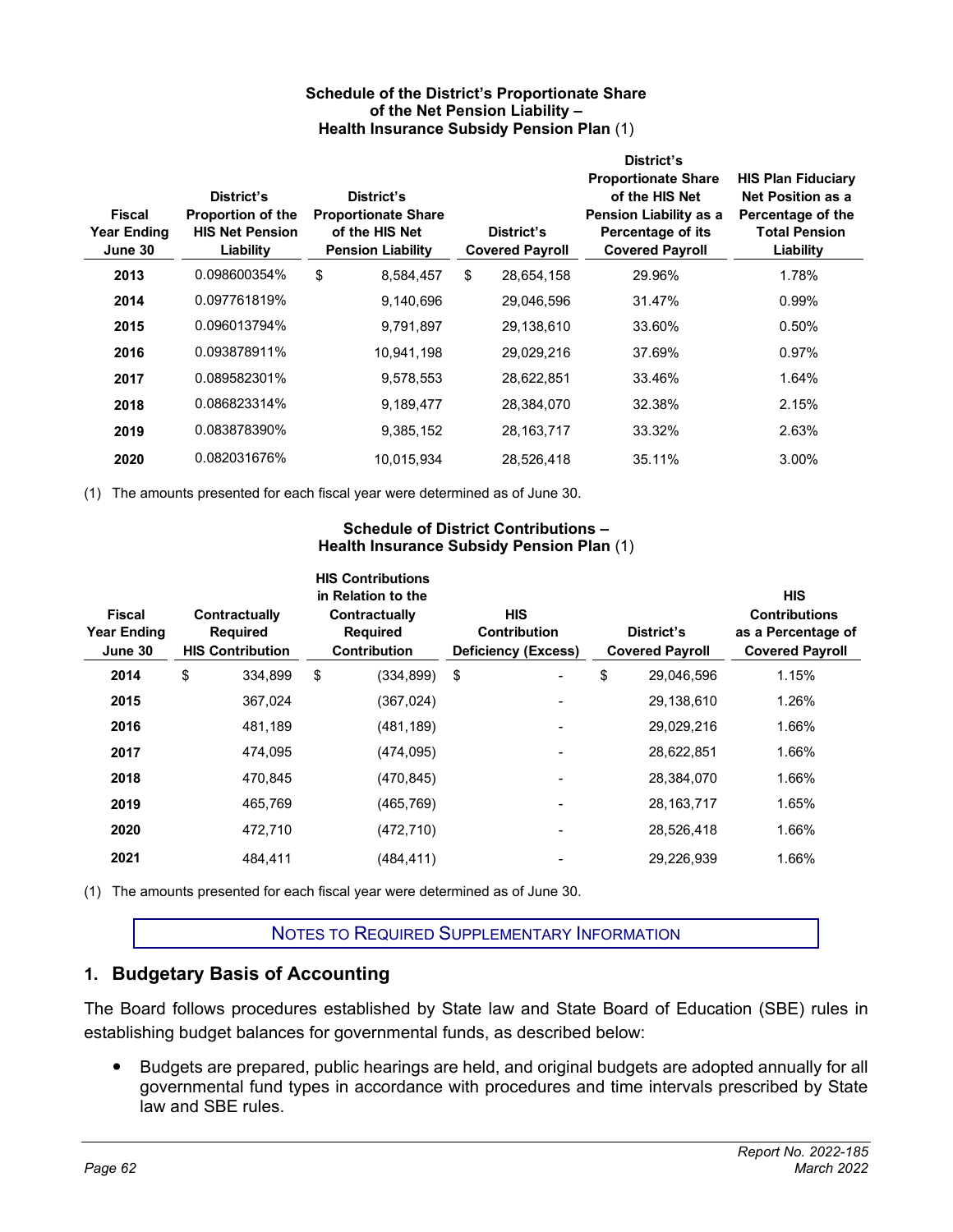**Schedule of the District's Proportionate Share of the Net Pension Liability – Health Insurance Subsidy Pension Plan** (1)

| Fiscal Year Ending June 30 | District's Proportion of the HIS Net Pension Liability | District's Proportionate Share of the HIS Net Pension Liability | District's Covered Payroll | District's Proportionate Share of the HIS Net Pension Liability as a Percentage of its Covered Payroll | HIS Plan Fiduciary Net Position as a Percentage of the Total Pension Liability |
|---|---|---|---|---|---|
| **2013** | 0.098600354% | $ 8,584,457 | $ 28,654,158 | 29.96% | 1.78% |
| **2014** | 0.097761819% | 9,140,696 | 29,046,596 | 31.47% | 0.99% |
| **2015** | 0.096013794% | 9,791,897 | 29,138,610 | 33.60% | 0.50% |
| **2016** | 0.093878911% | 10,941,198 | 29,029,216 | 37.69% | 0.97% |
| **2017** | 0.089582301% | 9,578,553 | 28,622,851 | 33.46% | 1.64% |
| **2018** | 0.086823314% | 9,189,477 | 28,384,070 | 32.38% | 2.15% |
| **2019** | 0.083878390% | 9,385,152 | 28,163,717 | 33.32% | 2.63% |
| **2020** | 0.082031676% | 10,015,934 | 28,526,418 | 35.11% | 3.00% |

(1) The amounts presented for each fiscal year were determined as of June 30.

**Schedule of District Contributions – Health Insurance Subsidy Pension Plan** (1)

| Fiscal Year Ending June 30 | Contractually Required HIS Contribution | HIS Contributions in Relation to the Contractually Required Contribution | HIS Contribution Deficiency (Excess) | District's Covered Payroll | HIS Contributions as a Percentage of Covered Payroll |
|---|---|---|---|---|---|
| **2014** | $ 334,899 | $ (334,899) | $ - | $ 29,046,596 | 1.15% |
| **2015** | 367,024 | (367,024) | - | 29,138,610 | 1.26% |
| **2016** | 481,189 | (481,189) | - | 29,029,216 | 1.66% |
| **2017** | 474,095 | (474,095) | - | 28,622,851 | 1.66% |
| **2018** | 470,845 | (470,845) | - | 28,384,070 | 1.66% |
| **2019** | 465,769 | (465,769) | - | 28,163,717 | 1.65% |
| **2020** | 472,710 | (472,710) | - | 28,526,418 | 1.66% |
| **2021** | 484,411 | (484,411) | - | 29,226,939 | 1.66% |

(1) The amounts presented for each fiscal year were determined as of June 30.

## NOTES TO REQUIRED SUPPLEMENTARY INFORMATION

### 1. Budgetary Basis of Accounting

The Board follows procedures established by State law and State Board of Education (SBE) rules in establishing budget balances for governmental funds, as described below:

- Budgets are prepared, public hearings are held, and original budgets are adopted annually for all governmental fund types in accordance with procedures and time intervals prescribed by State law and SBE rules.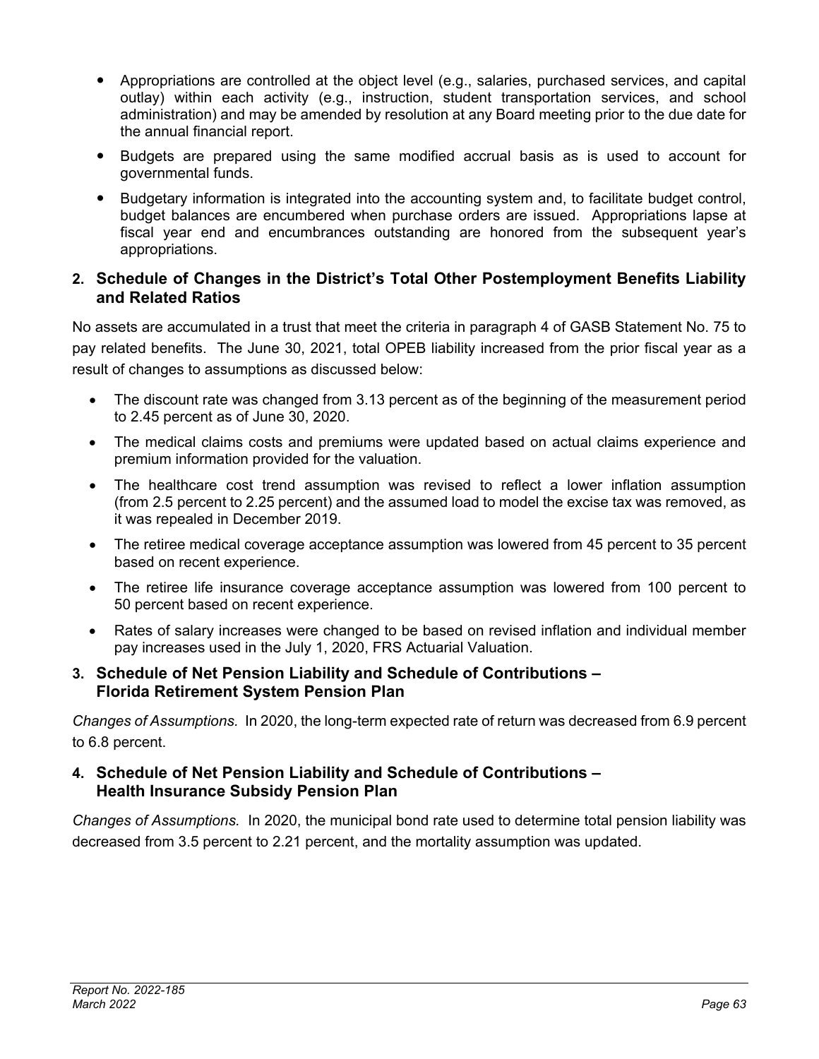- Appropriations are controlled at the object level (e.g., salaries, purchased services, and capital outlay) within each activity (e.g., instruction, student transportation services, and school administration) and may be amended by resolution at any Board meeting prior to the due date for the annual financial report.
- Budgets are prepared using the same modified accrual basis as is used to account for governmental funds.
- Budgetary information is integrated into the accounting system and, to facilitate budget control, budget balances are encumbered when purchase orders are issued. Appropriations lapse at fiscal year end and encumbrances outstanding are honored from the subsequent year's appropriations.

### 2. Schedule of Changes in the District's Total Other Postemployment Benefits Liability and Related Ratios

No assets are accumulated in a trust that meet the criteria in paragraph 4 of GASB Statement No. 75 to pay related benefits. The June 30, 2021, total OPEB liability increased from the prior fiscal year as a result of changes to assumptions as discussed below:

- The discount rate was changed from 3.13 percent as of the beginning of the measurement period to 2.45 percent as of June 30, 2020.
- The medical claims costs and premiums were updated based on actual claims experience and premium information provided for the valuation.
- The healthcare cost trend assumption was revised to reflect a lower inflation assumption (from 2.5 percent to 2.25 percent) and the assumed load to model the excise tax was removed, as it was repealed in December 2019.
- The retiree medical coverage acceptance assumption was lowered from 45 percent to 35 percent based on recent experience.
- The retiree life insurance coverage acceptance assumption was lowered from 100 percent to 50 percent based on recent experience.
- Rates of salary increases were changed to be based on revised inflation and individual member pay increases used in the July 1, 2020, FRS Actuarial Valuation.

### 3. Schedule of Net Pension Liability and Schedule of Contributions – Florida Retirement System Pension Plan

*Changes of Assumptions.* In 2020, the long-term expected rate of return was decreased from 6.9 percent to 6.8 percent.

### 4. Schedule of Net Pension Liability and Schedule of Contributions – Health Insurance Subsidy Pension Plan

*Changes of Assumptions.* In 2020, the municipal bond rate used to determine total pension liability was decreased from 3.5 percent to 2.21 percent, and the mortality assumption was updated.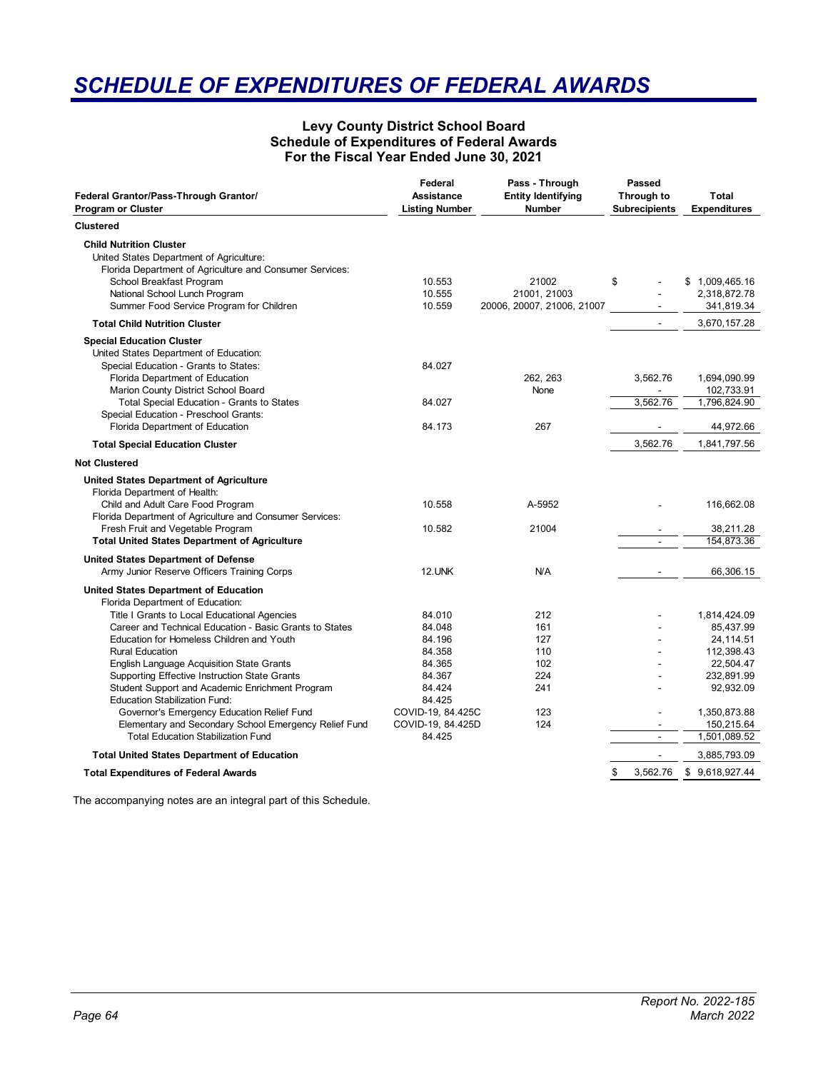# SCHEDULE OF EXPENDITURES OF FEDERAL AWARDS

**Levy County District School Board**
**Schedule of Expenditures of Federal Awards**
**For the Fiscal Year Ended June 30, 2021**

| Federal Grantor/Pass-Through Grantor/ Program or Cluster | Federal Assistance Listing Number | Pass - Through Entity Identifying Number | Passed Through to Subrecipients | Total Expenditures |
|---|---|---|---|---|
| **Clustered** | | | | |
| **Child Nutrition Cluster** | | | | |
| United States Department of Agriculture: | | | | |
| Florida Department of Agriculture and Consumer Services: | | | | |
| School Breakfast Program | 10.553 | 21002 | $ - | $ 1,009,465.16 |
| National School Lunch Program | 10.555 | 21001, 21003 | - | 2,318,872.78 |
| Summer Food Service Program for Children | 10.559 | 20006, 20007, 21006, 21007 | - | 341,819.34 |
| **Total Child Nutrition Cluster** | | | - | 3,670,157.28 |
| **Special Education Cluster** | | | | |
| United States Department of Education: | | | | |
| Special Education - Grants to States: | 84.027 | | | |
| Florida Department of Education | | 262, 263 | 3,562.76 | 1,694,090.99 |
| Marion County District School Board | | None | - | 102,733.91 |
| Total Special Education - Grants to States | 84.027 | | 3,562.76 | 1,796,824.90 |
| Special Education - Preschool Grants: | | | | |
| Florida Department of Education | 84.173 | 267 | - | 44,972.66 |
| **Total Special Education Cluster** | | | 3,562.76 | 1,841,797.56 |
| **Not Clustered** | | | | |
| **United States Department of Agriculture** | | | | |
| Florida Department of Health: | | | | |
| Child and Adult Care Food Program | 10.558 | A-5952 | - | 116,662.08 |
| Florida Department of Agriculture and Consumer Services: | | | | |
| Fresh Fruit and Vegetable Program | 10.582 | 21004 | - | 38,211.28 |
| **Total United States Department of Agriculture** | | | - | 154,873.36 |
| **United States Department of Defense** | | | | |
| Army Junior Reserve Officers Training Corps | 12.UNK | N/A | - | 66,306.15 |
| **United States Department of Education** | | | | |
| Florida Department of Education: | | | | |
| Title I Grants to Local Educational Agencies | 84.010 | 212 | - | 1,814,424.09 |
| Career and Technical Education - Basic Grants to States | 84.048 | 161 | - | 85,437.99 |
| Education for Homeless Children and Youth | 84.196 | 127 | - | 24,114.51 |
| Rural Education | 84.358 | 110 | - | 112,398.43 |
| English Language Acquisition State Grants | 84.365 | 102 | - | 22,504.47 |
| Supporting Effective Instruction State Grants | 84.367 | 224 | - | 232,891.99 |
| Student Support and Academic Enrichment Program | 84.424 | 241 | - | 92,932.09 |
| Education Stabilization Fund: | 84.425 | | | |
| Governor's Emergency Education Relief Fund | COVID-19, 84.425C | 123 | - | 1,350,873.88 |
| Elementary and Secondary School Emergency Relief Fund | COVID-19, 84.425D | 124 | - | 150,215.64 |
| Total Education Stabilization Fund | 84.425 | | - | 1,501,089.52 |
| **Total United States Department of Education** | | | - | 3,885,793.09 |
| **Total Expenditures of Federal Awards** | | | $ 3,562.76 | $ 9,618,927.44 |

The accompanying notes are an integral part of this Schedule.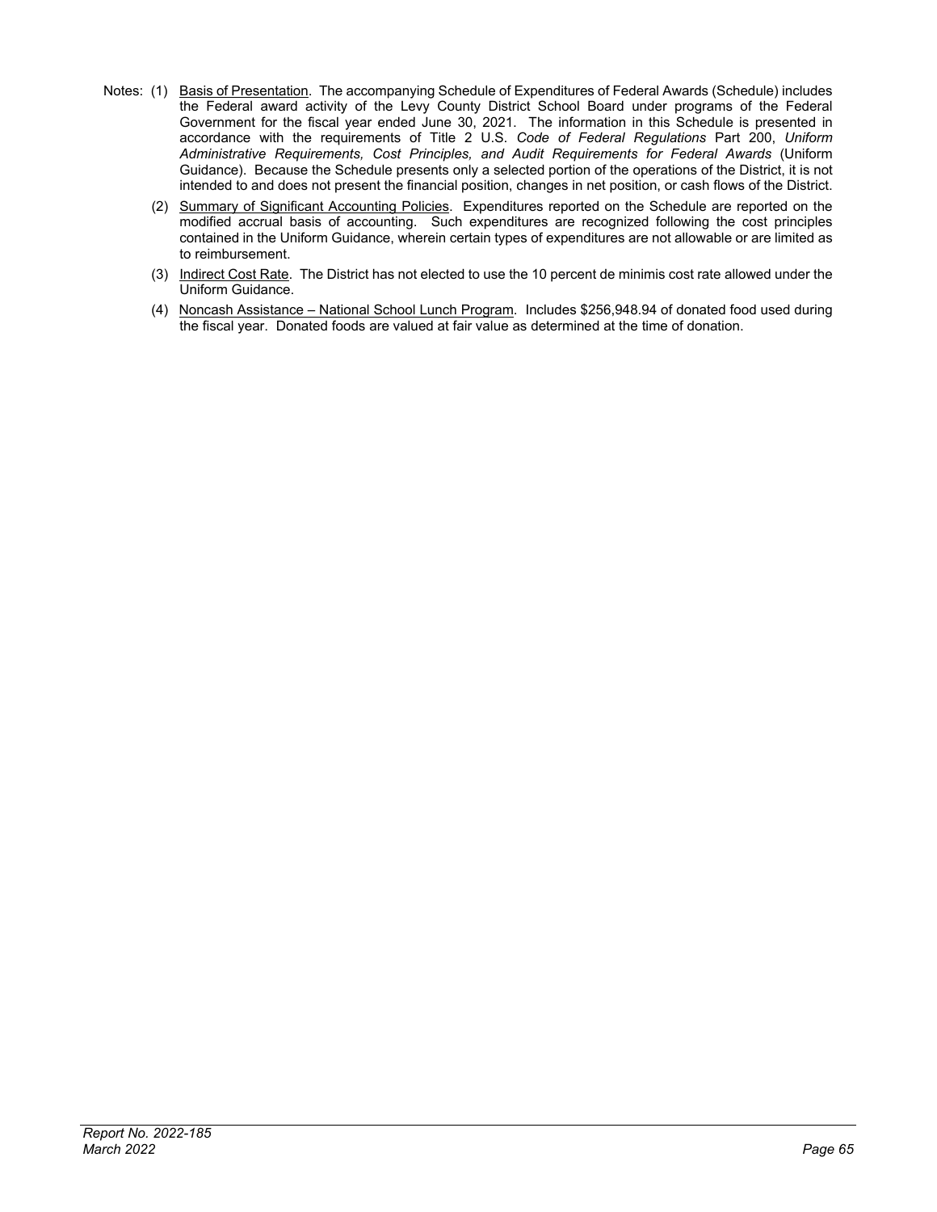Notes: (1) Basis of Presentation. The accompanying Schedule of Expenditures of Federal Awards (Schedule) includes the Federal award activity of the Levy County District School Board under programs of the Federal Government for the fiscal year ended June 30, 2021. The information in this Schedule is presented in accordance with the requirements of Title 2 U.S. *Code of Federal Regulations* Part 200, *Uniform Administrative Requirements, Cost Principles, and Audit Requirements for Federal Awards* (Uniform Guidance). Because the Schedule presents only a selected portion of the operations of the District, it is not intended to and does not present the financial position, changes in net position, or cash flows of the District.

(2) Summary of Significant Accounting Policies. Expenditures reported on the Schedule are reported on the modified accrual basis of accounting. Such expenditures are recognized following the cost principles contained in the Uniform Guidance, wherein certain types of expenditures are not allowable or are limited as to reimbursement.

(3) Indirect Cost Rate. The District has not elected to use the 10 percent de minimis cost rate allowed under the Uniform Guidance.

(4) Noncash Assistance – National School Lunch Program. Includes $256,948.94 of donated food used during the fiscal year. Donated foods are valued at fair value as determined at the time of donation.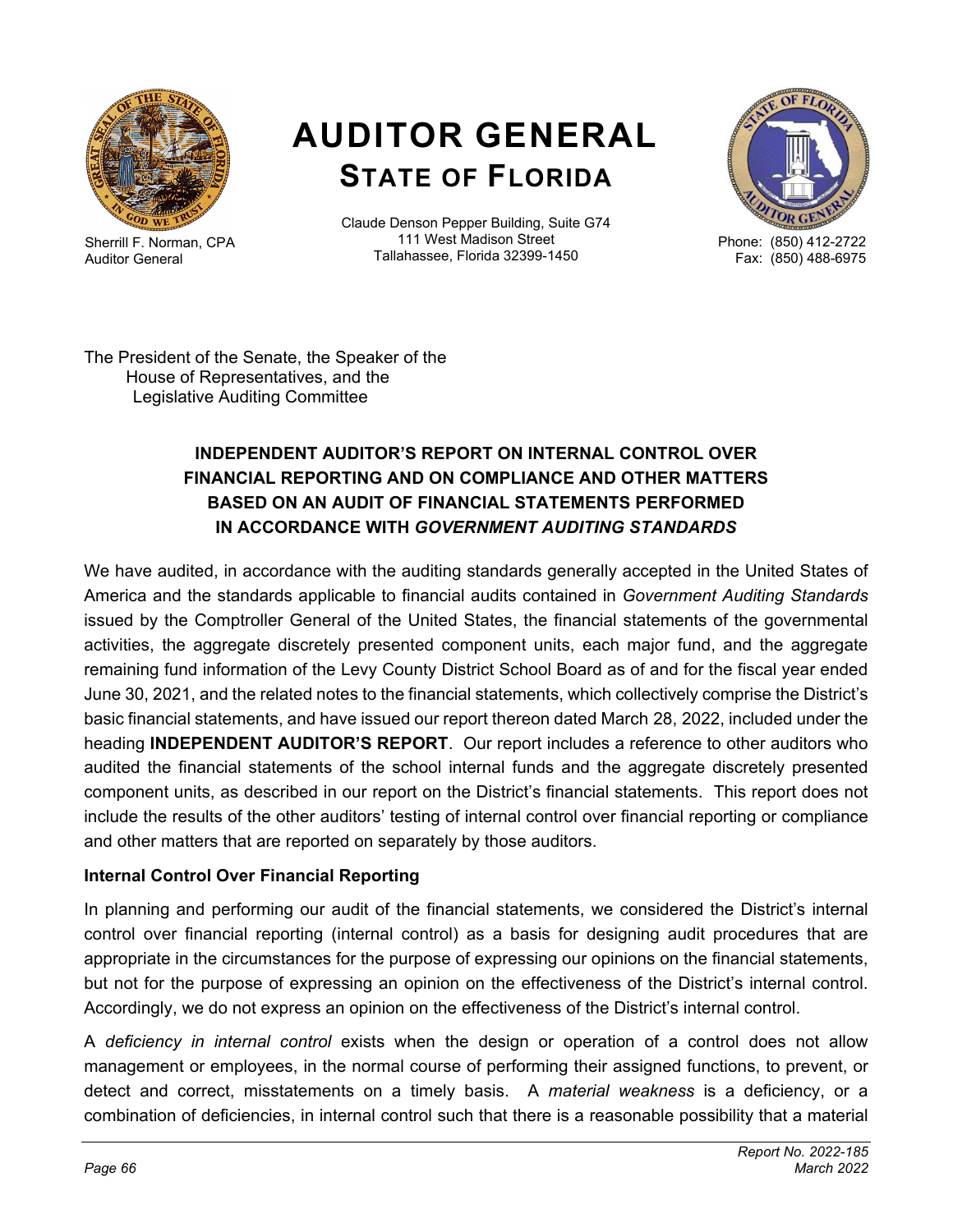# AUDITOR GENERAL
## STATE OF FLORIDA

Sherrill F. Norman, CPA
Auditor General

Claude Denson Pepper Building, Suite G74
111 West Madison Street
Tallahassee, Florida 32399-1450

Phone: (850) 412-2722
Fax: (850) 488-6975

The President of the Senate, the Speaker of the
House of Representatives, and the
Legislative Auditing Committee

### INDEPENDENT AUDITOR'S REPORT ON INTERNAL CONTROL OVER FINANCIAL REPORTING AND ON COMPLIANCE AND OTHER MATTERS BASED ON AN AUDIT OF FINANCIAL STATEMENTS PERFORMED IN ACCORDANCE WITH *GOVERNMENT AUDITING STANDARDS*

We have audited, in accordance with the auditing standards generally accepted in the United States of America and the standards applicable to financial audits contained in *Government Auditing Standards* issued by the Comptroller General of the United States, the financial statements of the governmental activities, the aggregate discretely presented component units, each major fund, and the aggregate remaining fund information of the Levy County District School Board as of and for the fiscal year ended June 30, 2021, and the related notes to the financial statements, which collectively comprise the District's basic financial statements, and have issued our report thereon dated March 28, 2022, included under the heading **INDEPENDENT AUDITOR'S REPORT**. Our report includes a reference to other auditors who audited the financial statements of the school internal funds and the aggregate discretely presented component units, as described in our report on the District's financial statements. This report does not include the results of the other auditors' testing of internal control over financial reporting or compliance and other matters that are reported on separately by those auditors.

**Internal Control Over Financial Reporting**

In planning and performing our audit of the financial statements, we considered the District's internal control over financial reporting (internal control) as a basis for designing audit procedures that are appropriate in the circumstances for the purpose of expressing our opinions on the financial statements, but not for the purpose of expressing an opinion on the effectiveness of the District's internal control. Accordingly, we do not express an opinion on the effectiveness of the District's internal control.

A *deficiency in internal control* exists when the design or operation of a control does not allow management or employees, in the normal course of performing their assigned functions, to prevent, or detect and correct, misstatements on a timely basis. A *material weakness* is a deficiency, or a combination of deficiencies, in internal control such that there is a reasonable possibility that a material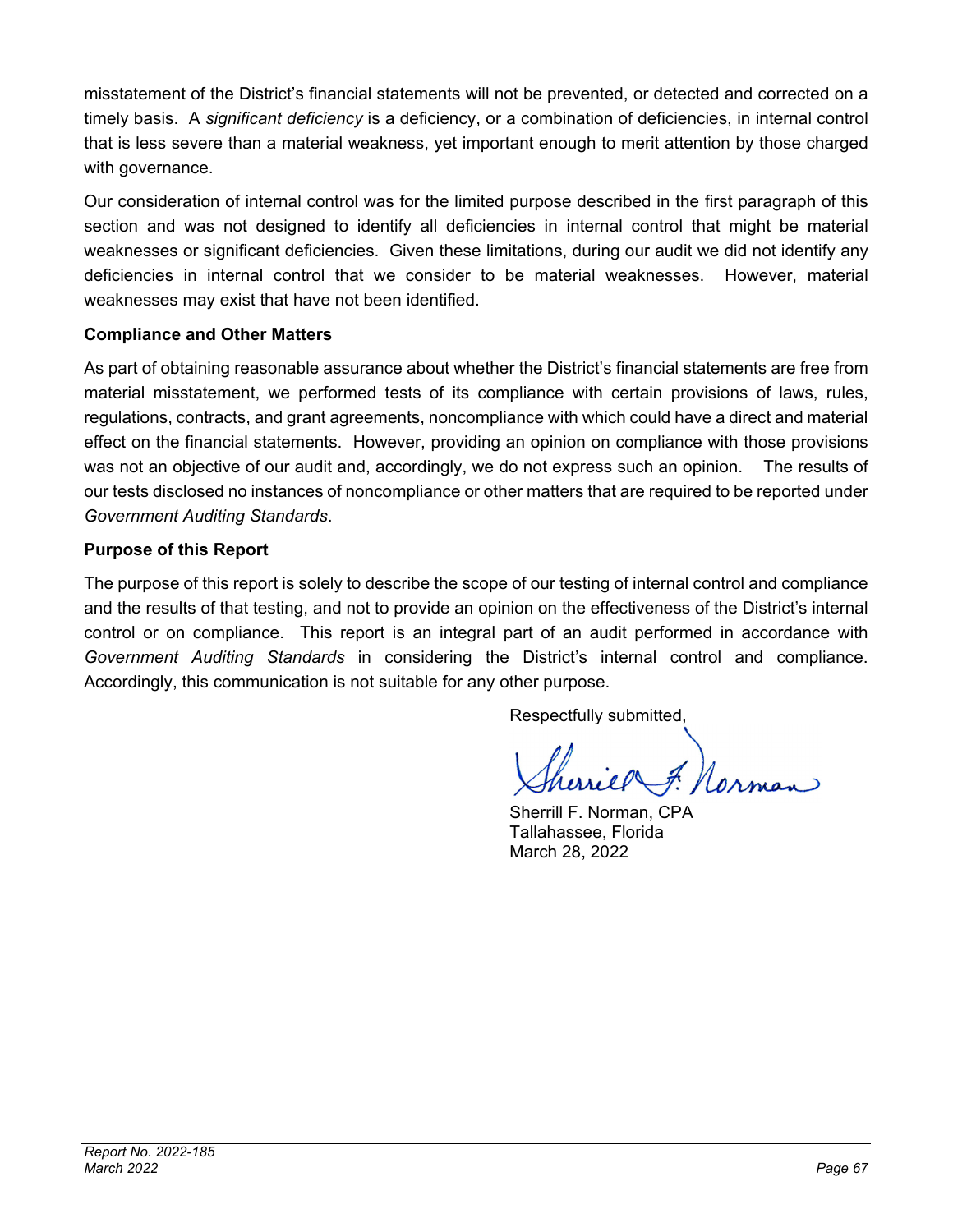misstatement of the District's financial statements will not be prevented, or detected and corrected on a timely basis. A *significant deficiency* is a deficiency, or a combination of deficiencies, in internal control that is less severe than a material weakness, yet important enough to merit attention by those charged with governance.

Our consideration of internal control was for the limited purpose described in the first paragraph of this section and was not designed to identify all deficiencies in internal control that might be material weaknesses or significant deficiencies. Given these limitations, during our audit we did not identify any deficiencies in internal control that we consider to be material weaknesses. However, material weaknesses may exist that have not been identified.

**Compliance and Other Matters**

As part of obtaining reasonable assurance about whether the District's financial statements are free from material misstatement, we performed tests of its compliance with certain provisions of laws, rules, regulations, contracts, and grant agreements, noncompliance with which could have a direct and material effect on the financial statements. However, providing an opinion on compliance with those provisions was not an objective of our audit and, accordingly, we do not express such an opinion. The results of our tests disclosed no instances of noncompliance or other matters that are required to be reported under *Government Auditing Standards*.

**Purpose of this Report**

The purpose of this report is solely to describe the scope of our testing of internal control and compliance and the results of that testing, and not to provide an opinion on the effectiveness of the District's internal control or on compliance. This report is an integral part of an audit performed in accordance with *Government Auditing Standards* in considering the District's internal control and compliance. Accordingly, this communication is not suitable for any other purpose.

Respectfully submitted,

Sherrill F. Norman, CPA
Tallahassee, Florida
March 28, 2022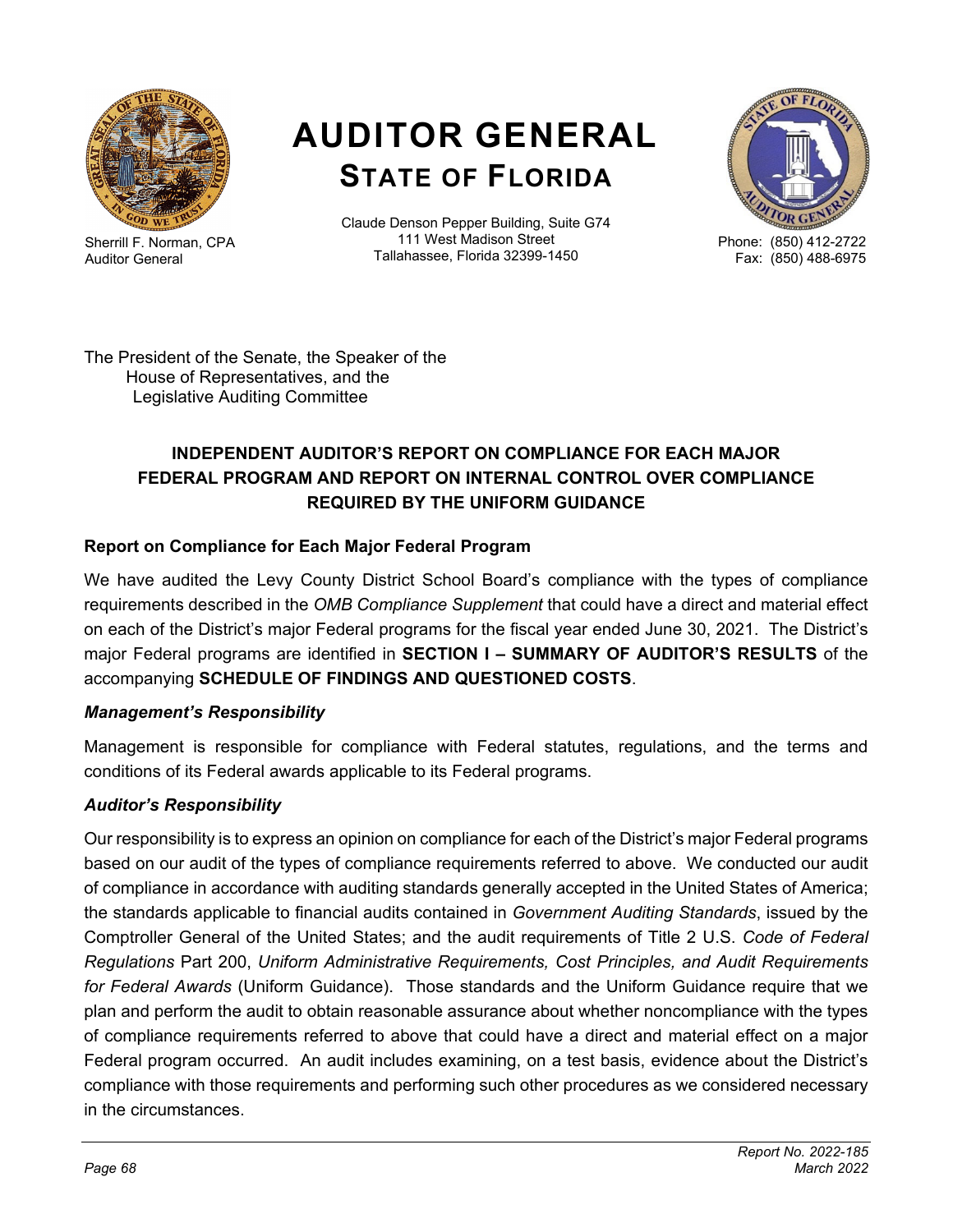# AUDITOR GENERAL
## STATE OF FLORIDA

Sherrill F. Norman, CPA
Auditor General

Claude Denson Pepper Building, Suite G74
111 West Madison Street
Tallahassee, Florida 32399-1450

Phone: (850) 412-2722
Fax: (850) 488-6975

The President of the Senate, the Speaker of the
House of Representatives, and the
Legislative Auditing Committee

### INDEPENDENT AUDITOR'S REPORT ON COMPLIANCE FOR EACH MAJOR FEDERAL PROGRAM AND REPORT ON INTERNAL CONTROL OVER COMPLIANCE REQUIRED BY THE UNIFORM GUIDANCE

**Report on Compliance for Each Major Federal Program**

We have audited the Levy County District School Board's compliance with the types of compliance requirements described in the *OMB Compliance Supplement* that could have a direct and material effect on each of the District's major Federal programs for the fiscal year ended June 30, 2021. The District's major Federal programs are identified in **SECTION I – SUMMARY OF AUDITOR'S RESULTS** of the accompanying **SCHEDULE OF FINDINGS AND QUESTIONED COSTS**.

***Management's Responsibility***

Management is responsible for compliance with Federal statutes, regulations, and the terms and conditions of its Federal awards applicable to its Federal programs.

***Auditor's Responsibility***

Our responsibility is to express an opinion on compliance for each of the District's major Federal programs based on our audit of the types of compliance requirements referred to above. We conducted our audit of compliance in accordance with auditing standards generally accepted in the United States of America; the standards applicable to financial audits contained in *Government Auditing Standards*, issued by the Comptroller General of the United States; and the audit requirements of Title 2 U.S. *Code of Federal Regulations* Part 200, *Uniform Administrative Requirements, Cost Principles, and Audit Requirements for Federal Awards* (Uniform Guidance). Those standards and the Uniform Guidance require that we plan and perform the audit to obtain reasonable assurance about whether noncompliance with the types of compliance requirements referred to above that could have a direct and material effect on a major Federal program occurred. An audit includes examining, on a test basis, evidence about the District's compliance with those requirements and performing such other procedures as we considered necessary in the circumstances.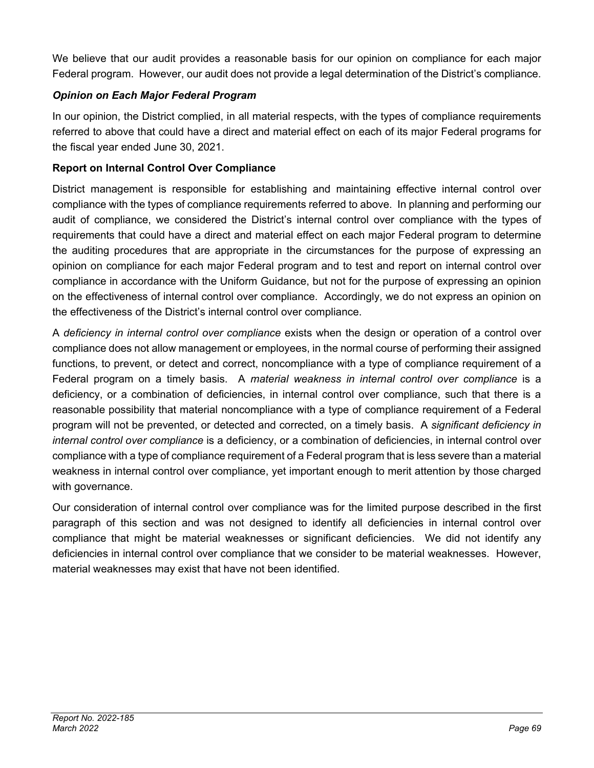We believe that our audit provides a reasonable basis for our opinion on compliance for each major Federal program. However, our audit does not provide a legal determination of the District's compliance.

### *Opinion on Each Major Federal Program*

In our opinion, the District complied, in all material respects, with the types of compliance requirements referred to above that could have a direct and material effect on each of its major Federal programs for the fiscal year ended June 30, 2021.

### Report on Internal Control Over Compliance

District management is responsible for establishing and maintaining effective internal control over compliance with the types of compliance requirements referred to above. In planning and performing our audit of compliance, we considered the District's internal control over compliance with the types of requirements that could have a direct and material effect on each major Federal program to determine the auditing procedures that are appropriate in the circumstances for the purpose of expressing an opinion on compliance for each major Federal program and to test and report on internal control over compliance in accordance with the Uniform Guidance, but not for the purpose of expressing an opinion on the effectiveness of internal control over compliance. Accordingly, we do not express an opinion on the effectiveness of the District's internal control over compliance.

A *deficiency in internal control over compliance* exists when the design or operation of a control over compliance does not allow management or employees, in the normal course of performing their assigned functions, to prevent, or detect and correct, noncompliance with a type of compliance requirement of a Federal program on a timely basis. A *material weakness in internal control over compliance* is a deficiency, or a combination of deficiencies, in internal control over compliance, such that there is a reasonable possibility that material noncompliance with a type of compliance requirement of a Federal program will not be prevented, or detected and corrected, on a timely basis. A *significant deficiency in internal control over compliance* is a deficiency, or a combination of deficiencies, in internal control over compliance with a type of compliance requirement of a Federal program that is less severe than a material weakness in internal control over compliance, yet important enough to merit attention by those charged with governance.

Our consideration of internal control over compliance was for the limited purpose described in the first paragraph of this section and was not designed to identify all deficiencies in internal control over compliance that might be material weaknesses or significant deficiencies. We did not identify any deficiencies in internal control over compliance that we consider to be material weaknesses. However, material weaknesses may exist that have not been identified.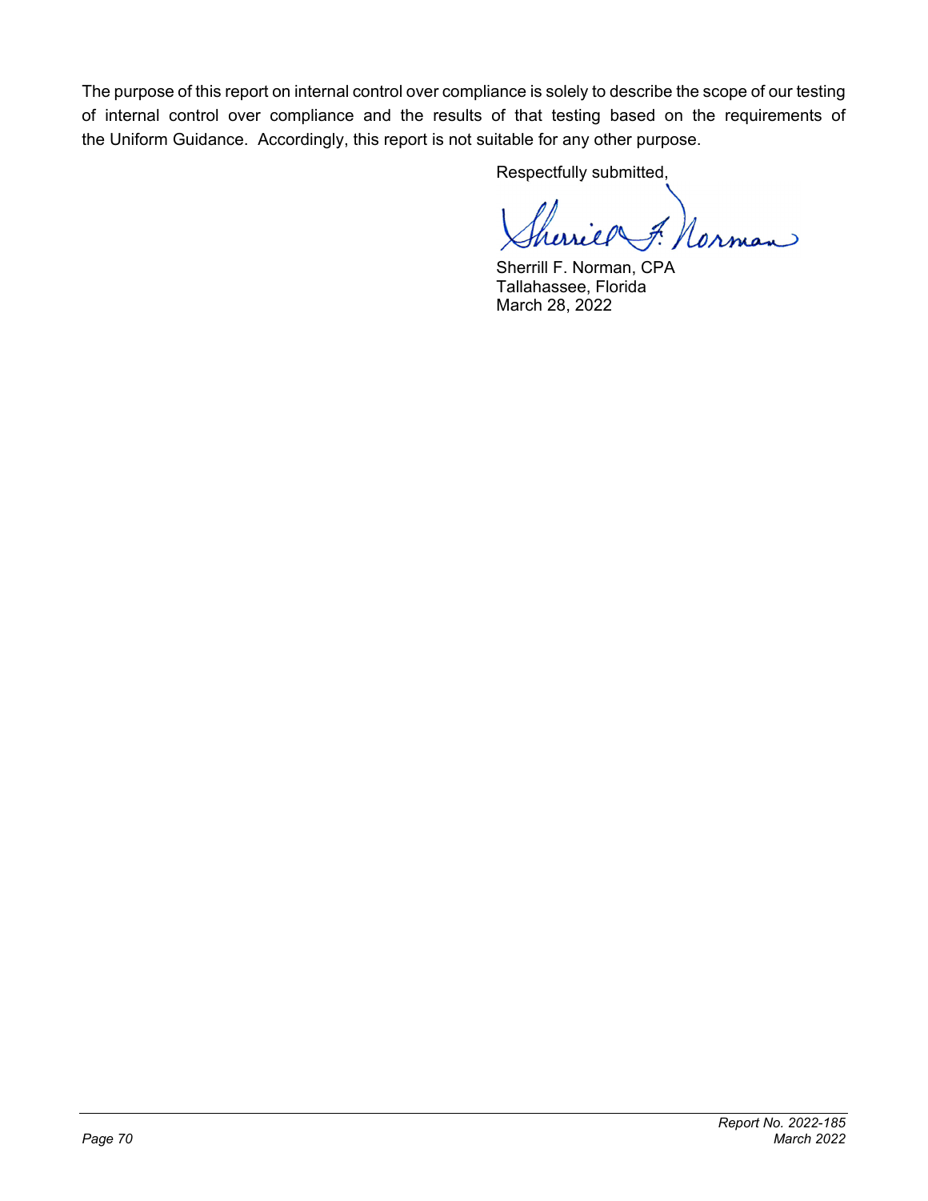The purpose of this report on internal control over compliance is solely to describe the scope of our testing of internal control over compliance and the results of that testing based on the requirements of the Uniform Guidance. Accordingly, this report is not suitable for any other purpose.

Respectfully submitted,

Sherrill F. Norman, CPA
Tallahassee, Florida
March 28, 2022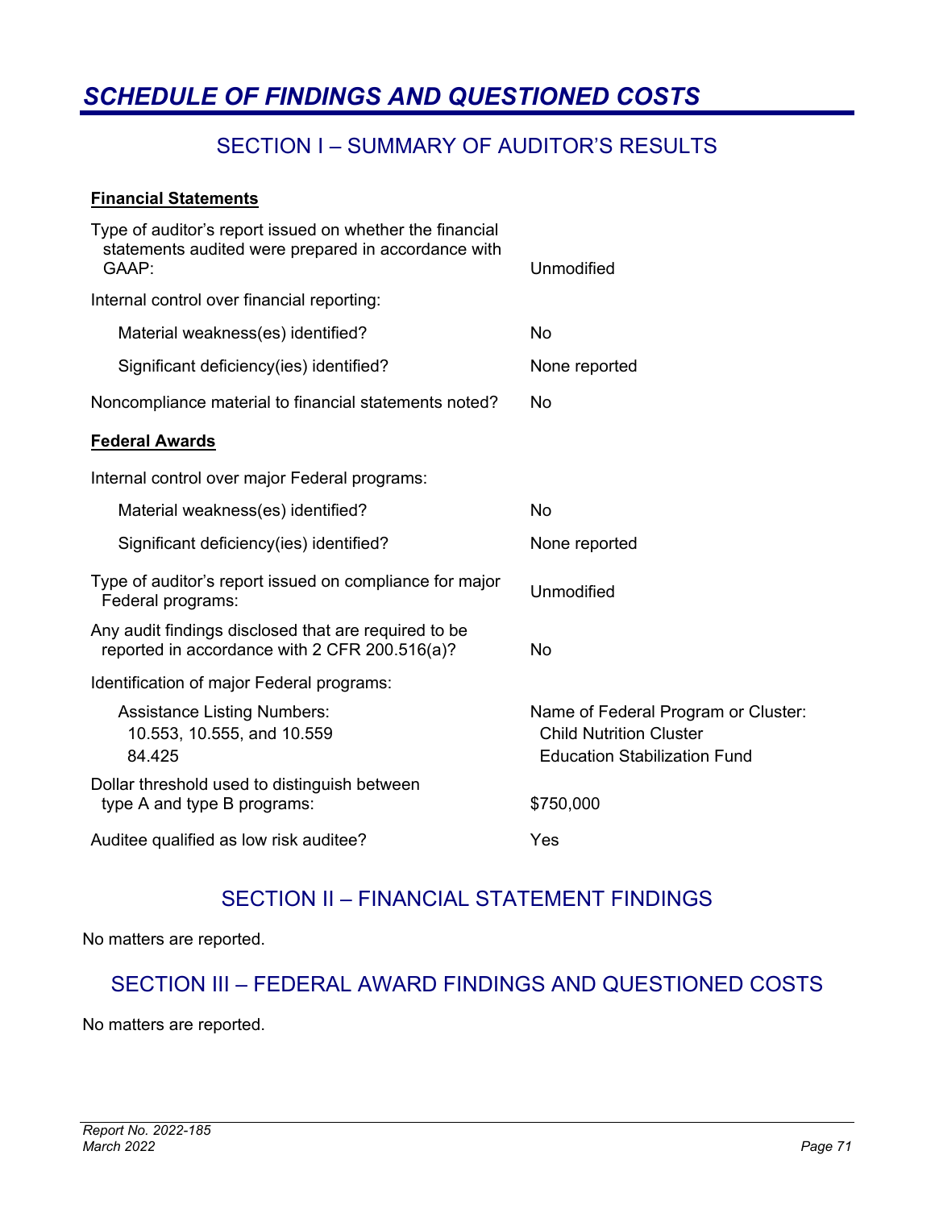# SCHEDULE OF FINDINGS AND QUESTIONED COSTS

## SECTION I – SUMMARY OF AUDITOR'S RESULTS

**Financial Statements**

| | |
|---|---|
| Type of auditor's report issued on whether the financial statements audited were prepared in accordance with GAAP: | Unmodified |
| Internal control over financial reporting: | |
| Material weakness(es) identified? | No |
| Significant deficiency(ies) identified? | None reported |
| Noncompliance material to financial statements noted? | No |

**Federal Awards**

| | |
|---|---|
| Internal control over major Federal programs: | |
| Material weakness(es) identified? | No |
| Significant deficiency(ies) identified? | None reported |
| Type of auditor's report issued on compliance for major Federal programs: | Unmodified |
| Any audit findings disclosed that are required to be reported in accordance with 2 CFR 200.516(a)? | No |
| Identification of major Federal programs: | |
| Assistance Listing Numbers: | Name of Federal Program or Cluster: |
| 10.553, 10.555, and 10.559 | Child Nutrition Cluster |
| 84.425 | Education Stabilization Fund |
| Dollar threshold used to distinguish between type A and type B programs: | $750,000 |
| Auditee qualified as low risk auditee? | Yes |

## SECTION II – FINANCIAL STATEMENT FINDINGS

No matters are reported.

## SECTION III – FEDERAL AWARD FINDINGS AND QUESTIONED COSTS

No matters are reported.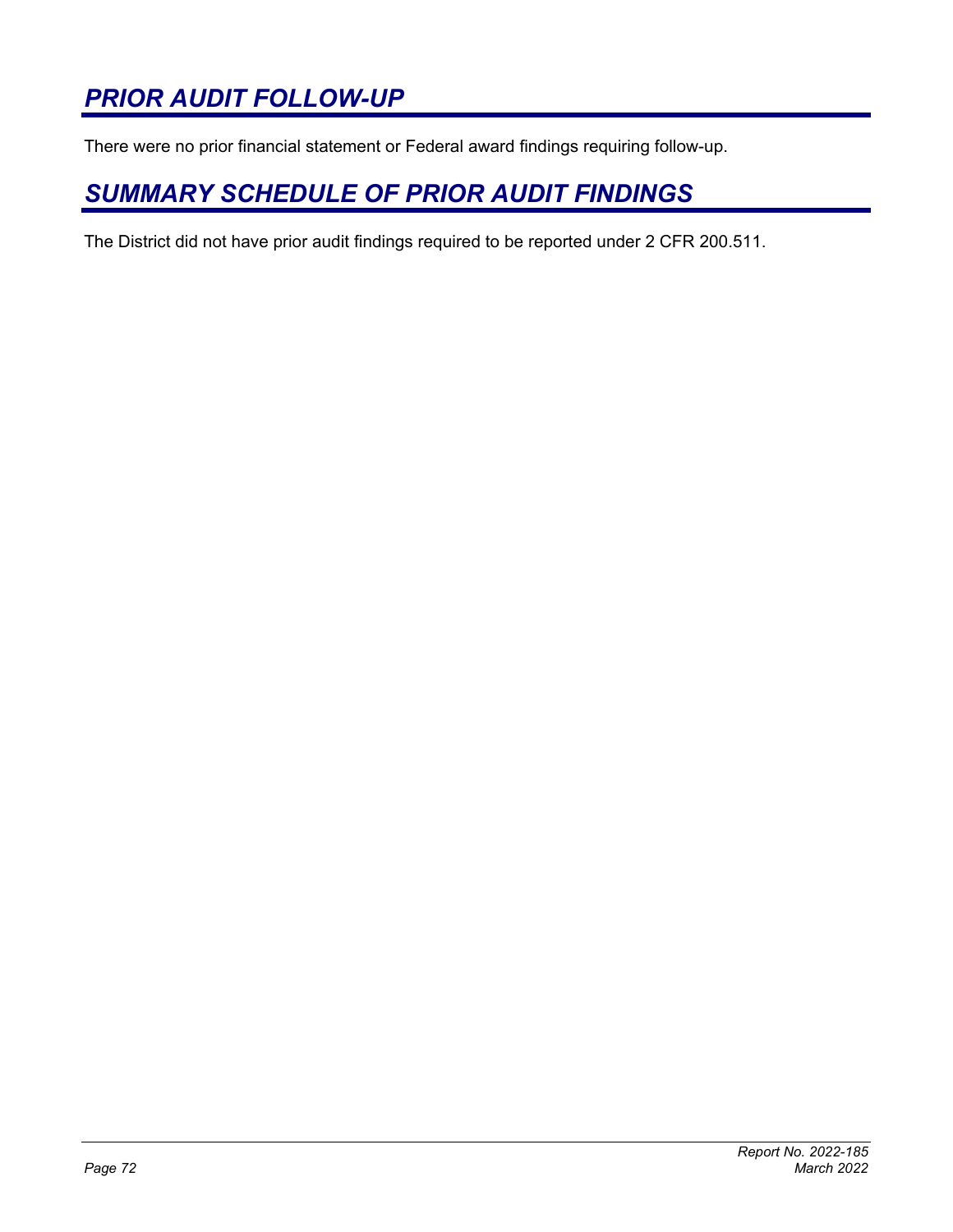## *PRIOR AUDIT FOLLOW-UP*

There were no prior financial statement or Federal award findings requiring follow-up.

## *SUMMARY SCHEDULE OF PRIOR AUDIT FINDINGS*

The District did not have prior audit findings required to be reported under 2 CFR 200.511.